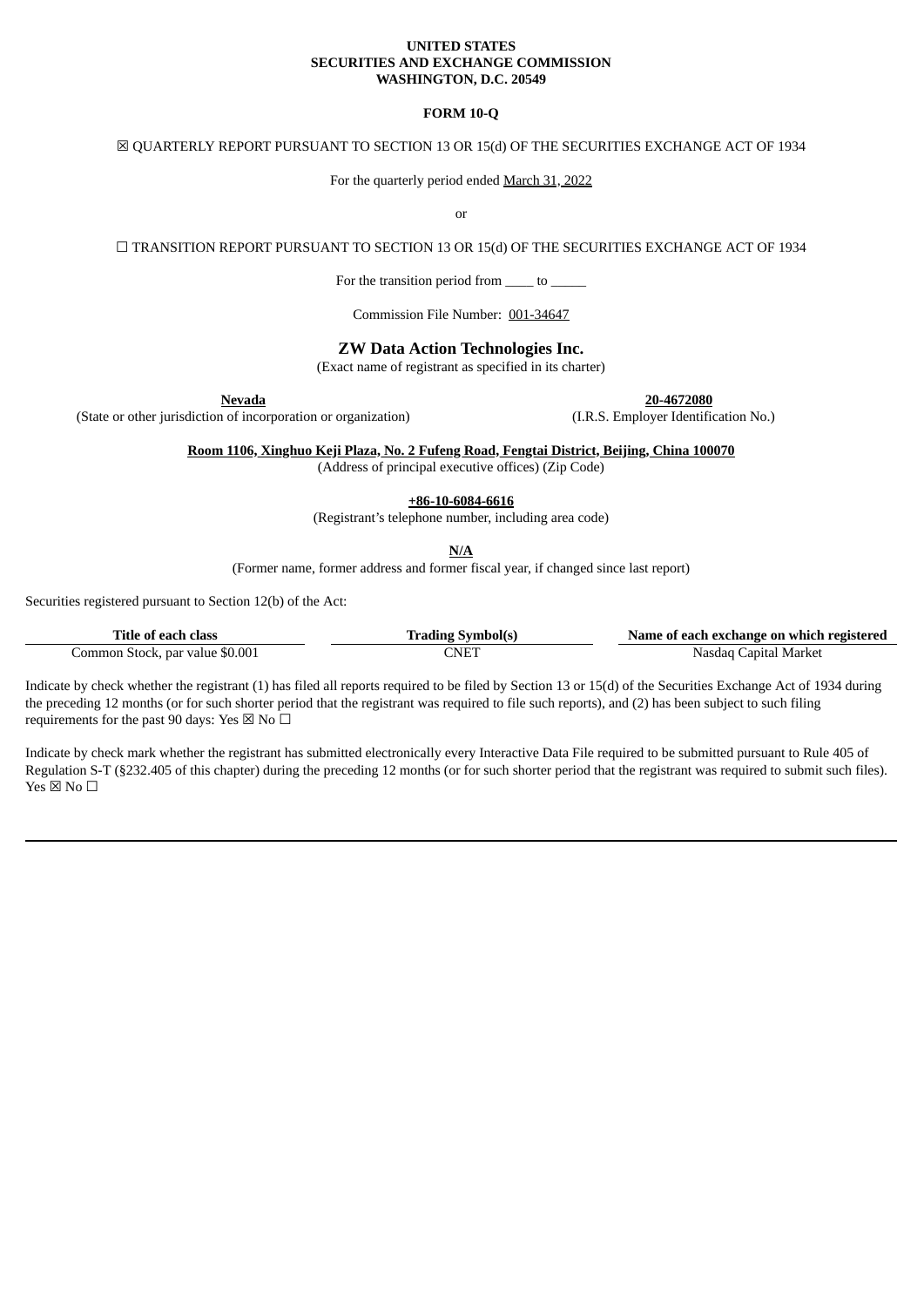**UNITED STATES**
**SECURITIES AND EXCHANGE COMMISSION**
**WASHINGTON, D.C. 20549**

**FORM 10-Q**

☒ QUARTERLY REPORT PURSUANT TO SECTION 13 OR 15(d) OF THE SECURITIES EXCHANGE ACT OF 1934

For the quarterly period ended March 31, 2022

or

☐ TRANSITION REPORT PURSUANT TO SECTION 13 OR 15(d) OF THE SECURITIES EXCHANGE ACT OF 1934

For the transition period from ____ to _____

Commission File Number: 001-34647

**ZW Data Action Technologies Inc.**
(Exact name of registrant as specified in its charter)

| **Nevada** | **20-4672080** |
|---|---|
| (State or other jurisdiction of incorporation or organization) | (I.R.S. Employer Identification No.) |

**Room 1106, Xinghuo Keji Plaza, No. 2 Fufeng Road, Fengtai District, Beijing, China 100070**
(Address of principal executive offices) (Zip Code)

**+86-10-6084-6616**
(Registrant's telephone number, including area code)

**N/A**
(Former name, former address and former fiscal year, if changed since last report)

Securities registered pursuant to Section 12(b) of the Act:

| Title of each class | Trading Symbol(s) | Name of each exchange on which registered |
|---|---|---|
| Common Stock, par value $0.001 | CNET | Nasdaq Capital Market |

Indicate by check whether the registrant (1) has filed all reports required to be filed by Section 13 or 15(d) of the Securities Exchange Act of 1934 during the preceding 12 months (or for such shorter period that the registrant was required to file such reports), and (2) has been subject to such filing requirements for the past 90 days: Yes ☒ No ☐

Indicate by check mark whether the registrant has submitted electronically every Interactive Data File required to be submitted pursuant to Rule 405 of Regulation S-T (§232.405 of this chapter) during the preceding 12 months (or for such shorter period that the registrant was required to submit such files). Yes ☒ No ☐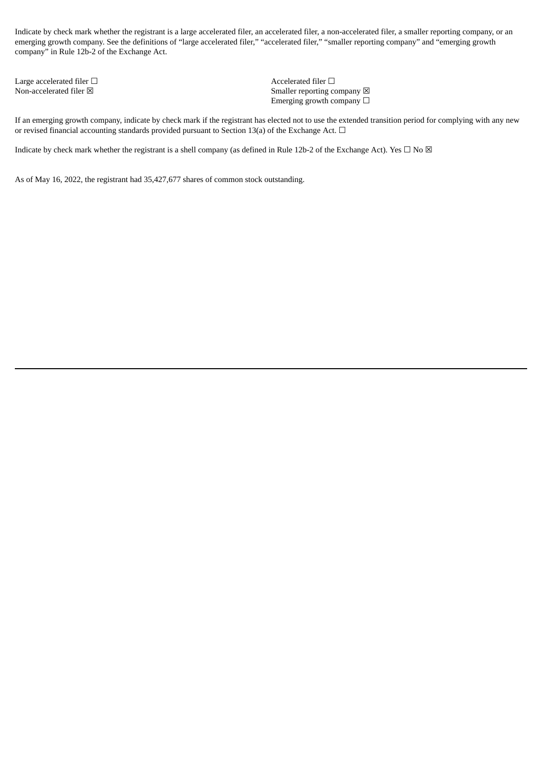Indicate by check mark whether the registrant is a large accelerated filer, an accelerated filer, a non-accelerated filer, a smaller reporting company, or an emerging growth company. See the definitions of "large accelerated filer," "accelerated filer," "smaller reporting company" and "emerging growth company" in Rule 12b-2 of the Exchange Act.

| | |
|---|---|
| Large accelerated filer ☐ | Accelerated filer ☐ |
| Non-accelerated filer ☒ | Smaller reporting company ☒ |
| | Emerging growth company ☐ |

If an emerging growth company, indicate by check mark if the registrant has elected not to use the extended transition period for complying with any new or revised financial accounting standards provided pursuant to Section 13(a) of the Exchange Act. ☐

Indicate by check mark whether the registrant is a shell company (as defined in Rule 12b-2 of the Exchange Act). Yes ☐ No ☒

As of May 16, 2022, the registrant had 35,427,677 shares of common stock outstanding.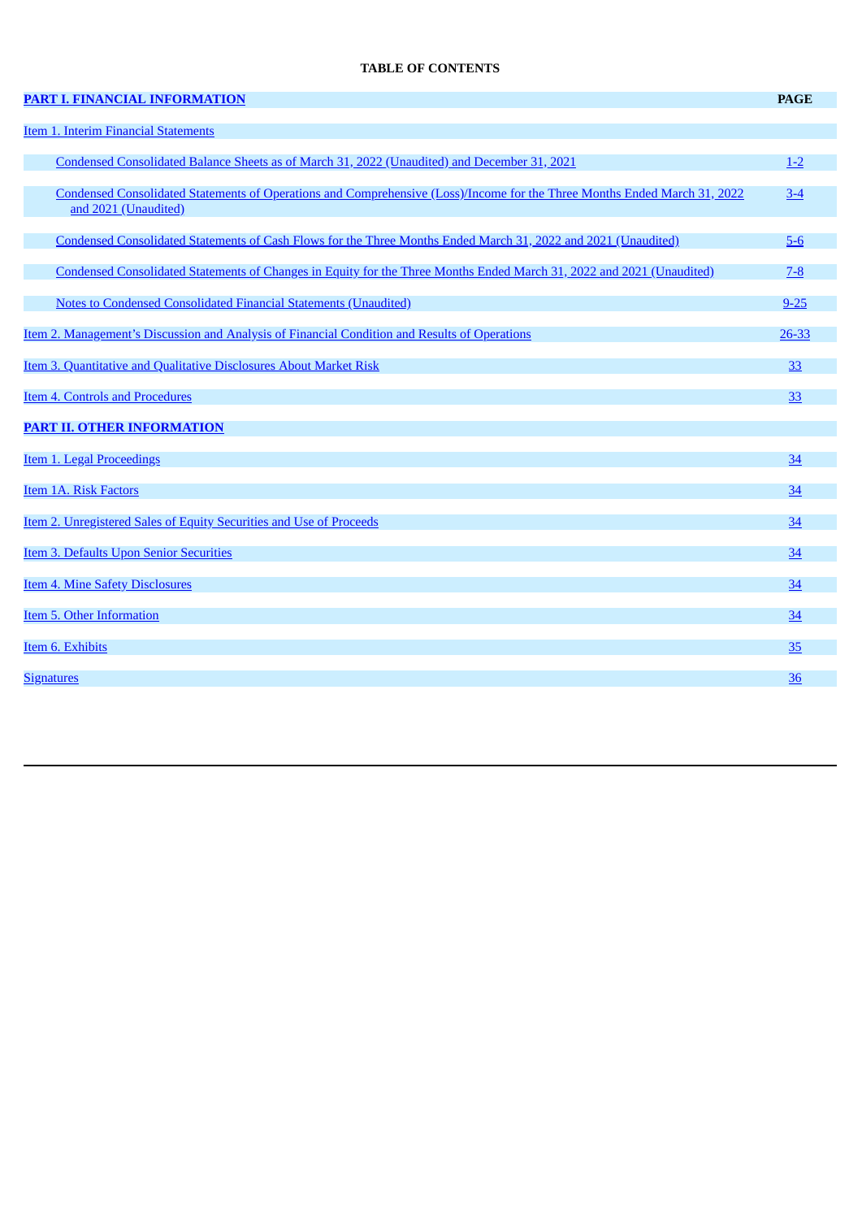**TABLE OF CONTENTS**

| PART I. FINANCIAL INFORMATION | PAGE |
|---|---|
| Item 1. Interim Financial Statements | |
| Condensed Consolidated Balance Sheets as of March 31, 2022 (Unaudited) and December 31, 2021 | 1-2 |
| Condensed Consolidated Statements of Operations and Comprehensive (Loss)/Income for the Three Months Ended March 31, 2022 and 2021 (Unaudited) | 3-4 |
| Condensed Consolidated Statements of Cash Flows for the Three Months Ended March 31, 2022 and 2021 (Unaudited) | 5-6 |
| Condensed Consolidated Statements of Changes in Equity for the Three Months Ended March 31, 2022 and 2021 (Unaudited) | 7-8 |
| Notes to Condensed Consolidated Financial Statements (Unaudited) | 9-25 |
| Item 2. Management's Discussion and Analysis of Financial Condition and Results of Operations | 26-33 |
| Item 3. Quantitative and Qualitative Disclosures About Market Risk | 33 |
| Item 4. Controls and Procedures | 33 |
| **PART II. OTHER INFORMATION** | |
| Item 1. Legal Proceedings | 34 |
| Item 1A. Risk Factors | 34 |
| Item 2. Unregistered Sales of Equity Securities and Use of Proceeds | 34 |
| Item 3. Defaults Upon Senior Securities | 34 |
| Item 4. Mine Safety Disclosures | 34 |
| Item 5. Other Information | 34 |
| Item 6. Exhibits | 35 |
| Signatures | 36 |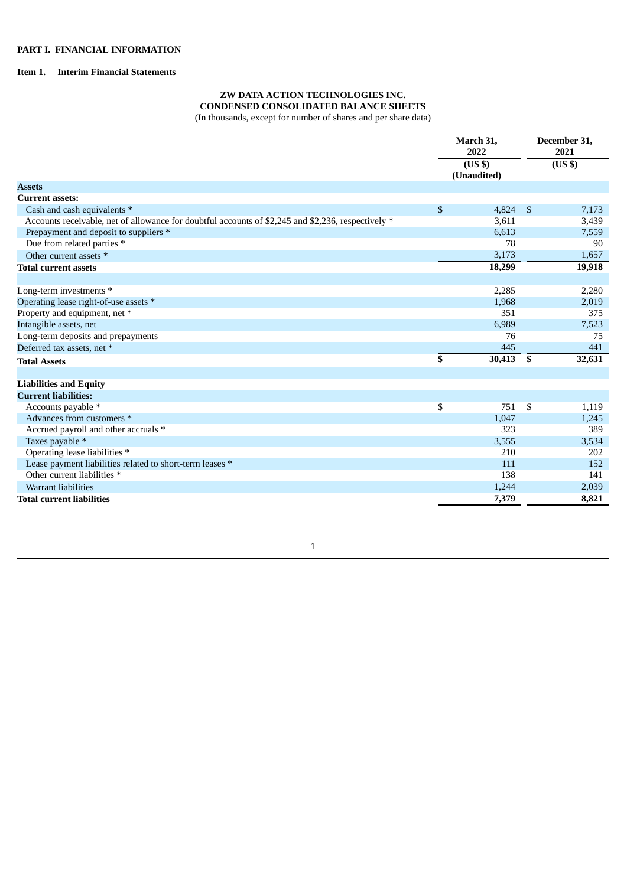**PART I. FINANCIAL INFORMATION**

**Item 1. Interim Financial Statements**

**ZW DATA ACTION TECHNOLOGIES INC.**
**CONDENSED CONSOLIDATED BALANCE SHEETS**
(In thousands, except for number of shares and per share data)

| | March 31, 2022 | December 31, 2021 |
|---|---|---|
| | (US $) (Unaudited) | (US $) |
| **Assets** | | |
| **Current assets:** | | |
| Cash and cash equivalents * | $ 4,824 | $ 7,173 |
| Accounts receivable, net of allowance for doubtful accounts of $2,245 and $2,236, respectively * | 3,611 | 3,439 |
| Prepayment and deposit to suppliers * | 6,613 | 7,559 |
| Due from related parties * | 78 | 90 |
| Other current assets * | 3,173 | 1,657 |
| **Total current assets** | **18,299** | **19,918** |
| | | |
| Long-term investments * | 2,285 | 2,280 |
| Operating lease right-of-use assets * | 1,968 | 2,019 |
| Property and equipment, net * | 351 | 375 |
| Intangible assets, net | 6,989 | 7,523 |
| Long-term deposits and prepayments | 76 | 75 |
| Deferred tax assets, net * | 445 | 441 |
| **Total Assets** | **$ 30,413** | **$ 32,631** |
| | | |
| **Liabilities and Equity** | | |
| **Current liabilities:** | | |
| Accounts payable * | $ 751 | $ 1,119 |
| Advances from customers * | 1,047 | 1,245 |
| Accrued payroll and other accruals * | 323 | 389 |
| Taxes payable * | 3,555 | 3,534 |
| Operating lease liabilities * | 210 | 202 |
| Lease payment liabilities related to short-term leases * | 111 | 152 |
| Other current liabilities * | 138 | 141 |
| Warrant liabilities | 1,244 | 2,039 |
| **Total current liabilities** | **7,379** | **8,821** |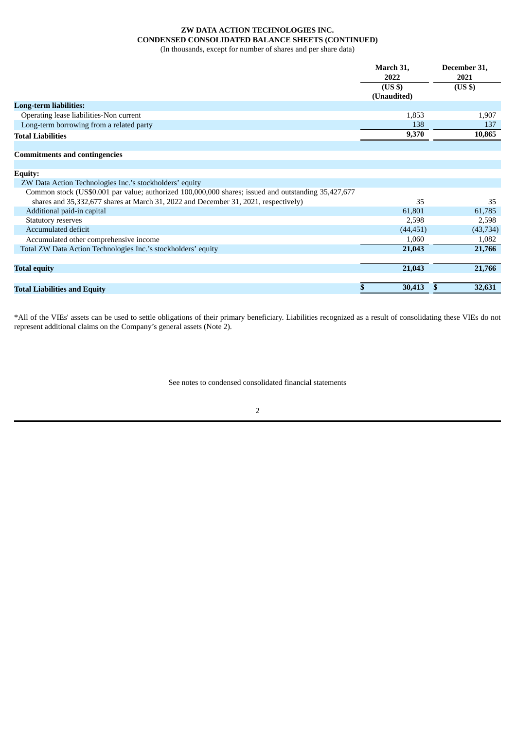# ZW DATA ACTION TECHNOLOGIES INC.
## CONDENSED CONSOLIDATED BALANCE SHEETS (CONTINUED)

(In thousands, except for number of shares and per share data)

| | March 31, 2022 | December 31, 2021 |
|---|---|---|
| | (US $) (Unaudited) | (US $) |
| **Long-term liabilities:** | | |
| Operating lease liabilities-Non current | 1,853 | 1,907 |
| Long-term borrowing from a related party | 138 | 137 |
| **Total Liabilities** | **9,370** | **10,865** |
| | | |
| **Commitments and contingencies** | | |
| | | |
| **Equity:** | | |
| ZW Data Action Technologies Inc.'s stockholders' equity | | |
| Common stock (US$0.001 par value; authorized 100,000,000 shares; issued and outstanding 35,427,677 shares and 35,332,677 shares at March 31, 2022 and December 31, 2021, respectively) | 35 | 35 |
| Additional paid-in capital | 61,801 | 61,785 |
| Statutory reserves | 2,598 | 2,598 |
| Accumulated deficit | (44,451) | (43,734) |
| Accumulated other comprehensive income | 1,060 | 1,082 |
| Total ZW Data Action Technologies Inc.'s stockholders' equity | **21,043** | **21,766** |
| | | |
| **Total equity** | **21,043** | **21,766** |
| | | |
| **Total Liabilities and Equity** | **$ 30,413** | **$ 32,631** |

*All of the VIEs' assets can be used to settle obligations of their primary beneficiary. Liabilities recognized as a result of consolidating these VIEs do not represent additional claims on the Company's general assets (Note 2).

See notes to condensed consolidated financial statements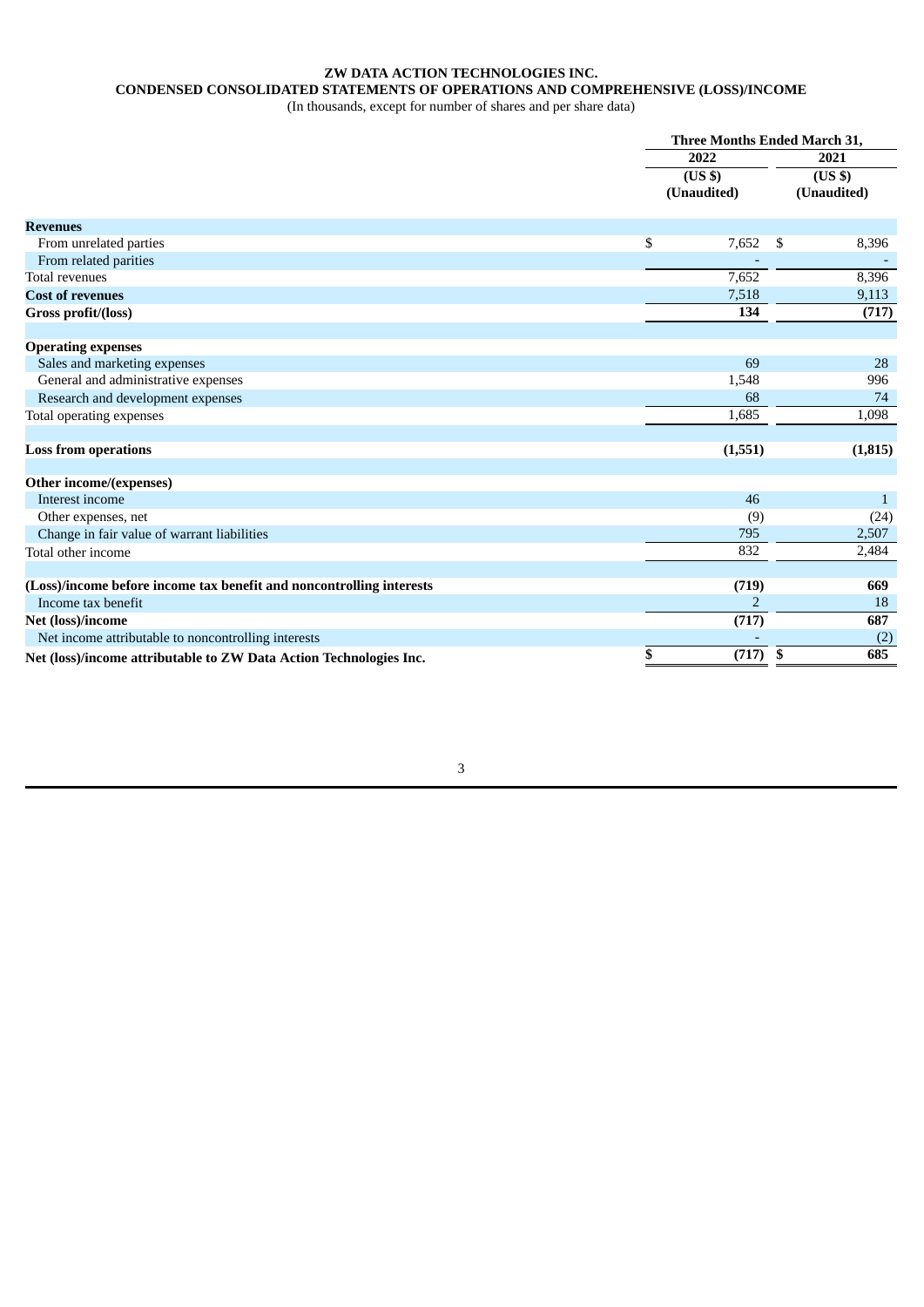# ZW DATA ACTION TECHNOLOGIES INC.

## CONDENSED CONSOLIDATED STATEMENTS OF OPERATIONS AND COMPREHENSIVE (LOSS)/INCOME

(In thousands, except for number of shares and per share data)

| | Three Months Ended March 31, | |
|---|---|---|
| | 2022 | 2021 |
| | (US $) (Unaudited) | (US $) (Unaudited) |
| **Revenues** | | |
| From unrelated parties | $ 7,652 | $ 8,396 |
| From related parities | - | - |
| Total revenues | 7,652 | 8,396 |
| **Cost of revenues** | 7,518 | 9,113 |
| **Gross profit/(loss)** | **134** | **(717)** |
| | | |
| **Operating expenses** | | |
| Sales and marketing expenses | 69 | 28 |
| General and administrative expenses | 1,548 | 996 |
| Research and development expenses | 68 | 74 |
| Total operating expenses | 1,685 | 1,098 |
| | | |
| **Loss from operations** | **(1,551)** | **(1,815)** |
| | | |
| **Other income/(expenses)** | | |
| Interest income | 46 | 1 |
| Other expenses, net | (9) | (24) |
| Change in fair value of warrant liabilities | 795 | 2,507 |
| Total other income | 832 | 2,484 |
| | | |
| **(Loss)/income before income tax benefit and noncontrolling interests** | **(719)** | **669** |
| Income tax benefit | 2 | 18 |
| **Net (loss)/income** | **(717)** | **687** |
| Net income attributable to noncontrolling interests | - | (2) |
| **Net (loss)/income attributable to ZW Data Action Technologies Inc.** | **$ (717)** | **$ 685** |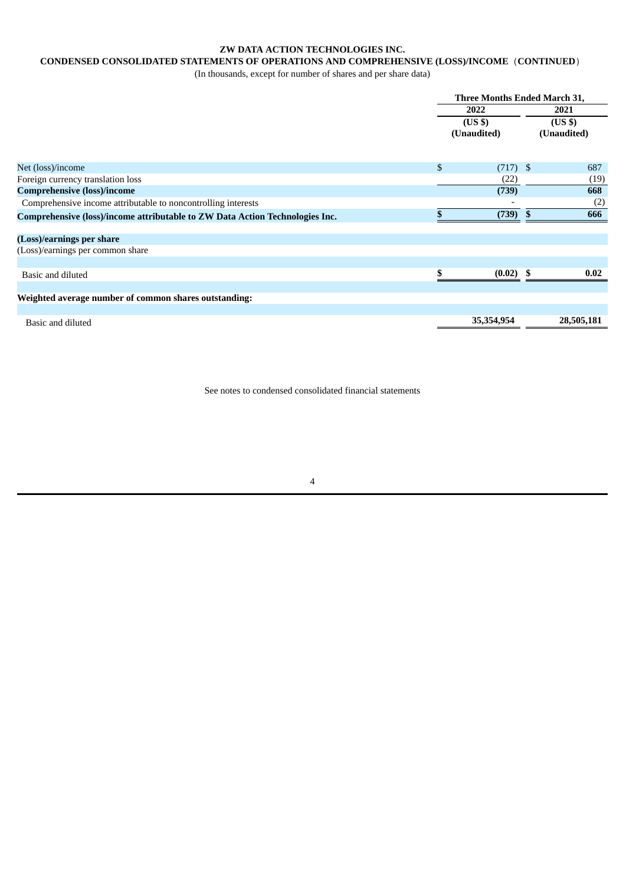**ZW DATA ACTION TECHNOLOGIES INC.**

**CONDENSED CONSOLIDATED STATEMENTS OF OPERATIONS AND COMPREHENSIVE (LOSS)/INCOME（CONTINUED）**

(In thousands, except for number of shares and per share data)

| | Three Months Ended March 31, | |
|---|---|---|
| | 2022 | 2021 |
| | (US $) (Unaudited) | (US $) (Unaudited) |
| Net (loss)/income | $ (717) | $ 687 |
| Foreign currency translation loss | (22) | (19) |
| **Comprehensive (loss)/income** | **(739)** | **668** |
| Comprehensive income attributable to noncontrolling interests | - | (2) |
| **Comprehensive (loss)/income attributable to ZW Data Action Technologies Inc.** | **$ (739)** | **$ 666** |
| **(Loss)/earnings per share** | | |
| (Loss)/earnings per common share | | |
| Basic and diluted | **$ (0.02)** | **$ 0.02** |
| **Weighted average number of common shares outstanding:** | | |
| Basic and diluted | **35,354,954** | **28,505,181** |

See notes to condensed consolidated financial statements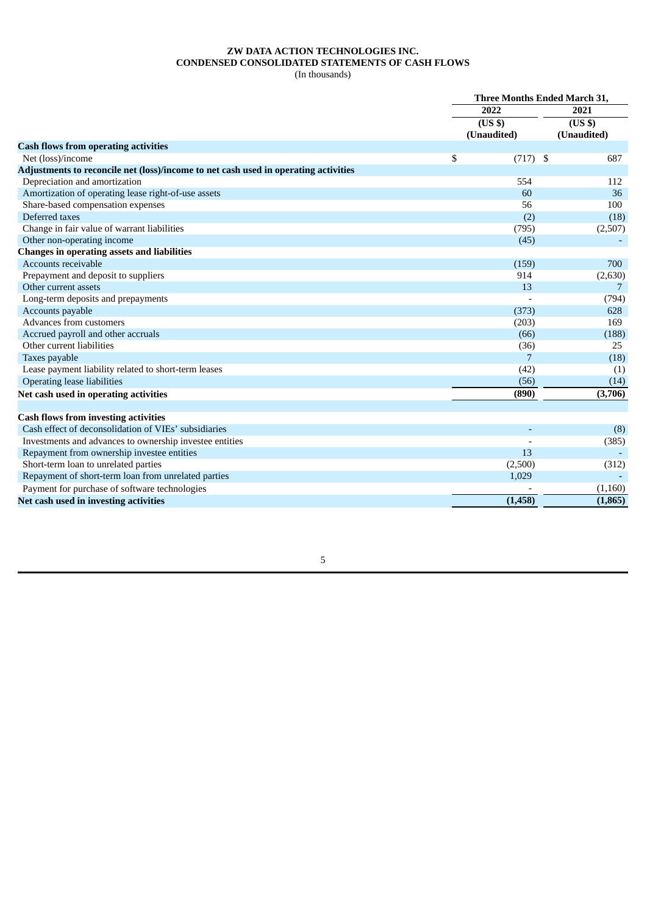**ZW DATA ACTION TECHNOLOGIES INC.**
**CONDENSED CONSOLIDATED STATEMENTS OF CASH FLOWS**
(In thousands)

| | Three Months Ended March 31, | |
|---|---|---|
| | 2022 | 2021 |
| | (US $) (Unaudited) | (US $) (Unaudited) |
| **Cash flows from operating activities** | | |
| Net (loss)/income | $ (717) | $ 687 |
| **Adjustments to reconcile net (loss)/income to net cash used in operating activities** | | |
| Depreciation and amortization | 554 | 112 |
| Amortization of operating lease right-of-use assets | 60 | 36 |
| Share-based compensation expenses | 56 | 100 |
| Deferred taxes | (2) | (18) |
| Change in fair value of warrant liabilities | (795) | (2,507) |
| Other non-operating income | (45) | - |
| **Changes in operating assets and liabilities** | | |
| Accounts receivable | (159) | 700 |
| Prepayment and deposit to suppliers | 914 | (2,630) |
| Other current assets | 13 | 7 |
| Long-term deposits and prepayments | - | (794) |
| Accounts payable | (373) | 628 |
| Advances from customers | (203) | 169 |
| Accrued payroll and other accruals | (66) | (188) |
| Other current liabilities | (36) | 25 |
| Taxes payable | 7 | (18) |
| Lease payment liability related to short-term leases | (42) | (1) |
| Operating lease liabilities | (56) | (14) |
| **Net cash used in operating activities** | **(890)** | **(3,706)** |
| | | |
| **Cash flows from investing activities** | | |
| Cash effect of deconsolidation of VIEs' subsidiaries | - | (8) |
| Investments and advances to ownership investee entities | - | (385) |
| Repayment from ownership investee entities | 13 | - |
| Short-term loan to unrelated parties | (2,500) | (312) |
| Repayment of short-term loan from unrelated parties | 1,029 | - |
| Payment for purchase of software technologies | - | (1,160) |
| **Net cash used in investing activities** | **(1,458)** | **(1,865)** |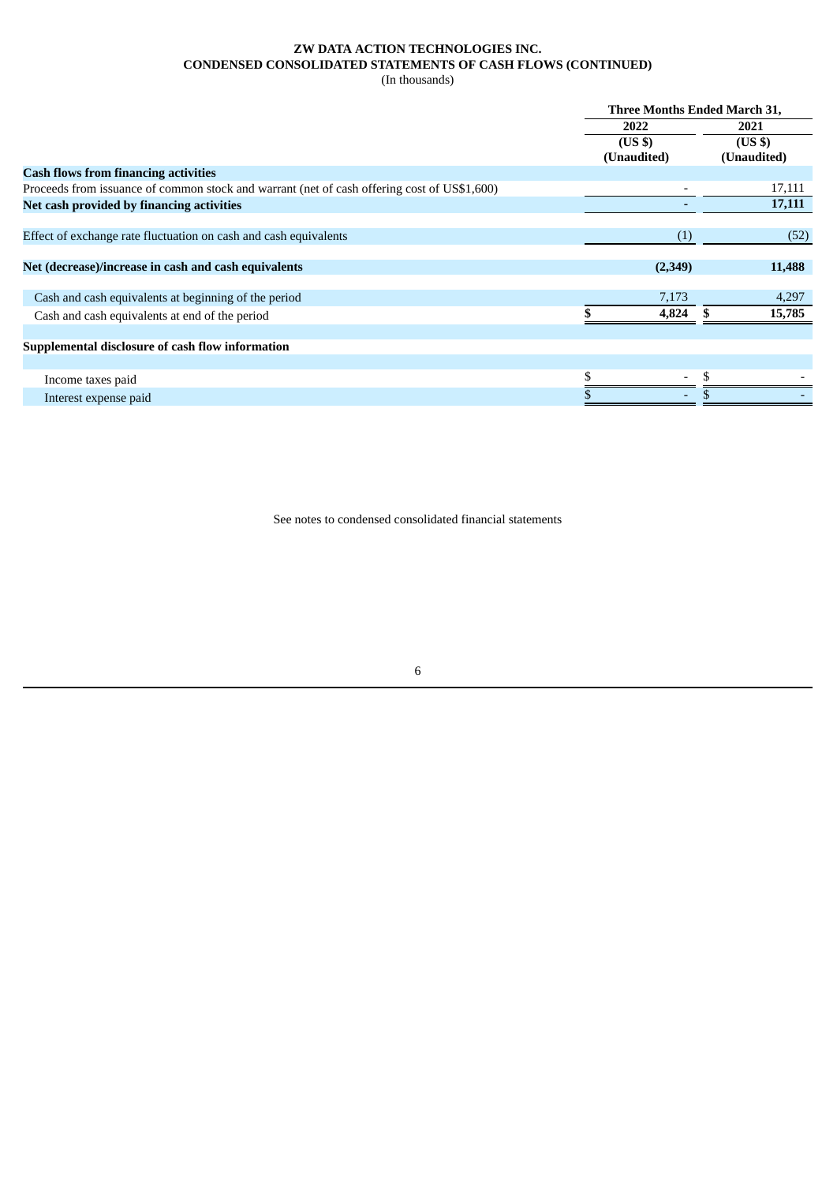**ZW DATA ACTION TECHNOLOGIES INC.**
**CONDENSED CONSOLIDATED STATEMENTS OF CASH FLOWS (CONTINUED)**
(In thousands)

| | Three Months Ended March 31, | |
|---|---|---|
| | 2022 | 2021 |
| | (US $) (Unaudited) | (US $) (Unaudited) |
| **Cash flows from financing activities** | | |
| Proceeds from issuance of common stock and warrant (net of cash offering cost of US$1,600) | - | 17,111 |
| **Net cash provided by financing activities** | **-** | **17,111** |
| Effect of exchange rate fluctuation on cash and cash equivalents | (1) | (52) |
| **Net (decrease)/increase in cash and cash equivalents** | **(2,349)** | **11,488** |
| Cash and cash equivalents at beginning of the period | 7,173 | 4,297 |
| Cash and cash equivalents at end of the period | **$ 4,824** | **$ 15,785** |
| **Supplemental disclosure of cash flow information** | | |
| Income taxes paid | $ - | $ - |
| Interest expense paid | $ - | $ - |

See notes to condensed consolidated financial statements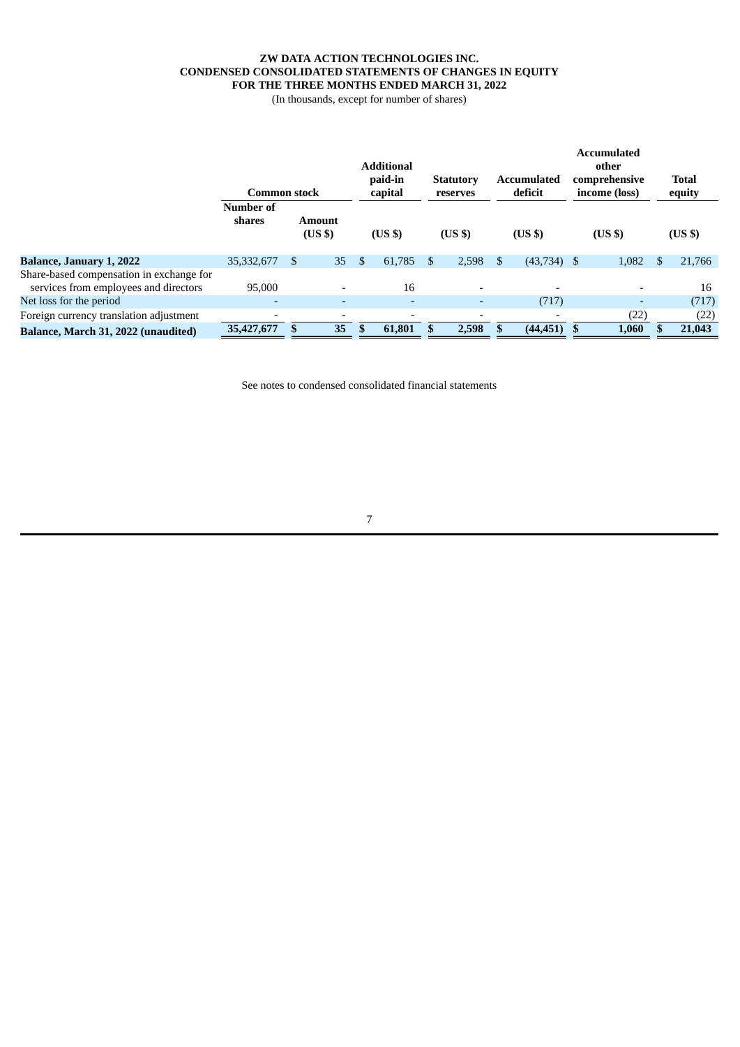**ZW DATA ACTION TECHNOLOGIES INC.**
**CONDENSED CONSOLIDATED STATEMENTS OF CHANGES IN EQUITY**
**FOR THE THREE MONTHS ENDED MARCH 31, 2022**
(In thousands, except for number of shares)

| | Common stock | | Additional paid-in capital | Statutory reserves | Accumulated deficit | Accumulated other comprehensive income (loss) | Total equity |
|---|---|---|---|---|---|---|---|
| | Number of shares | Amount (US $) | (US $) | (US $) | (US $) | (US $) | (US $) |
| **Balance, January 1, 2022** | 35,332,677 | $ 35 | $ 61,785 | $ 2,598 | $ (43,734) | $ 1,082 | $ 21,766 |
| Share-based compensation in exchange for services from employees and directors | 95,000 | - | 16 | - | - | - | 16 |
| Net loss for the period | - | - | - | - | (717) | - | (717) |
| Foreign currency translation adjustment | - | - | - | - | - | (22) | (22) |
| **Balance, March 31, 2022 (unaudited)** | **35,427,677** | **$ 35** | **$ 61,801** | **$ 2,598** | **$ (44,451)** | **$ 1,060** | **$ 21,043** |

See notes to condensed consolidated financial statements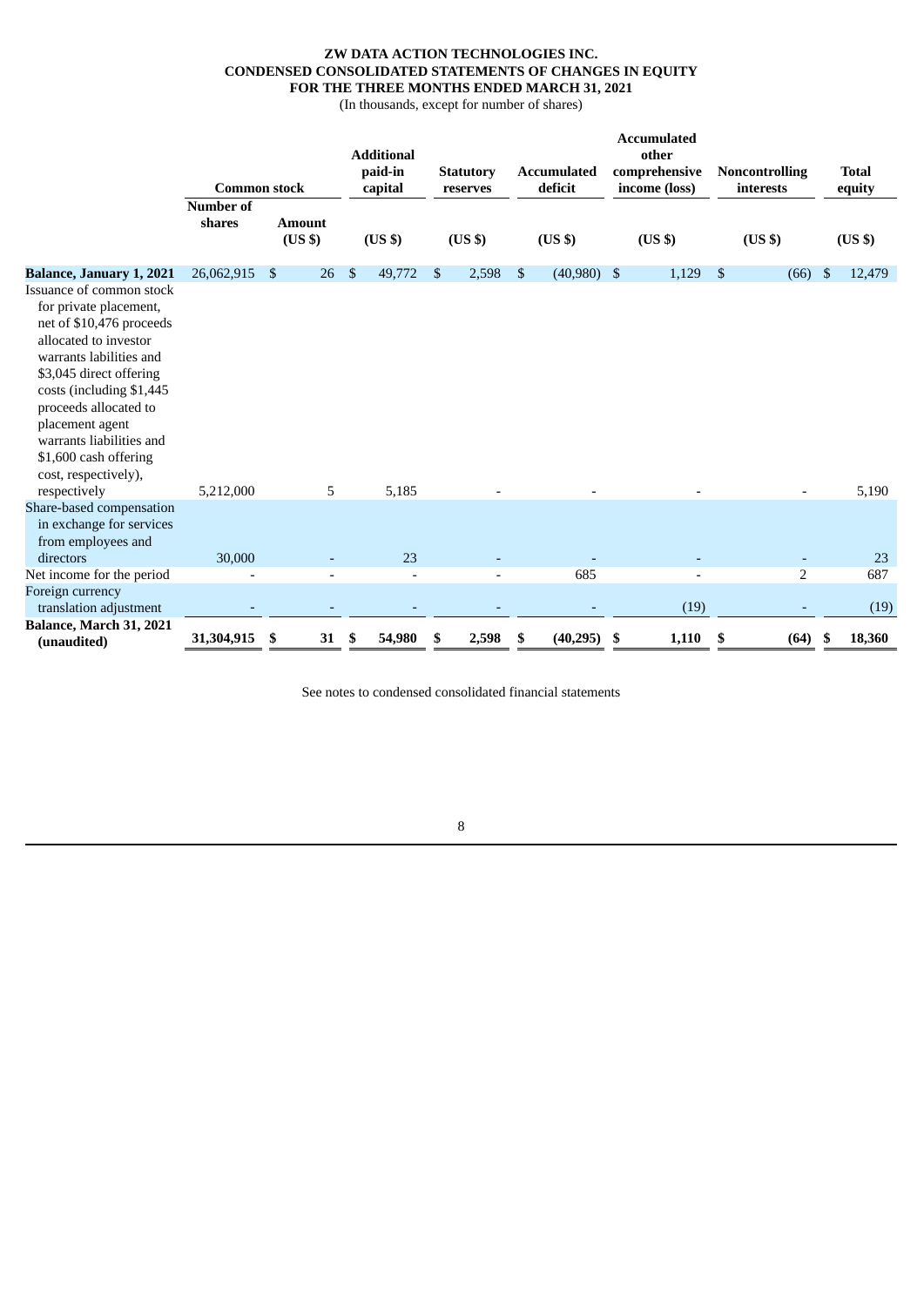**ZW DATA ACTION TECHNOLOGIES INC.**
**CONDENSED CONSOLIDATED STATEMENTS OF CHANGES IN EQUITY**
**FOR THE THREE MONTHS ENDED MARCH 31, 2021**
(In thousands, except for number of shares)

| | Common stock | | Additional paid-in capital | Statutory reserves | Accumulated deficit | Accumulated other comprehensive income (loss) | Noncontrolling interests | Total equity |
|---|---|---|---|---|---|---|---|---|
| | Number of shares | Amount (US $) | (US $) | (US $) | (US $) | (US $) | (US $) | (US $) |
| **Balance, January 1, 2021** | 26,062,915 | $ 26 | $ 49,772 | $ 2,598 | $ (40,980) | $ 1,129 | $ (66) | $ 12,479 |
| Issuance of common stock for private placement, net of $10,476 proceeds allocated to investor warrants labilities and $3,045 direct offering costs (including $1,445 proceeds allocated to placement agent warrants liabilities and $1,600 cash offering cost, respectively), respectively | 5,212,000 | 5 | 5,185 | - | - | - | - | 5,190 |
| Share-based compensation in exchange for services from employees and directors | 30,000 | - | 23 | - | - | - | - | 23 |
| Net income for the period | - | - | - | - | 685 | - | 2 | 687 |
| Foreign currency translation adjustment | - | - | - | - | - | (19) | - | (19) |
| **Balance, March 31, 2021 (unaudited)** | **31,304,915** | **$ 31** | **$ 54,980** | **$ 2,598** | **$ (40,295)** | **$ 1,110** | **$ (64)** | **$ 18,360** |

See notes to condensed consolidated financial statements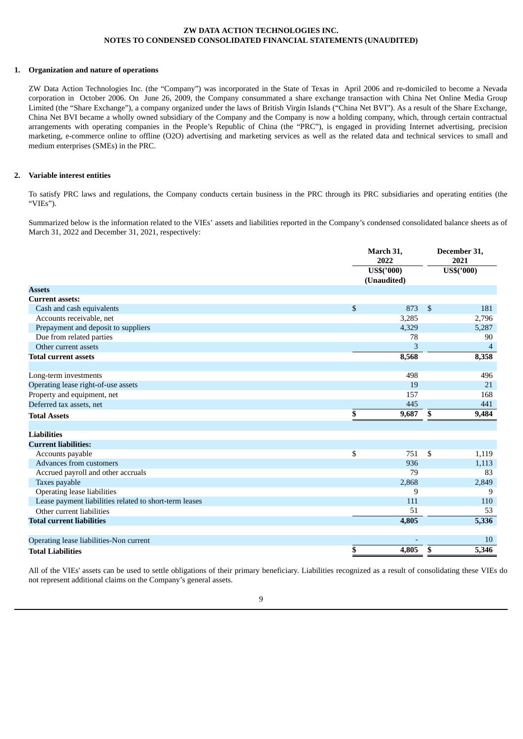**ZW DATA ACTION TECHNOLOGIES INC.**
**NOTES TO CONDENSED CONSOLIDATED FINANCIAL STATEMENTS (UNAUDITED)**

## 1. Organization and nature of operations

ZW Data Action Technologies Inc. (the "Company") was incorporated in the State of Texas in April 2006 and re-domiciled to become a Nevada corporation in October 2006. On June 26, 2009, the Company consummated a share exchange transaction with China Net Online Media Group Limited (the "Share Exchange"), a company organized under the laws of British Virgin Islands ("China Net BVI"). As a result of the Share Exchange, China Net BVI became a wholly owned subsidiary of the Company and the Company is now a holding company, which, through certain contractual arrangements with operating companies in the People's Republic of China (the "PRC"), is engaged in providing Internet advertising, precision marketing, e-commerce online to offline (O2O) advertising and marketing services as well as the related data and technical services to small and medium enterprises (SMEs) in the PRC.

## 2. Variable interest entities

To satisfy PRC laws and regulations, the Company conducts certain business in the PRC through its PRC subsidiaries and operating entities (the "VIEs").

Summarized below is the information related to the VIEs' assets and liabilities reported in the Company's condensed consolidated balance sheets as of March 31, 2022 and December 31, 2021, respectively:

| | March 31, 2022 | December 31, 2021 |
|---|---|---|
| | US$('000) (Unaudited) | US$('000) |
| **Assets** | | |
| **Current assets:** | | |
| Cash and cash equivalents | $ 873 | $ 181 |
| Accounts receivable, net | 3,285 | 2,796 |
| Prepayment and deposit to suppliers | 4,329 | 5,287 |
| Due from related parties | 78 | 90 |
| Other current assets | 3 | 4 |
| **Total current assets** | **8,568** | **8,358** |
| | | |
| Long-term investments | 498 | 496 |
| Operating lease right-of-use assets | 19 | 21 |
| Property and equipment, net | 157 | 168 |
| Deferred tax assets, net | 445 | 441 |
| **Total Assets** | **$ 9,687** | **$ 9,484** |
| | | |
| **Liabilities** | | |
| **Current liabilities:** | | |
| Accounts payable | $ 751 | $ 1,119 |
| Advances from customers | 936 | 1,113 |
| Accrued payroll and other accruals | 79 | 83 |
| Taxes payable | 2,868 | 2,849 |
| Operating lease liabilities | 9 | 9 |
| Lease payment liabilities related to short-term leases | 111 | 110 |
| Other current liabilities | 51 | 53 |
| **Total current liabilities** | **4,805** | **5,336** |
| | | |
| Operating lease liabilities-Non current | - | 10 |
| **Total Liabilities** | **$ 4,805** | **$ 5,346** |

All of the VIEs' assets can be used to settle obligations of their primary beneficiary. Liabilities recognized as a result of consolidating these VIEs do not represent additional claims on the Company's general assets.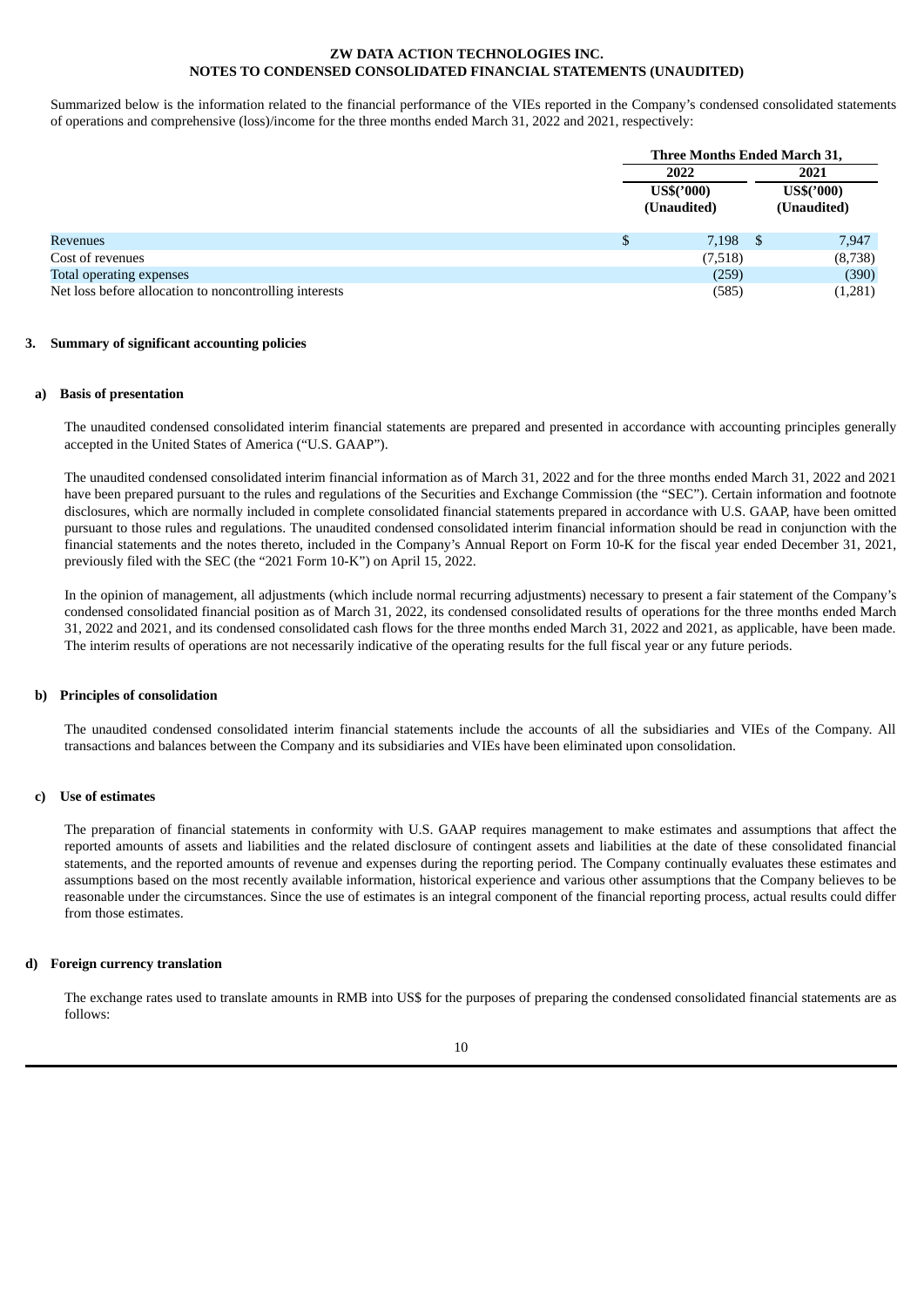Summarized below is the information related to the financial performance of the VIEs reported in the Company's condensed consolidated statements of operations and comprehensive (loss)/income for the three months ended March 31, 2022 and 2021, respectively:

| | Three Months Ended March 31, | |
|---|---|---|
| | 2022 | 2021 |
| | US$('000) (Unaudited) | US$('000) (Unaudited) |
| Revenues | $ 7,198 | $ 7,947 |
| Cost of revenues | (7,518) | (8,738) |
| Total operating expenses | (259) | (390) |
| Net loss before allocation to noncontrolling interests | (585) | (1,281) |

## 3. Summary of significant accounting policies

### a) Basis of presentation

The unaudited condensed consolidated interim financial statements are prepared and presented in accordance with accounting principles generally accepted in the United States of America ("U.S. GAAP").

The unaudited condensed consolidated interim financial information as of March 31, 2022 and for the three months ended March 31, 2022 and 2021 have been prepared pursuant to the rules and regulations of the Securities and Exchange Commission (the "SEC"). Certain information and footnote disclosures, which are normally included in complete consolidated financial statements prepared in accordance with U.S. GAAP, have been omitted pursuant to those rules and regulations. The unaudited condensed consolidated interim financial information should be read in conjunction with the financial statements and the notes thereto, included in the Company's Annual Report on Form 10-K for the fiscal year ended December 31, 2021, previously filed with the SEC (the "2021 Form 10-K") on April 15, 2022.

In the opinion of management, all adjustments (which include normal recurring adjustments) necessary to present a fair statement of the Company's condensed consolidated financial position as of March 31, 2022, its condensed consolidated results of operations for the three months ended March 31, 2022 and 2021, and its condensed consolidated cash flows for the three months ended March 31, 2022 and 2021, as applicable, have been made. The interim results of operations are not necessarily indicative of the operating results for the full fiscal year or any future periods.

### b) Principles of consolidation

The unaudited condensed consolidated interim financial statements include the accounts of all the subsidiaries and VIEs of the Company. All transactions and balances between the Company and its subsidiaries and VIEs have been eliminated upon consolidation.

### c) Use of estimates

The preparation of financial statements in conformity with U.S. GAAP requires management to make estimates and assumptions that affect the reported amounts of assets and liabilities and the related disclosure of contingent assets and liabilities at the date of these consolidated financial statements, and the reported amounts of revenue and expenses during the reporting period. The Company continually evaluates these estimates and assumptions based on the most recently available information, historical experience and various other assumptions that the Company believes to be reasonable under the circumstances. Since the use of estimates is an integral component of the financial reporting process, actual results could differ from those estimates.

### d) Foreign currency translation

The exchange rates used to translate amounts in RMB into US$ for the purposes of preparing the condensed consolidated financial statements are as follows: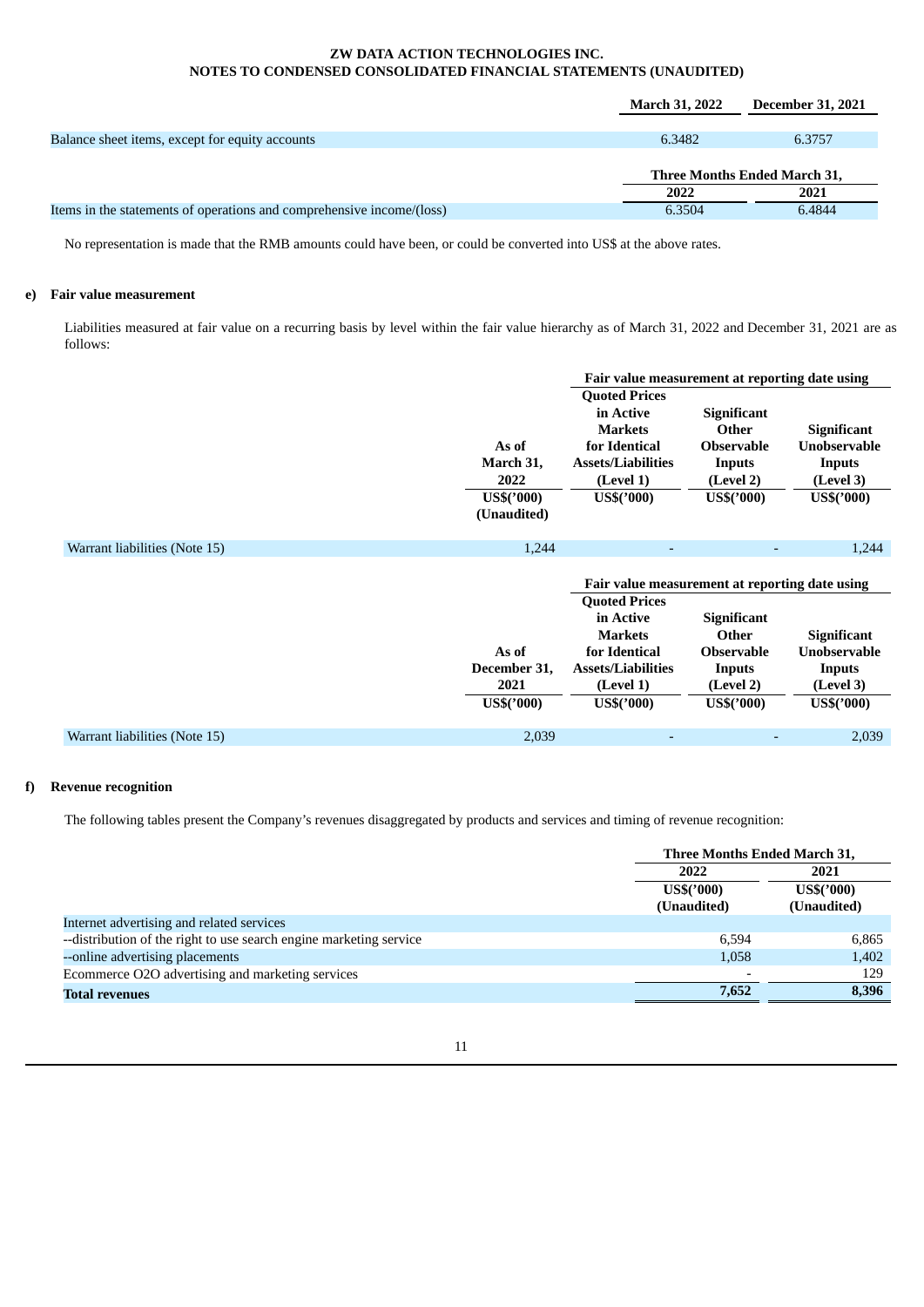| | March 31, 2022 | December 31, 2021 |
|---|---|---|
| Balance sheet items, except for equity accounts | 6.3482 | 6.3757 |

| | Three Months Ended March 31, | |
|---|---|---|
| | 2022 | 2021 |
| Items in the statements of operations and comprehensive income/(loss) | 6.3504 | 6.4844 |

No representation is made that the RMB amounts could have been, or could be converted into US$ at the above rates.

**e) Fair value measurement**

Liabilities measured at fair value on a recurring basis by level within the fair value hierarchy as of March 31, 2022 and December 31, 2021 are as follows:

| | | Fair value measurement at reporting date using | | |
|---|---|---|---|---|
| | As of March 31, 2022 | Quoted Prices in Active Markets for Identical Assets/Liabilities (Level 1) | Significant Other Observable Inputs (Level 2) | Significant Unobservable Inputs (Level 3) |
| | US$('000) (Unaudited) | US$('000) | US$('000) | US$('000) |
| Warrant liabilities (Note 15) | 1,244 | - | - | 1,244 |

| | | Fair value measurement at reporting date using | | |
|---|---|---|---|---|
| | As of December 31, 2021 | Quoted Prices in Active Markets for Identical Assets/Liabilities (Level 1) | Significant Other Observable Inputs (Level 2) | Significant Unobservable Inputs (Level 3) |
| | US$('000) | US$('000) | US$('000) | US$('000) |
| Warrant liabilities (Note 15) | 2,039 | - | - | 2,039 |

**f) Revenue recognition**

The following tables present the Company's revenues disaggregated by products and services and timing of revenue recognition:

| | Three Months Ended March 31, | |
|---|---|---|
| | 2022 | 2021 |
| | US$('000) (Unaudited) | US$('000) (Unaudited) |
| Internet advertising and related services | | |
| --distribution of the right to use search engine marketing service | 6,594 | 6,865 |
| --online advertising placements | 1,058 | 1,402 |
| Ecommerce O2O advertising and marketing services | - | 129 |
| **Total revenues** | **7,652** | **8,396** |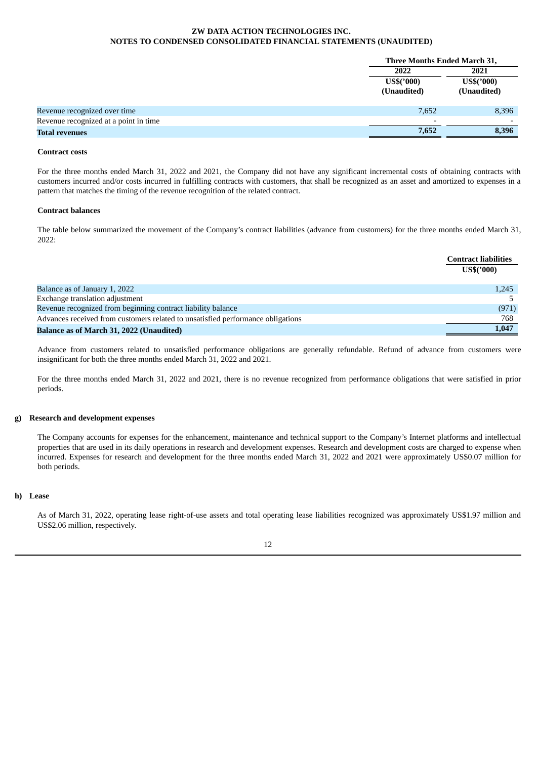| | Three Months Ended March 31, | |
|---|---|---|
| | 2022 | 2021 |
| | US$('000) (Unaudited) | US$('000) (Unaudited) |
| Revenue recognized over time | 7,652 | 8,396 |
| Revenue recognized at a point in time | - | - |
| **Total revenues** | **7,652** | **8,396** |

**Contract costs**

For the three months ended March 31, 2022 and 2021, the Company did not have any significant incremental costs of obtaining contracts with customers incurred and/or costs incurred in fulfilling contracts with customers, that shall be recognized as an asset and amortized to expenses in a pattern that matches the timing of the revenue recognition of the related contract.

**Contract balances**

The table below summarized the movement of the Company's contract liabilities (advance from customers) for the three months ended March 31, 2022:

| | Contract liabilities |
|---|---|
| | US$('000) |
| Balance as of January 1, 2022 | 1,245 |
| Exchange translation adjustment | 5 |
| Revenue recognized from beginning contract liability balance | (971) |
| Advances received from customers related to unsatisfied performance obligations | 768 |
| **Balance as of March 31, 2022 (Unaudited)** | **1,047** |

Advance from customers related to unsatisfied performance obligations are generally refundable. Refund of advance from customers were insignificant for both the three months ended March 31, 2022 and 2021.

For the three months ended March 31, 2022 and 2021, there is no revenue recognized from performance obligations that were satisfied in prior periods.

**g) Research and development expenses**

The Company accounts for expenses for the enhancement, maintenance and technical support to the Company's Internet platforms and intellectual properties that are used in its daily operations in research and development expenses. Research and development costs are charged to expense when incurred. Expenses for research and development for the three months ended March 31, 2022 and 2021 were approximately US$0.07 million for both periods.

**h) Lease**

As of March 31, 2022, operating lease right-of-use assets and total operating lease liabilities recognized was approximately US$1.97 million and US$2.06 million, respectively.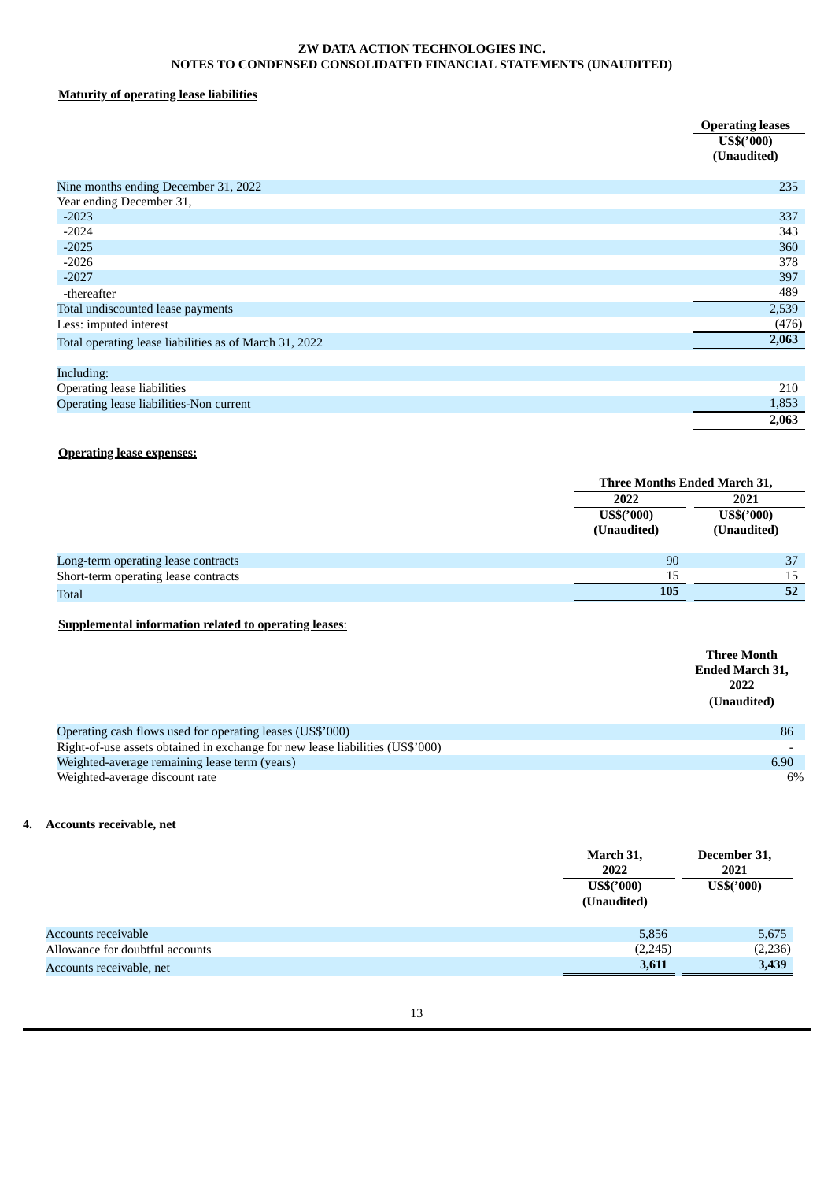**Maturity of operating lease liabilities**

| | Operating leases US$('000) (Unaudited) |
|---|---|
| Nine months ending December 31, 2022 | 235 |
| Year ending December 31, | |
| -2023 | 337 |
| -2024 | 343 |
| -2025 | 360 |
| -2026 | 378 |
| -2027 | 397 |
| -thereafter | 489 |
| Total undiscounted lease payments | 2,539 |
| Less: imputed interest | (476) |
| Total operating lease liabilities as of March 31, 2022 | **2,063** |
| | |
| Including: | |
| Operating lease liabilities | 210 |
| Operating lease liabilities-Non current | 1,853 |
| | **2,063** |

**Operating lease expenses:**

| | Three Months Ended March 31, | |
|---|---|---|
| | 2022 | 2021 |
| | US$('000) (Unaudited) | US$('000) (Unaudited) |
| Long-term operating lease contracts | 90 | 37 |
| Short-term operating lease contracts | 15 | 15 |
| Total | **105** | **52** |

**Supplemental information related to operating leases**:

| | Three Month Ended March 31, 2022 (Unaudited) |
|---|---|
| Operating cash flows used for operating leases (US$'000) | 86 |
| Right-of-use assets obtained in exchange for new lease liabilities (US$'000) | - |
| Weighted-average remaining lease term (years) | 6.90 |
| Weighted-average discount rate | 6% |

**4. Accounts receivable, net**

| | March 31, 2022 US$('000) (Unaudited) | December 31, 2021 US$('000) |
|---|---|---|
| Accounts receivable | 5,856 | 5,675 |
| Allowance for doubtful accounts | (2,245) | (2,236) |
| Accounts receivable, net | **3,611** | **3,439** |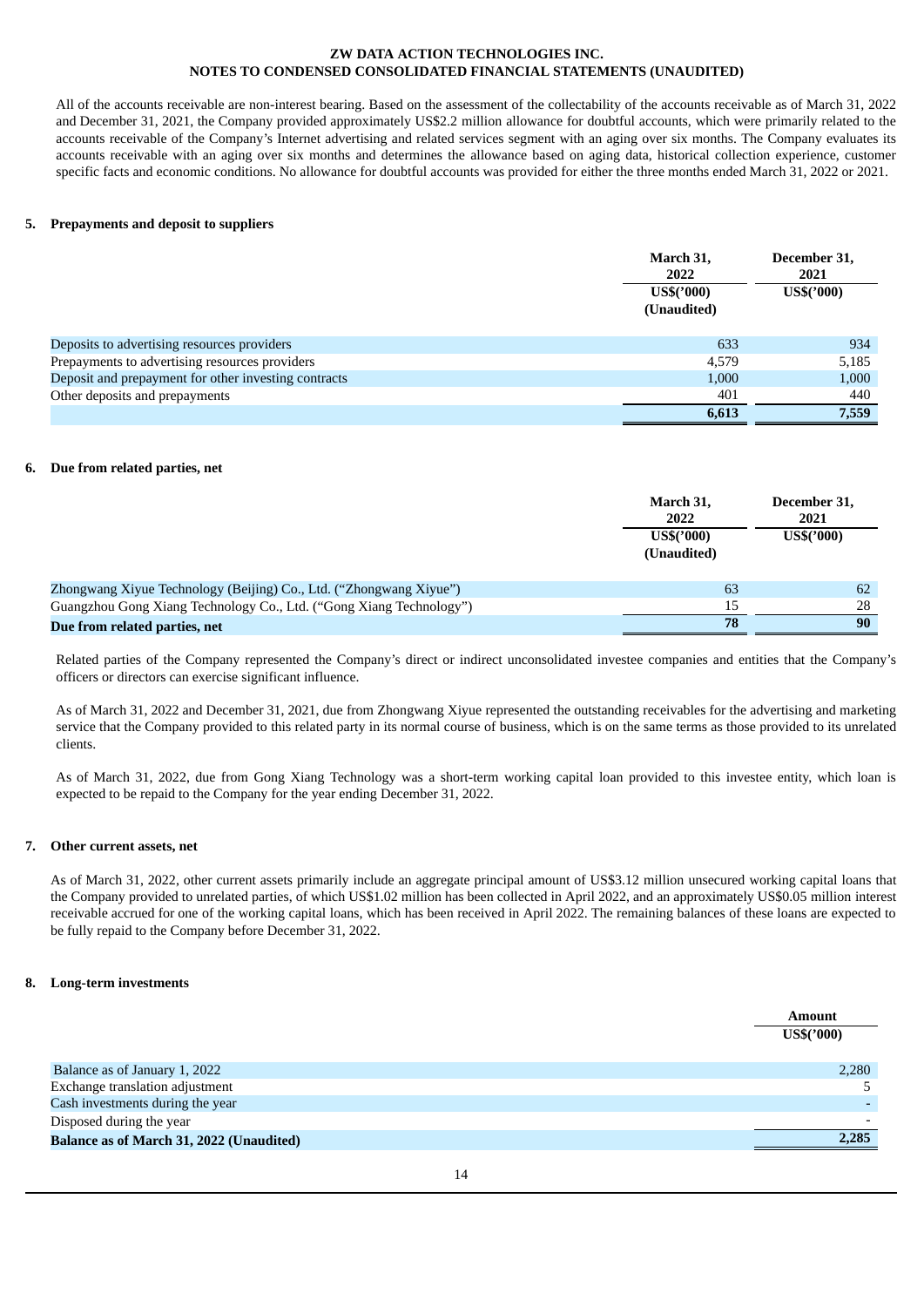All of the accounts receivable are non-interest bearing. Based on the assessment of the collectability of the accounts receivable as of March 31, 2022 and December 31, 2021, the Company provided approximately US$2.2 million allowance for doubtful accounts, which were primarily related to the accounts receivable of the Company's Internet advertising and related services segment with an aging over six months. The Company evaluates its accounts receivable with an aging over six months and determines the allowance based on aging data, historical collection experience, customer specific facts and economic conditions. No allowance for doubtful accounts was provided for either the three months ended March 31, 2022 or 2021.

## 5. Prepayments and deposit to suppliers

| | March 31, 2022 US$('000) (Unaudited) | December 31, 2021 US$('000) |
|---|---|---|
| Deposits to advertising resources providers | 633 | 934 |
| Prepayments to advertising resources providers | 4,579 | 5,185 |
| Deposit and prepayment for other investing contracts | 1,000 | 1,000 |
| Other deposits and prepayments | 401 | 440 |
| | **6,613** | **7,559** |

## 6. Due from related parties, net

| | March 31, 2022 US$('000) (Unaudited) | December 31, 2021 US$('000) |
|---|---|---|
| Zhongwang Xiyue Technology (Beijing) Co., Ltd. ("Zhongwang Xiyue") | 63 | 62 |
| Guangzhou Gong Xiang Technology Co., Ltd. ("Gong Xiang Technology") | 15 | 28 |
| **Due from related parties, net** | **78** | **90** |

Related parties of the Company represented the Company's direct or indirect unconsolidated investee companies and entities that the Company's officers or directors can exercise significant influence.

As of March 31, 2022 and December 31, 2021, due from Zhongwang Xiyue represented the outstanding receivables for the advertising and marketing service that the Company provided to this related party in its normal course of business, which is on the same terms as those provided to its unrelated clients.

As of March 31, 2022, due from Gong Xiang Technology was a short-term working capital loan provided to this investee entity, which loan is expected to be repaid to the Company for the year ending December 31, 2022.

## 7. Other current assets, net

As of March 31, 2022, other current assets primarily include an aggregate principal amount of US$3.12 million unsecured working capital loans that the Company provided to unrelated parties, of which US$1.02 million has been collected in April 2022, and an approximately US$0.05 million interest receivable accrued for one of the working capital loans, which has been received in April 2022. The remaining balances of these loans are expected to be fully repaid to the Company before December 31, 2022.

## 8. Long-term investments

| | Amount US$('000) |
|---|---|
| Balance as of January 1, 2022 | 2,280 |
| Exchange translation adjustment | 5 |
| Cash investments during the year | - |
| Disposed during the year | - |
| **Balance as of March 31, 2022 (Unaudited)** | **2,285** |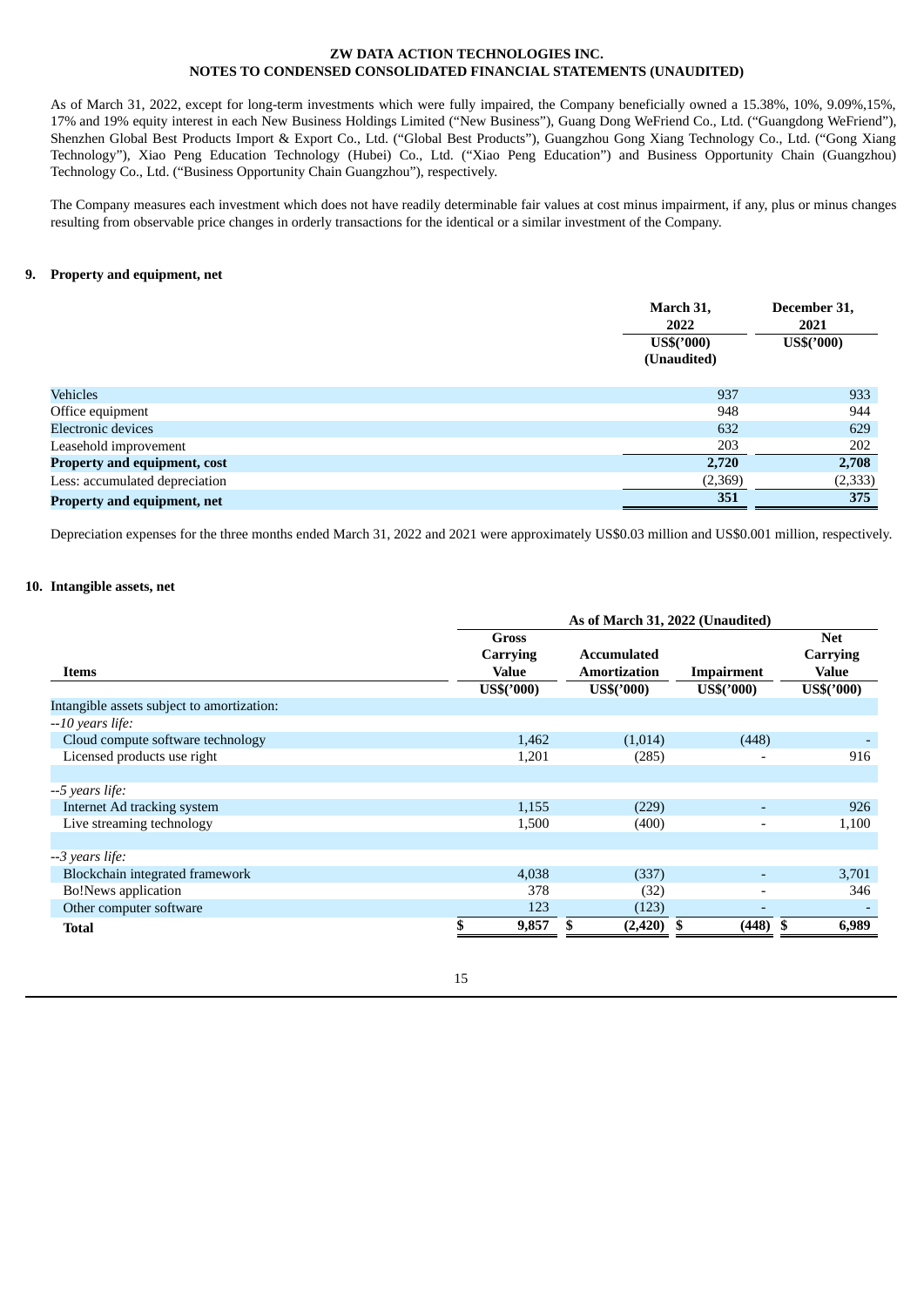As of March 31, 2022, except for long-term investments which were fully impaired, the Company beneficially owned a 15.38%, 10%, 9.09%,15%, 17% and 19% equity interest in each New Business Holdings Limited ("New Business"), Guang Dong WeFriend Co., Ltd. ("Guangdong WeFriend"), Shenzhen Global Best Products Import & Export Co., Ltd. ("Global Best Products"), Guangzhou Gong Xiang Technology Co., Ltd. ("Gong Xiang Technology"), Xiao Peng Education Technology (Hubei) Co., Ltd. ("Xiao Peng Education") and Business Opportunity Chain (Guangzhou) Technology Co., Ltd. ("Business Opportunity Chain Guangzhou"), respectively.

The Company measures each investment which does not have readily determinable fair values at cost minus impairment, if any, plus or minus changes resulting from observable price changes in orderly transactions for the identical or a similar investment of the Company.

## 9. Property and equipment, net

| | March 31, 2022 US$('000) (Unaudited) | December 31, 2021 US$('000) |
|---|---|---|
| Vehicles | 937 | 933 |
| Office equipment | 948 | 944 |
| Electronic devices | 632 | 629 |
| Leasehold improvement | 203 | 202 |
| **Property and equipment, cost** | **2,720** | **2,708** |
| Less: accumulated depreciation | (2,369) | (2,333) |
| **Property and equipment, net** | **351** | **375** |

Depreciation expenses for the three months ended March 31, 2022 and 2021 were approximately US$0.03 million and US$0.001 million, respectively.

## 10. Intangible assets, net

| | As of March 31, 2022 (Unaudited) | | | |
|---|---|---|---|---|
| **Items** | **Gross Carrying Value US$('000)** | **Accumulated Amortization US$('000)** | **Impairment US$('000)** | **Net Carrying Value US$('000)** |
| Intangible assets subject to amortization: | | | | |
| *--10 years life:* | | | | |
| Cloud compute software technology | 1,462 | (1,014) | (448) | - |
| Licensed products use right | 1,201 | (285) | - | 916 |
| *--5 years life:* | | | | |
| Internet Ad tracking system | 1,155 | (229) | - | 926 |
| Live streaming technology | 1,500 | (400) | - | 1,100 |
| *--3 years life:* | | | | |
| Blockchain integrated framework | 4,038 | (337) | - | 3,701 |
| Bo!News application | 378 | (32) | - | 346 |
| Other computer software | 123 | (123) | - | - |
| **Total** | **$ 9,857** | **$ (2,420)** | **$ (448)** | **$ 6,989** |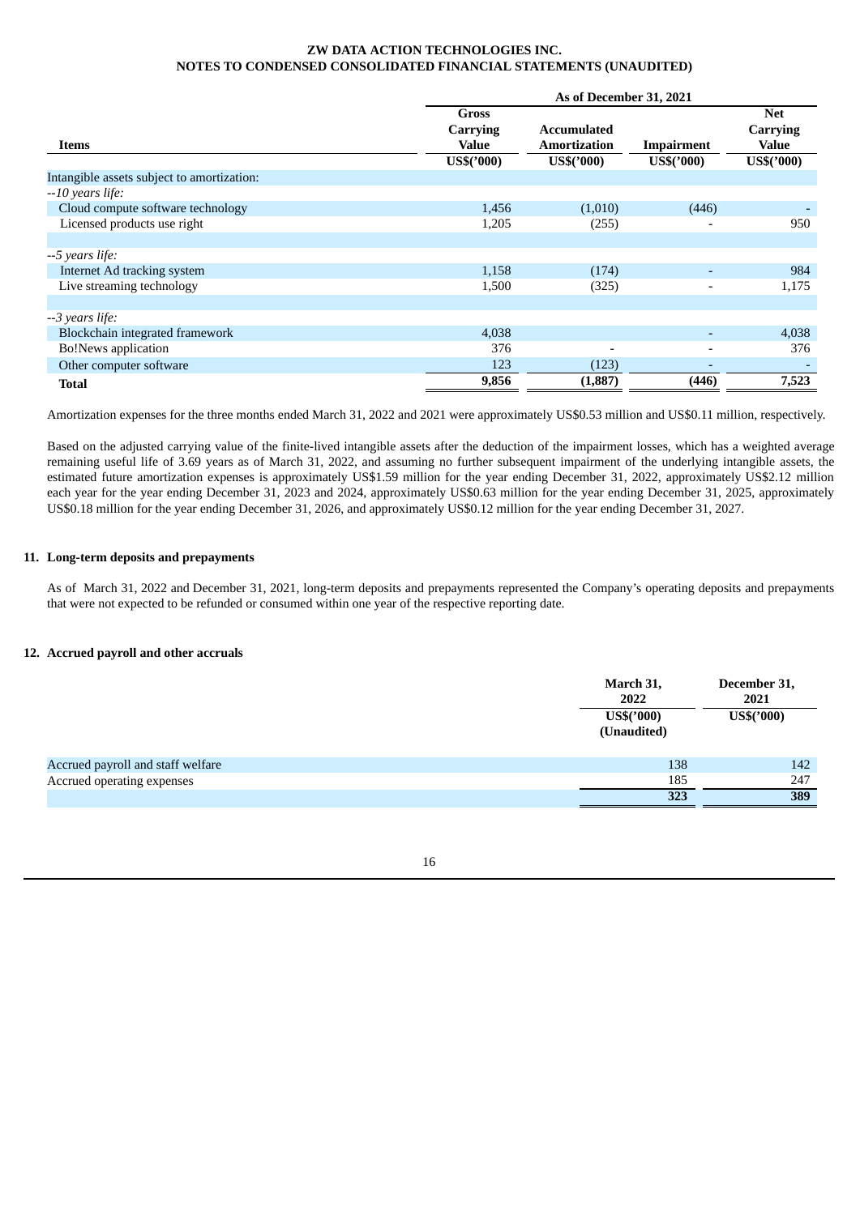| Items | As of December 31, 2021 | | | |
|---|---|---|---|---|
| | Gross Carrying Value | Accumulated Amortization | Impairment | Net Carrying Value |
| | US$('000) | US$('000) | US$('000) | US$('000) |
| Intangible assets subject to amortization: | | | | |
| *--10 years life:* | | | | |
| Cloud compute software technology | 1,456 | (1,010) | (446) | - |
| Licensed products use right | 1,205 | (255) | - | 950 |
| | | | | |
| *--5 years life:* | | | | |
| Internet Ad tracking system | 1,158 | (174) | - | 984 |
| Live streaming technology | 1,500 | (325) | - | 1,175 |
| | | | | |
| *--3 years life:* | | | | |
| Blockchain integrated framework | 4,038 | | - | 4,038 |
| Bo!News application | 376 | - | - | 376 |
| Other computer software | 123 | (123) | - | - |
| **Total** | **9,856** | **(1,887)** | **(446)** | **7,523** |

Amortization expenses for the three months ended March 31, 2022 and 2021 were approximately US$0.53 million and US$0.11 million, respectively.

Based on the adjusted carrying value of the finite-lived intangible assets after the deduction of the impairment losses, which has a weighted average remaining useful life of 3.69 years as of March 31, 2022, and assuming no further subsequent impairment of the underlying intangible assets, the estimated future amortization expenses is approximately US$1.59 million for the year ending December 31, 2022, approximately US$2.12 million each year for the year ending December 31, 2023 and 2024, approximately US$0.63 million for the year ending December 31, 2025, approximately US$0.18 million for the year ending December 31, 2026, and approximately US$0.12 million for the year ending December 31, 2027.

## 11. Long-term deposits and prepayments

As of March 31, 2022 and December 31, 2021, long-term deposits and prepayments represented the Company's operating deposits and prepayments that were not expected to be refunded or consumed within one year of the respective reporting date.

## 12. Accrued payroll and other accruals

| | March 31, 2022 | December 31, 2021 |
|---|---|---|
| | US$('000) (Unaudited) | US$('000) |
| Accrued payroll and staff welfare | 138 | 142 |
| Accrued operating expenses | 185 | 247 |
| | **323** | **389** |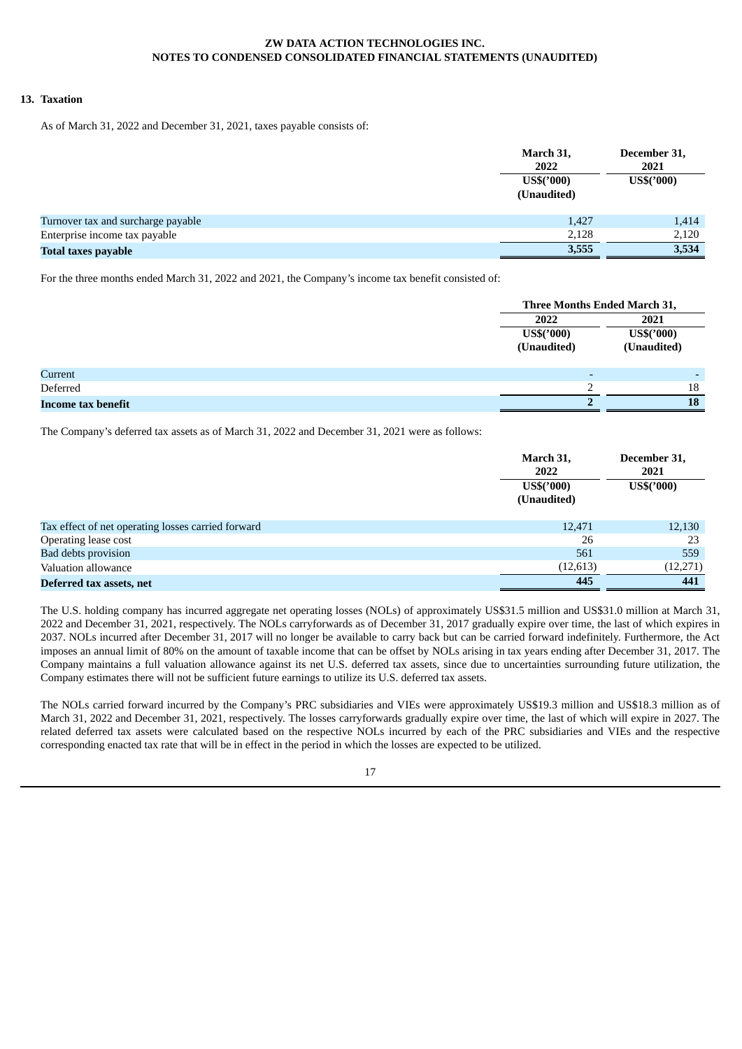## 13. Taxation

As of March 31, 2022 and December 31, 2021, taxes payable consists of:

| | March 31, 2022 | December 31, 2021 |
|---|---|---|
| | US$('000) (Unaudited) | US$('000) |
| Turnover tax and surcharge payable | 1,427 | 1,414 |
| Enterprise income tax payable | 2,128 | 2,120 |
| **Total taxes payable** | **3,555** | **3,534** |

For the three months ended March 31, 2022 and 2021, the Company's income tax benefit consisted of:

| | Three Months Ended March 31, | |
|---|---|---|
| | 2022 | 2021 |
| | US$('000) (Unaudited) | US$('000) (Unaudited) |
| Current | - | - |
| Deferred | 2 | 18 |
| **Income tax benefit** | **2** | **18** |

The Company's deferred tax assets as of March 31, 2022 and December 31, 2021 were as follows:

| | March 31, 2022 | December 31, 2021 |
|---|---|---|
| | US$('000) (Unaudited) | US$('000) |
| Tax effect of net operating losses carried forward | 12,471 | 12,130 |
| Operating lease cost | 26 | 23 |
| Bad debts provision | 561 | 559 |
| Valuation allowance | (12,613) | (12,271) |
| **Deferred tax assets, net** | **445** | **441** |

The U.S. holding company has incurred aggregate net operating losses (NOLs) of approximately US$31.5 million and US$31.0 million at March 31, 2022 and December 31, 2021, respectively. The NOLs carryforwards as of December 31, 2017 gradually expire over time, the last of which expires in 2037. NOLs incurred after December 31, 2017 will no longer be available to carry back but can be carried forward indefinitely. Furthermore, the Act imposes an annual limit of 80% on the amount of taxable income that can be offset by NOLs arising in tax years ending after December 31, 2017. The Company maintains a full valuation allowance against its net U.S. deferred tax assets, since due to uncertainties surrounding future utilization, the Company estimates there will not be sufficient future earnings to utilize its U.S. deferred tax assets.

The NOLs carried forward incurred by the Company's PRC subsidiaries and VIEs were approximately US$19.3 million and US$18.3 million as of March 31, 2022 and December 31, 2021, respectively. The losses carryforwards gradually expire over time, the last of which will expire in 2027. The related deferred tax assets were calculated based on the respective NOLs incurred by each of the PRC subsidiaries and VIEs and the respective corresponding enacted tax rate that will be in effect in the period in which the losses are expected to be utilized.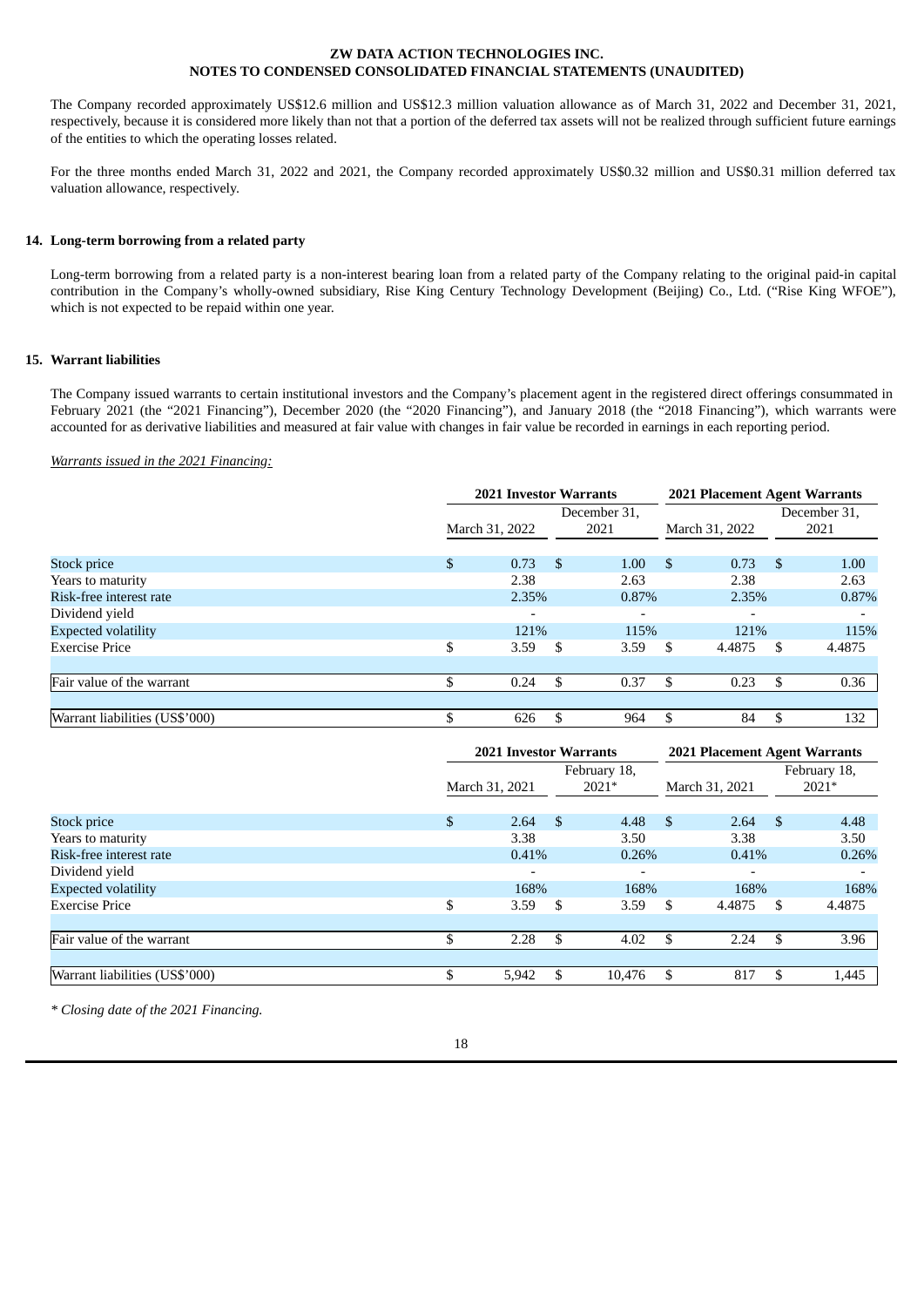The Company recorded approximately US$12.6 million and US$12.3 million valuation allowance as of March 31, 2022 and December 31, 2021, respectively, because it is considered more likely than not that a portion of the deferred tax assets will not be realized through sufficient future earnings of the entities to which the operating losses related.

For the three months ended March 31, 2022 and 2021, the Company recorded approximately US$0.32 million and US$0.31 million deferred tax valuation allowance, respectively.

## 14. Long-term borrowing from a related party

Long-term borrowing from a related party is a non-interest bearing loan from a related party of the Company relating to the original paid-in capital contribution in the Company's wholly-owned subsidiary, Rise King Century Technology Development (Beijing) Co., Ltd. ("Rise King WFOE"), which is not expected to be repaid within one year.

## 15. Warrant liabilities

The Company issued warrants to certain institutional investors and the Company's placement agent in the registered direct offerings consummated in February 2021 (the "2021 Financing"), December 2020 (the "2020 Financing"), and January 2018 (the "2018 Financing"), which warrants were accounted for as derivative liabilities and measured at fair value with changes in fair value be recorded in earnings in each reporting period.

*Warrants issued in the 2021 Financing:*

| | 2021 Investor Warrants | | 2021 Placement Agent Warrants | |
|---|---|---|---|---|
| | March 31, 2022 | December 31, 2021 | March 31, 2022 | December 31, 2021 |
| Stock price | $ 0.73 | $ 1.00 | $ 0.73 | $ 1.00 |
| Years to maturity | 2.38 | 2.63 | 2.38 | 2.63 |
| Risk-free interest rate | 2.35% | 0.87% | 2.35% | 0.87% |
| Dividend yield | - | - | - | - |
| Expected volatility | 121% | 115% | 121% | 115% |
| Exercise Price | $ 3.59 | $ 3.59 | $ 4.4875 | $ 4.4875 |
| Fair value of the warrant | $ 0.24 | $ 0.37 | $ 0.23 | $ 0.36 |
| Warrant liabilities (US$'000) | $ 626 | $ 964 | $ 84 | $ 132 |

| | 2021 Investor Warrants | | 2021 Placement Agent Warrants | |
|---|---|---|---|---|
| | March 31, 2021 | February 18, 2021* | March 31, 2021 | February 18, 2021* |
| Stock price | $ 2.64 | $ 4.48 | $ 2.64 | $ 4.48 |
| Years to maturity | 3.38 | 3.50 | 3.38 | 3.50 |
| Risk-free interest rate | 0.41% | 0.26% | 0.41% | 0.26% |
| Dividend yield | - | - | - | - |
| Expected volatility | 168% | 168% | 168% | 168% |
| Exercise Price | $ 3.59 | $ 3.59 | $ 4.4875 | $ 4.4875 |
| Fair value of the warrant | $ 2.28 | $ 4.02 | $ 2.24 | $ 3.96 |
| Warrant liabilities (US$'000) | $ 5,942 | $ 10,476 | $ 817 | $ 1,445 |

*\* Closing date of the 2021 Financing.*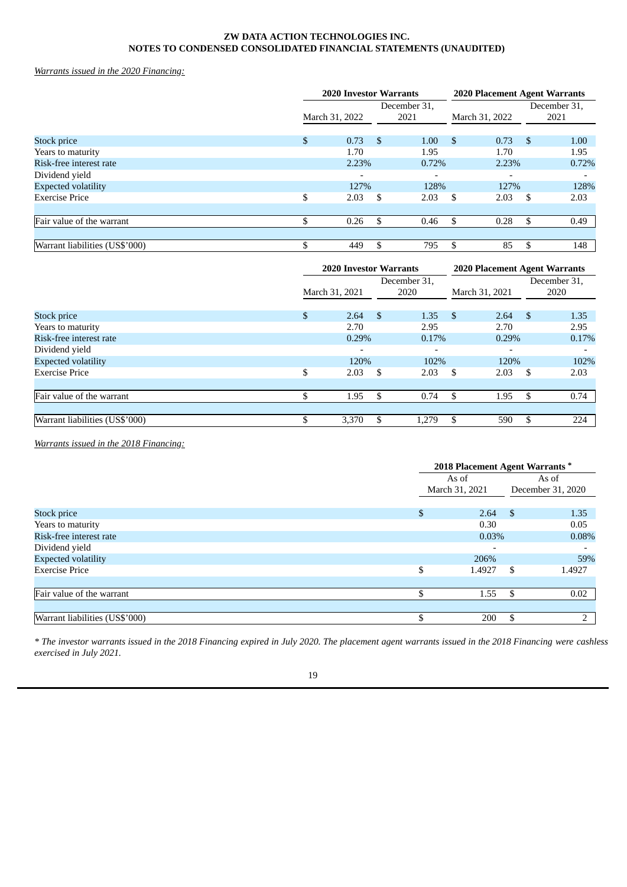*Warrants issued in the 2020 Financing:*

| | 2020 Investor Warrants | | 2020 Placement Agent Warrants | |
|---|---|---|---|---|
| | March 31, 2022 | December 31, 2021 | March 31, 2022 | December 31, 2021 |
| Stock price | $ 0.73 | $ 1.00 | $ 0.73 | $ 1.00 |
| Years to maturity | 1.70 | 1.95 | 1.70 | 1.95 |
| Risk-free interest rate | 2.23% | 0.72% | 2.23% | 0.72% |
| Dividend yield | - | - | - | - |
| Expected volatility | 127% | 128% | 127% | 128% |
| Exercise Price | $ 2.03 | $ 2.03 | $ 2.03 | $ 2.03 |
| Fair value of the warrant | $ 0.26 | $ 0.46 | $ 0.28 | $ 0.49 |
| Warrant liabilities (US$'000) | $ 449 | $ 795 | $ 85 | $ 148 |

| | 2020 Investor Warrants | | 2020 Placement Agent Warrants | |
|---|---|---|---|---|
| | March 31, 2021 | December 31, 2020 | March 31, 2021 | December 31, 2020 |
| Stock price | $ 2.64 | $ 1.35 | $ 2.64 | $ 1.35 |
| Years to maturity | 2.70 | 2.95 | 2.70 | 2.95 |
| Risk-free interest rate | 0.29% | 0.17% | 0.29% | 0.17% |
| Dividend yield | - | - | - | - |
| Expected volatility | 120% | 102% | 120% | 102% |
| Exercise Price | $ 2.03 | $ 2.03 | $ 2.03 | $ 2.03 |
| Fair value of the warrant | $ 1.95 | $ 0.74 | $ 1.95 | $ 0.74 |
| Warrant liabilities (US$'000) | $ 3,370 | $ 1,279 | $ 590 | $ 224 |

*Warrants issued in the 2018 Financing:*

| | 2018 Placement Agent Warrants * | |
|---|---|---|
| | As of March 31, 2021 | As of December 31, 2020 |
| Stock price | $ 2.64 | $ 1.35 |
| Years to maturity | 0.30 | 0.05 |
| Risk-free interest rate | 0.03% | 0.08% |
| Dividend yield | - | - |
| Expected volatility | 206% | 59% |
| Exercise Price | $ 1.4927 | $ 1.4927 |
| Fair value of the warrant | $ 1.55 | $ 0.02 |
| Warrant liabilities (US$'000) | $ 200 | $ 2 |

*\* The investor warrants issued in the 2018 Financing expired in July 2020. The placement agent warrants issued in the 2018 Financing were cashless exercised in July 2021.*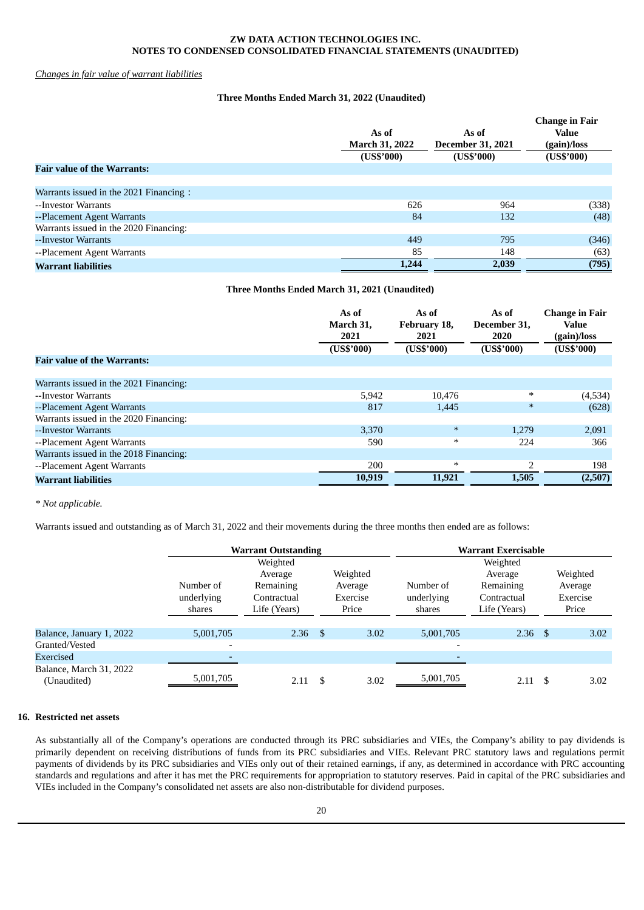*Changes in fair value of warrant liabilities*

**Three Months Ended March 31, 2022 (Unaudited)**

| | As of March 31, 2022 (US$'000) | As of December 31, 2021 (US$'000) | Change in Fair Value (gain)/loss (US$'000) |
|---|---|---|---|
| **Fair value of the Warrants:** | | | |
| Warrants issued in the 2021 Financing： | | | |
| --Investor Warrants | 626 | 964 | (338) |
| --Placement Agent Warrants | 84 | 132 | (48) |
| Warrants issued in the 2020 Financing: | | | |
| --Investor Warrants | 449 | 795 | (346) |
| --Placement Agent Warrants | 85 | 148 | (63) |
| **Warrant liabilities** | **1,244** | **2,039** | **(795)** |

**Three Months Ended March 31, 2021 (Unaudited)**

| | As of March 31, 2021 (US$'000) | As of February 18, 2021 (US$'000) | As of December 31, 2020 (US$'000) | Change in Fair Value (gain)/loss (US$'000) |
|---|---|---|---|---|
| **Fair value of the Warrants:** | | | | |
| Warrants issued in the 2021 Financing: | | | | |
| --Investor Warrants | 5,942 | 10,476 | * | (4,534) |
| --Placement Agent Warrants | 817 | 1,445 | * | (628) |
| Warrants issued in the 2020 Financing: | | | | |
| --Investor Warrants | 3,370 | * | 1,279 | 2,091 |
| --Placement Agent Warrants | 590 | * | 224 | 366 |
| Warrants issued in the 2018 Financing: | | | | |
| --Placement Agent Warrants | 200 | * | 2 | 198 |
| **Warrant liabilities** | **10,919** | **11,921** | **1,505** | **(2,507)** |

*\* Not applicable.*

Warrants issued and outstanding as of March 31, 2022 and their movements during the three months then ended are as follows:

| | Warrant Outstanding | | | Warrant Exercisable | | |
|---|---|---|---|---|---|---|
| | Number of underlying shares | Weighted Average Remaining Contractual Life (Years) | Weighted Average Exercise Price | Number of underlying shares | Weighted Average Remaining Contractual Life (Years) | Weighted Average Exercise Price |
| Balance, January 1, 2022 | 5,001,705 | 2.36 | $ 3.02 | 5,001,705 | 2.36 | $ 3.02 |
| Granted/Vested | - | | | - | | |
| Exercised | - | | | - | | |
| Balance, March 31, 2022 (Unaudited) | 5,001,705 | 2.11 | $ 3.02 | 5,001,705 | 2.11 | $ 3.02 |

## 16. Restricted net assets

As substantially all of the Company's operations are conducted through its PRC subsidiaries and VIEs, the Company's ability to pay dividends is primarily dependent on receiving distributions of funds from its PRC subsidiaries and VIEs. Relevant PRC statutory laws and regulations permit payments of dividends by its PRC subsidiaries and VIEs only out of their retained earnings, if any, as determined in accordance with PRC accounting standards and regulations and after it has met the PRC requirements for appropriation to statutory reserves. Paid in capital of the PRC subsidiaries and VIEs included in the Company's consolidated net assets are also non-distributable for dividend purposes.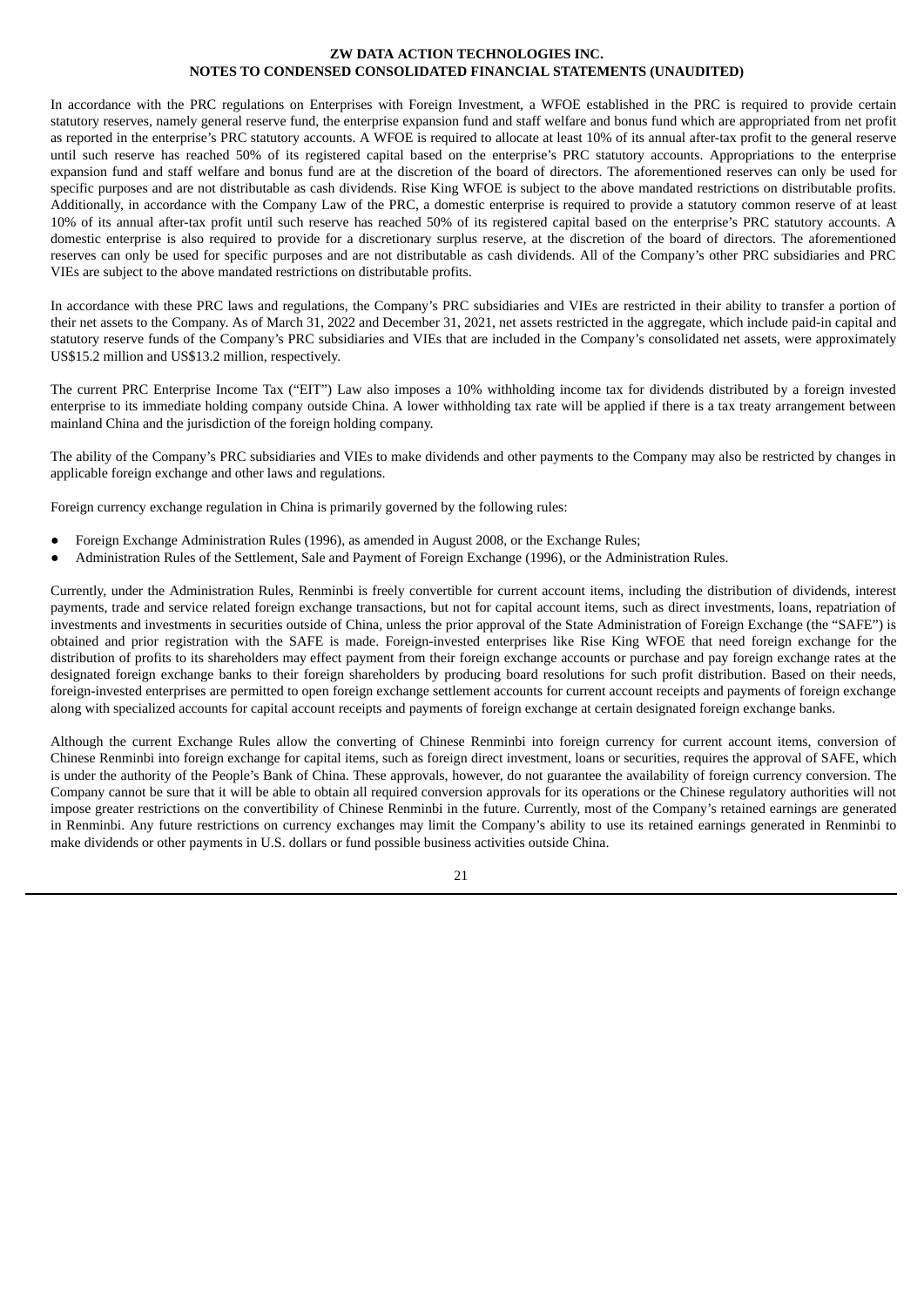In accordance with the PRC regulations on Enterprises with Foreign Investment, a WFOE established in the PRC is required to provide certain statutory reserves, namely general reserve fund, the enterprise expansion fund and staff welfare and bonus fund which are appropriated from net profit as reported in the enterprise's PRC statutory accounts. A WFOE is required to allocate at least 10% of its annual after-tax profit to the general reserve until such reserve has reached 50% of its registered capital based on the enterprise's PRC statutory accounts. Appropriations to the enterprise expansion fund and staff welfare and bonus fund are at the discretion of the board of directors. The aforementioned reserves can only be used for specific purposes and are not distributable as cash dividends. Rise King WFOE is subject to the above mandated restrictions on distributable profits. Additionally, in accordance with the Company Law of the PRC, a domestic enterprise is required to provide a statutory common reserve of at least 10% of its annual after-tax profit until such reserve has reached 50% of its registered capital based on the enterprise's PRC statutory accounts. A domestic enterprise is also required to provide for a discretionary surplus reserve, at the discretion of the board of directors. The aforementioned reserves can only be used for specific purposes and are not distributable as cash dividends. All of the Company's other PRC subsidiaries and PRC VIEs are subject to the above mandated restrictions on distributable profits.

In accordance with these PRC laws and regulations, the Company's PRC subsidiaries and VIEs are restricted in their ability to transfer a portion of their net assets to the Company. As of March 31, 2022 and December 31, 2021, net assets restricted in the aggregate, which include paid-in capital and statutory reserve funds of the Company's PRC subsidiaries and VIEs that are included in the Company's consolidated net assets, were approximately US$15.2 million and US$13.2 million, respectively.

The current PRC Enterprise Income Tax ("EIT") Law also imposes a 10% withholding income tax for dividends distributed by a foreign invested enterprise to its immediate holding company outside China. A lower withholding tax rate will be applied if there is a tax treaty arrangement between mainland China and the jurisdiction of the foreign holding company.

The ability of the Company's PRC subsidiaries and VIEs to make dividends and other payments to the Company may also be restricted by changes in applicable foreign exchange and other laws and regulations.

Foreign currency exchange regulation in China is primarily governed by the following rules:

- Foreign Exchange Administration Rules (1996), as amended in August 2008, or the Exchange Rules;
- Administration Rules of the Settlement, Sale and Payment of Foreign Exchange (1996), or the Administration Rules.

Currently, under the Administration Rules, Renminbi is freely convertible for current account items, including the distribution of dividends, interest payments, trade and service related foreign exchange transactions, but not for capital account items, such as direct investments, loans, repatriation of investments and investments in securities outside of China, unless the prior approval of the State Administration of Foreign Exchange (the "SAFE") is obtained and prior registration with the SAFE is made. Foreign-invested enterprises like Rise King WFOE that need foreign exchange for the distribution of profits to its shareholders may effect payment from their foreign exchange accounts or purchase and pay foreign exchange rates at the designated foreign exchange banks to their foreign shareholders by producing board resolutions for such profit distribution. Based on their needs, foreign-invested enterprises are permitted to open foreign exchange settlement accounts for current account receipts and payments of foreign exchange along with specialized accounts for capital account receipts and payments of foreign exchange at certain designated foreign exchange banks.

Although the current Exchange Rules allow the converting of Chinese Renminbi into foreign currency for current account items, conversion of Chinese Renminbi into foreign exchange for capital items, such as foreign direct investment, loans or securities, requires the approval of SAFE, which is under the authority of the People's Bank of China. These approvals, however, do not guarantee the availability of foreign currency conversion. The Company cannot be sure that it will be able to obtain all required conversion approvals for its operations or the Chinese regulatory authorities will not impose greater restrictions on the convertibility of Chinese Renminbi in the future. Currently, most of the Company's retained earnings are generated in Renminbi. Any future restrictions on currency exchanges may limit the Company's ability to use its retained earnings generated in Renminbi to make dividends or other payments in U.S. dollars or fund possible business activities outside China.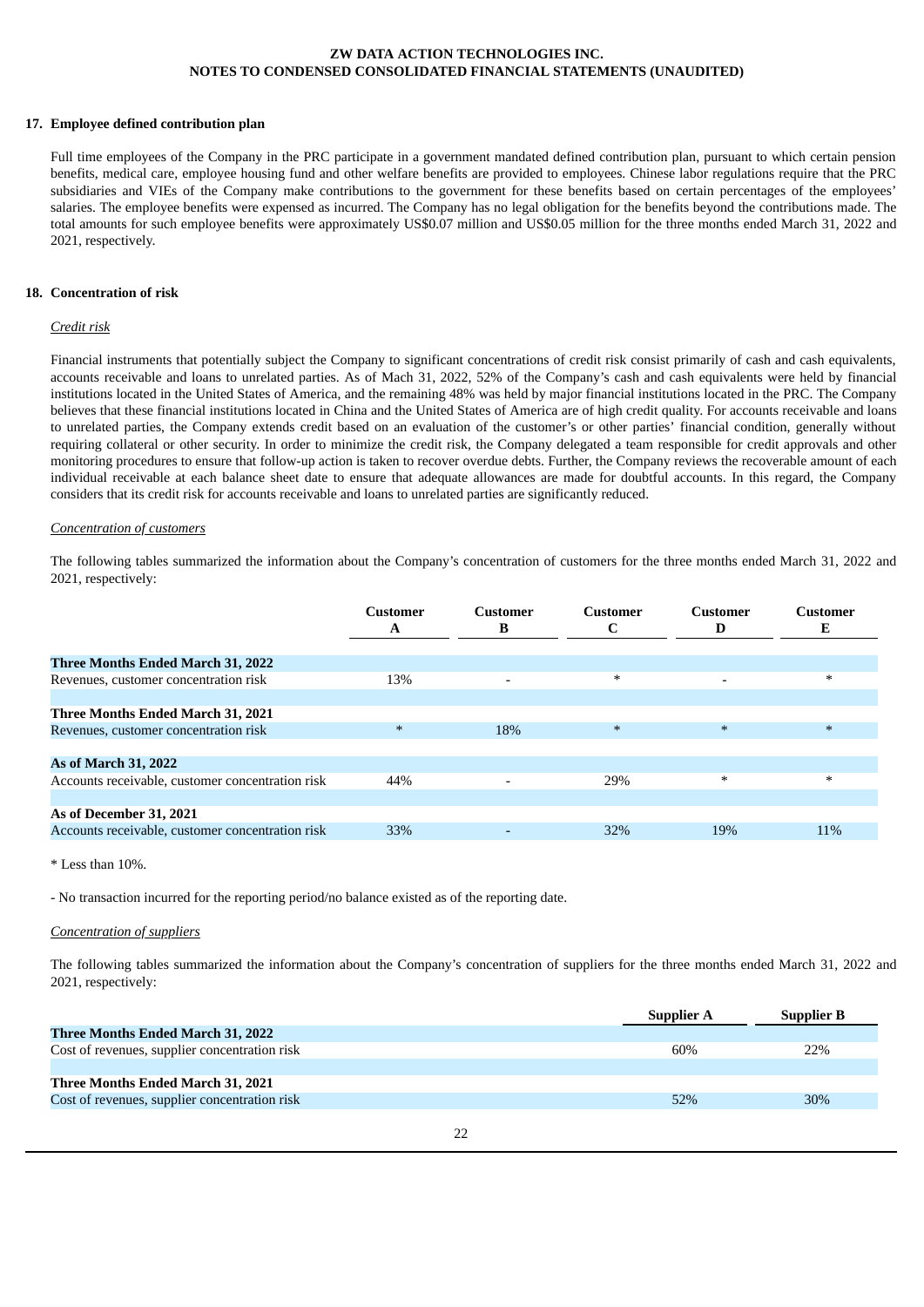## 17. Employee defined contribution plan

Full time employees of the Company in the PRC participate in a government mandated defined contribution plan, pursuant to which certain pension benefits, medical care, employee housing fund and other welfare benefits are provided to employees. Chinese labor regulations require that the PRC subsidiaries and VIEs of the Company make contributions to the government for these benefits based on certain percentages of the employees' salaries. The employee benefits were expensed as incurred. The Company has no legal obligation for the benefits beyond the contributions made. The total amounts for such employee benefits were approximately US$0.07 million and US$0.05 million for the three months ended March 31, 2022 and 2021, respectively.

## 18. Concentration of risk

*Credit risk*

Financial instruments that potentially subject the Company to significant concentrations of credit risk consist primarily of cash and cash equivalents, accounts receivable and loans to unrelated parties. As of Mach 31, 2022, 52% of the Company's cash and cash equivalents were held by financial institutions located in the United States of America, and the remaining 48% was held by major financial institutions located in the PRC. The Company believes that these financial institutions located in China and the United States of America are of high credit quality. For accounts receivable and loans to unrelated parties, the Company extends credit based on an evaluation of the customer's or other parties' financial condition, generally without requiring collateral or other security. In order to minimize the credit risk, the Company delegated a team responsible for credit approvals and other monitoring procedures to ensure that follow-up action is taken to recover overdue debts. Further, the Company reviews the recoverable amount of each individual receivable at each balance sheet date to ensure that adequate allowances are made for doubtful accounts. In this regard, the Company considers that its credit risk for accounts receivable and loans to unrelated parties are significantly reduced.

*Concentration of customers*

The following tables summarized the information about the Company's concentration of customers for the three months ended March 31, 2022 and 2021, respectively:

| | Customer A | Customer B | Customer C | Customer D | Customer E |
|---|---|---|---|---|---|
| **Three Months Ended March 31, 2022** | | | | | |
| Revenues, customer concentration risk | 13% | - | * | - | * |
| **Three Months Ended March 31, 2021** | | | | | |
| Revenues, customer concentration risk | * | 18% | * | * | * |
| **As of March 31, 2022** | | | | | |
| Accounts receivable, customer concentration risk | 44% | - | 29% | * | * |
| **As of December 31, 2021** | | | | | |
| Accounts receivable, customer concentration risk | 33% | - | 32% | 19% | 11% |

* Less than 10%.

- No transaction incurred for the reporting period/no balance existed as of the reporting date.

*Concentration of suppliers*

The following tables summarized the information about the Company's concentration of suppliers for the three months ended March 31, 2022 and 2021, respectively:

| | Supplier A | Supplier B |
|---|---|---|
| **Three Months Ended March 31, 2022** | | |
| Cost of revenues, supplier concentration risk | 60% | 22% |
| **Three Months Ended March 31, 2021** | | |
| Cost of revenues, supplier concentration risk | 52% | 30% |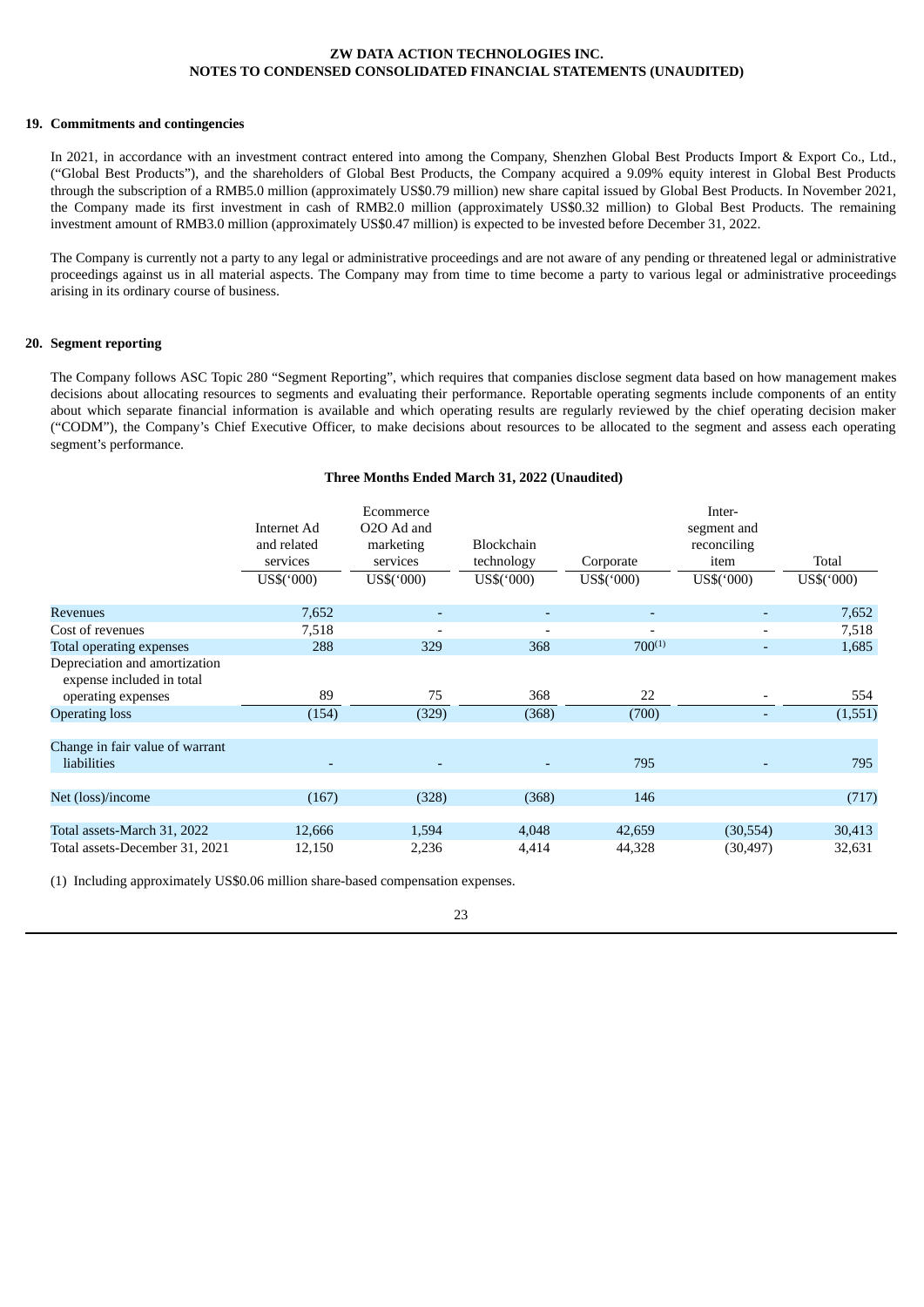ZW DATA ACTION TECHNOLOGIES INC.

NOTES TO CONDENSED CONSOLIDATED FINANCIAL STATEMENTS (UNAUDITED)

## 19. Commitments and contingencies

In 2021, in accordance with an investment contract entered into among the Company, Shenzhen Global Best Products Import & Export Co., Ltd., ("Global Best Products"), and the shareholders of Global Best Products, the Company acquired a 9.09% equity interest in Global Best Products through the subscription of a RMB5.0 million (approximately US$0.79 million) new share capital issued by Global Best Products. In November 2021, the Company made its first investment in cash of RMB2.0 million (approximately US$0.32 million) to Global Best Products. The remaining investment amount of RMB3.0 million (approximately US$0.47 million) is expected to be invested before December 31, 2022.

The Company is currently not a party to any legal or administrative proceedings and are not aware of any pending or threatened legal or administrative proceedings against us in all material aspects. The Company may from time to time become a party to various legal or administrative proceedings arising in its ordinary course of business.

## 20. Segment reporting

The Company follows ASC Topic 280 "Segment Reporting", which requires that companies disclose segment data based on how management makes decisions about allocating resources to segments and evaluating their performance. Reportable operating segments include components of an entity about which separate financial information is available and which operating results are regularly reviewed by the chief operating decision maker ("CODM"), the Company's Chief Executive Officer, to make decisions about resources to be allocated to the segment and assess each operating segment's performance.

**Three Months Ended March 31, 2022 (Unaudited)**

| | Internet Ad and related services | Ecommerce O2O Ad and marketing services | Blockchain technology | Corporate | Inter-segment and reconciling item | Total |
|---|---|---|---|---|---|---|
| | US$('000) | US$('000) | US$('000) | US$('000) | US$('000) | US$('000) |
| Revenues | 7,652 | - | - | - | - | 7,652 |
| Cost of revenues | 7,518 | - | - | - | - | 7,518 |
| Total operating expenses | 288 | 329 | 368 | 700(1) | - | 1,685 |
| Depreciation and amortization expense included in total operating expenses | 89 | 75 | 368 | 22 | - | 554 |
| Operating loss | (154) | (329) | (368) | (700) | - | (1,551) |
| Change in fair value of warrant liabilities | - | - | - | 795 | - | 795 |
| Net (loss)/income | (167) | (328) | (368) | 146 | | (717) |
| Total assets-March 31, 2022 | 12,666 | 1,594 | 4,048 | 42,659 | (30,554) | 30,413 |
| Total assets-December 31, 2021 | 12,150 | 2,236 | 4,414 | 44,328 | (30,497) | 32,631 |

(1) Including approximately US$0.06 million share-based compensation expenses.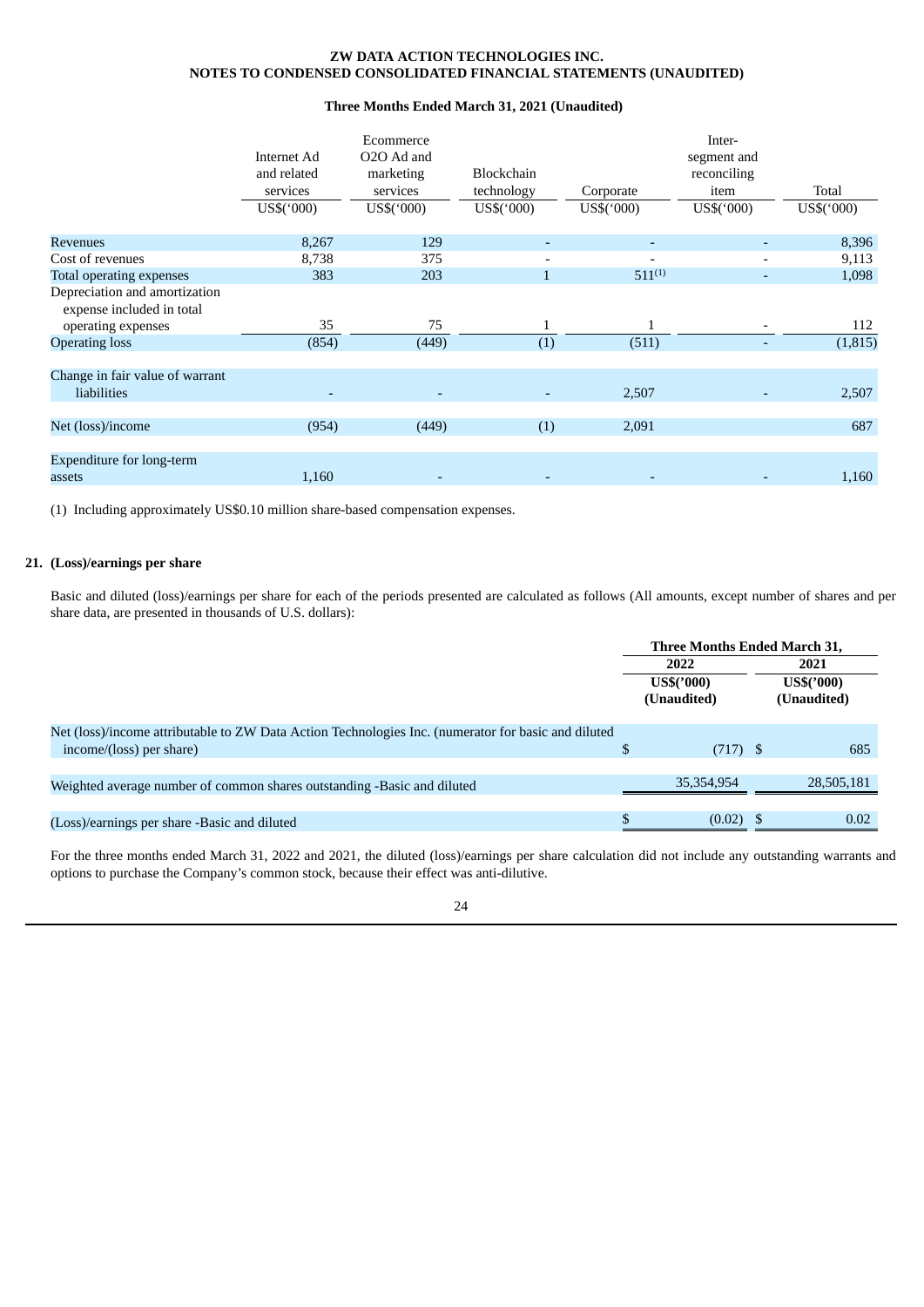**Three Months Ended March 31, 2021 (Unaudited)**

| | Internet Ad and related services | Ecommerce O2O Ad and marketing services | Blockchain technology | Corporate | Inter-segment and reconciling item | Total |
|---|---|---|---|---|---|---|
| | US$('000) | US$('000) | US$('000) | US$('000) | US$('000) | US$('000) |
| Revenues | 8,267 | 129 | - | - | - | 8,396 |
| Cost of revenues | 8,738 | 375 | - | - | - | 9,113 |
| Total operating expenses | 383 | 203 | 1 | 511(1) | - | 1,098 |
| Depreciation and amortization expense included in total operating expenses | 35 | 75 | 1 | 1 | - | 112 |
| Operating loss | (854) | (449) | (1) | (511) | - | (1,815) |
| Change in fair value of warrant liabilities | - | - | - | 2,507 | - | 2,507 |
| Net (loss)/income | (954) | (449) | (1) | 2,091 | | 687 |
| Expenditure for long-term assets | 1,160 | - | - | - | - | 1,160 |

(1) Including approximately US$0.10 million share-based compensation expenses.

## 21. (Loss)/earnings per share

Basic and diluted (loss)/earnings per share for each of the periods presented are calculated as follows (All amounts, except number of shares and per share data, are presented in thousands of U.S. dollars):

| | Three Months Ended March 31, | |
|---|---|---|
| | 2022 | 2021 |
| | US$('000) (Unaudited) | US$('000) (Unaudited) |
| Net (loss)/income attributable to ZW Data Action Technologies Inc. (numerator for basic and diluted income/(loss) per share) | $ (717) | $ 685 |
| Weighted average number of common shares outstanding -Basic and diluted | 35,354,954 | 28,505,181 |
| (Loss)/earnings per share -Basic and diluted | $ (0.02) | $ 0.02 |

For the three months ended March 31, 2022 and 2021, the diluted (loss)/earnings per share calculation did not include any outstanding warrants and options to purchase the Company's common stock, because their effect was anti-dilutive.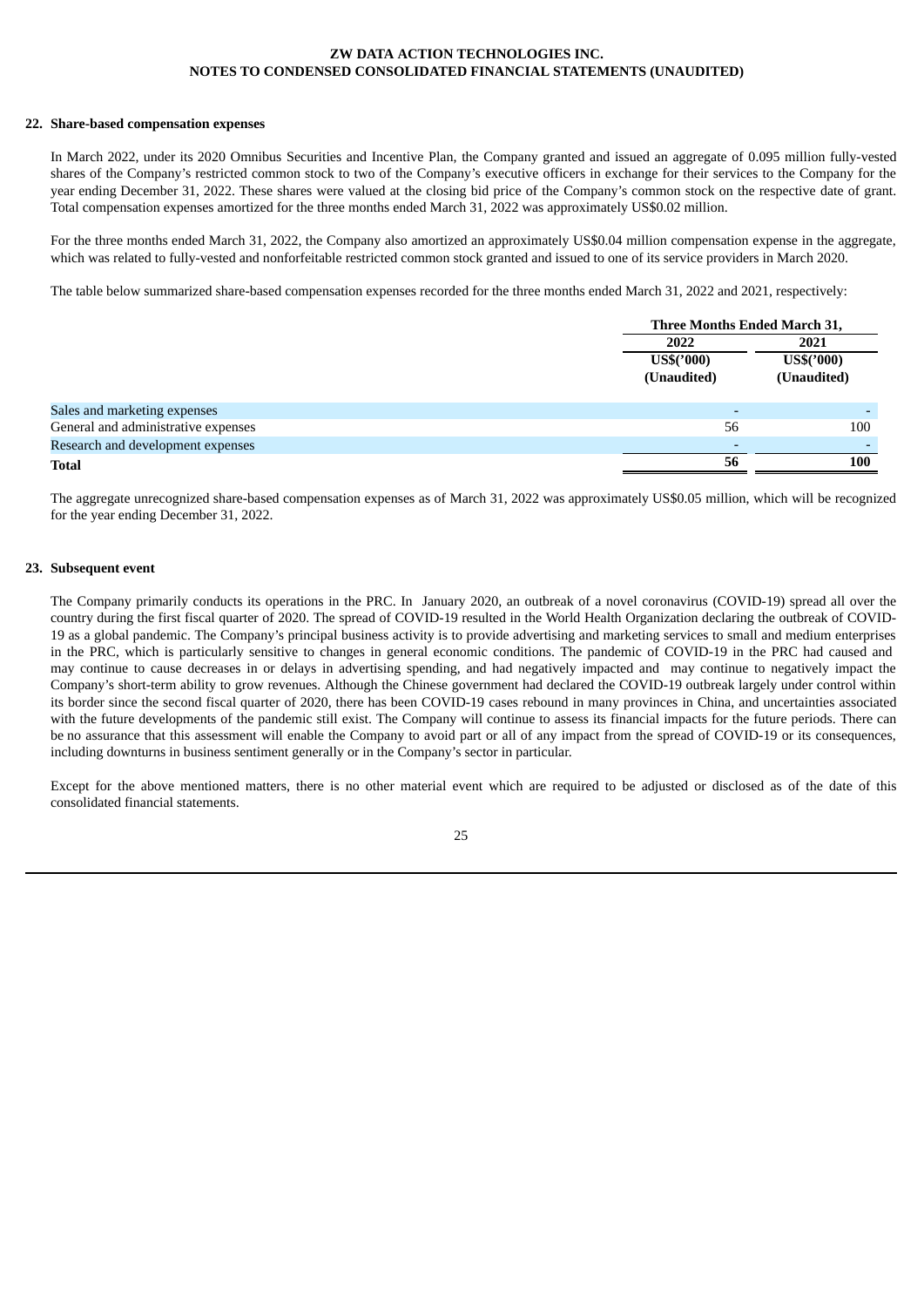## 22. Share-based compensation expenses

In March 2022, under its 2020 Omnibus Securities and Incentive Plan, the Company granted and issued an aggregate of 0.095 million fully-vested shares of the Company's restricted common stock to two of the Company's executive officers in exchange for their services to the Company for the year ending December 31, 2022. These shares were valued at the closing bid price of the Company's common stock on the respective date of grant. Total compensation expenses amortized for the three months ended March 31, 2022 was approximately US$0.02 million.

For the three months ended March 31, 2022, the Company also amortized an approximately US$0.04 million compensation expense in the aggregate, which was related to fully-vested and nonforfeitable restricted common stock granted and issued to one of its service providers in March 2020.

The table below summarized share-based compensation expenses recorded for the three months ended March 31, 2022 and 2021, respectively:

| | Three Months Ended March 31, | |
|---|---|---|
| | 2022 | 2021 |
| | US$('000) (Unaudited) | US$('000) (Unaudited) |
| Sales and marketing expenses | - | - |
| General and administrative expenses | 56 | 100 |
| Research and development expenses | - | - |
| **Total** | **56** | **100** |

The aggregate unrecognized share-based compensation expenses as of March 31, 2022 was approximately US$0.05 million, which will be recognized for the year ending December 31, 2022.

## 23. Subsequent event

The Company primarily conducts its operations in the PRC. In January 2020, an outbreak of a novel coronavirus (COVID-19) spread all over the country during the first fiscal quarter of 2020. The spread of COVID-19 resulted in the World Health Organization declaring the outbreak of COVID-19 as a global pandemic. The Company's principal business activity is to provide advertising and marketing services to small and medium enterprises in the PRC, which is particularly sensitive to changes in general economic conditions. The pandemic of COVID-19 in the PRC had caused and may continue to cause decreases in or delays in advertising spending, and had negatively impacted and may continue to negatively impact the Company's short-term ability to grow revenues. Although the Chinese government had declared the COVID-19 outbreak largely under control within its border since the second fiscal quarter of 2020, there has been COVID-19 cases rebound in many provinces in China, and uncertainties associated with the future developments of the pandemic still exist. The Company will continue to assess its financial impacts for the future periods. There can be no assurance that this assessment will enable the Company to avoid part or all of any impact from the spread of COVID-19 or its consequences, including downturns in business sentiment generally or in the Company's sector in particular.

Except for the above mentioned matters, there is no other material event which are required to be adjusted or disclosed as of the date of this consolidated financial statements.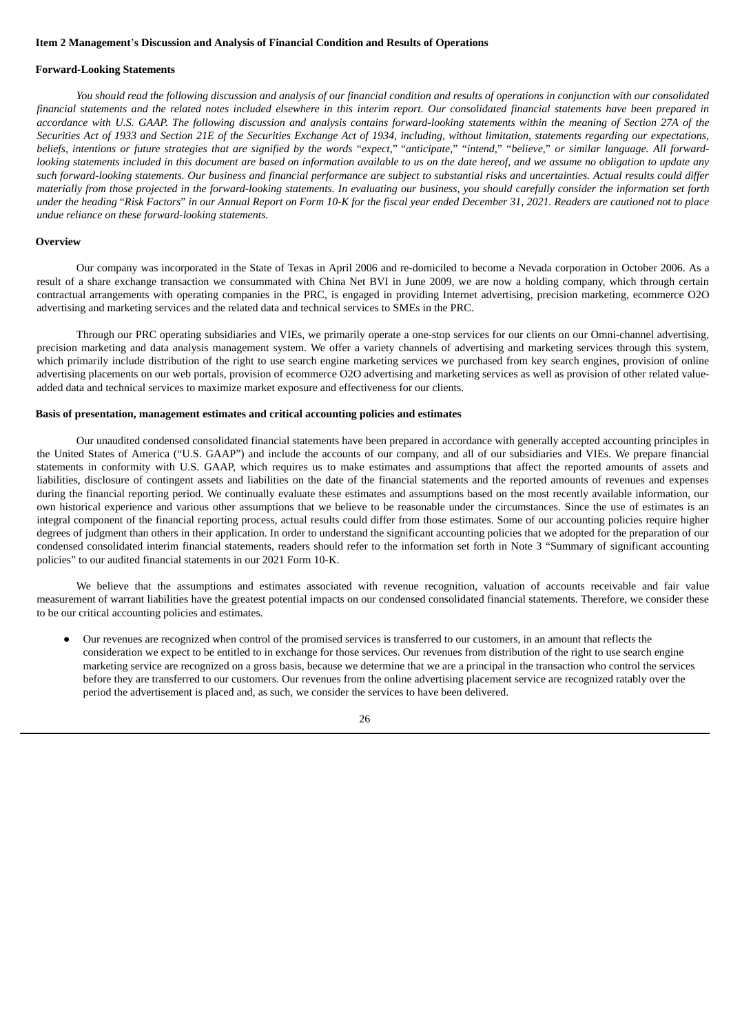**Item 2 Management's Discussion and Analysis of Financial Condition and Results of Operations**

**Forward-Looking Statements**

*You should read the following discussion and analysis of our financial condition and results of operations in conjunction with our consolidated financial statements and the related notes included elsewhere in this interim report. Our consolidated financial statements have been prepared in accordance with U.S. GAAP. The following discussion and analysis contains forward-looking statements within the meaning of Section 27A of the Securities Act of 1933 and Section 21E of the Securities Exchange Act of 1934, including, without limitation, statements regarding our expectations, beliefs, intentions or future strategies that are signified by the words "expect," "anticipate," "intend," "believe," or similar language. All forward-looking statements included in this document are based on information available to us on the date hereof, and we assume no obligation to update any such forward-looking statements. Our business and financial performance are subject to substantial risks and uncertainties. Actual results could differ materially from those projected in the forward-looking statements. In evaluating our business, you should carefully consider the information set forth under the heading "Risk Factors" in our Annual Report on Form 10-K for the fiscal year ended December 31, 2021. Readers are cautioned not to place undue reliance on these forward-looking statements.*

**Overview**

Our company was incorporated in the State of Texas in April 2006 and re-domiciled to become a Nevada corporation in October 2006. As a result of a share exchange transaction we consummated with China Net BVI in June 2009, we are now a holding company, which through certain contractual arrangements with operating companies in the PRC, is engaged in providing Internet advertising, precision marketing, ecommerce O2O advertising and marketing services and the related data and technical services to SMEs in the PRC.

Through our PRC operating subsidiaries and VIEs, we primarily operate a one-stop services for our clients on our Omni-channel advertising, precision marketing and data analysis management system. We offer a variety channels of advertising and marketing services through this system, which primarily include distribution of the right to use search engine marketing services we purchased from key search engines, provision of online advertising placements on our web portals, provision of ecommerce O2O advertising and marketing services as well as provision of other related value-added data and technical services to maximize market exposure and effectiveness for our clients.

**Basis of presentation, management estimates and critical accounting policies and estimates**

Our unaudited condensed consolidated financial statements have been prepared in accordance with generally accepted accounting principles in the United States of America ("U.S. GAAP") and include the accounts of our company, and all of our subsidiaries and VIEs. We prepare financial statements in conformity with U.S. GAAP, which requires us to make estimates and assumptions that affect the reported amounts of assets and liabilities, disclosure of contingent assets and liabilities on the date of the financial statements and the reported amounts of revenues and expenses during the financial reporting period. We continually evaluate these estimates and assumptions based on the most recently available information, our own historical experience and various other assumptions that we believe to be reasonable under the circumstances. Since the use of estimates is an integral component of the financial reporting process, actual results could differ from those estimates. Some of our accounting policies require higher degrees of judgment than others in their application. In order to understand the significant accounting policies that we adopted for the preparation of our condensed consolidated interim financial statements, readers should refer to the information set forth in Note 3 "Summary of significant accounting policies" to our audited financial statements in our 2021 Form 10-K.

We believe that the assumptions and estimates associated with revenue recognition, valuation of accounts receivable and fair value measurement of warrant liabilities have the greatest potential impacts on our condensed consolidated financial statements. Therefore, we consider these to be our critical accounting policies and estimates.

- Our revenues are recognized when control of the promised services is transferred to our customers, in an amount that reflects the consideration we expect to be entitled to in exchange for those services. Our revenues from distribution of the right to use search engine marketing service are recognized on a gross basis, because we determine that we are a principal in the transaction who control the services before they are transferred to our customers. Our revenues from the online advertising placement service are recognized ratably over the period the advertisement is placed and, as such, we consider the services to have been delivered.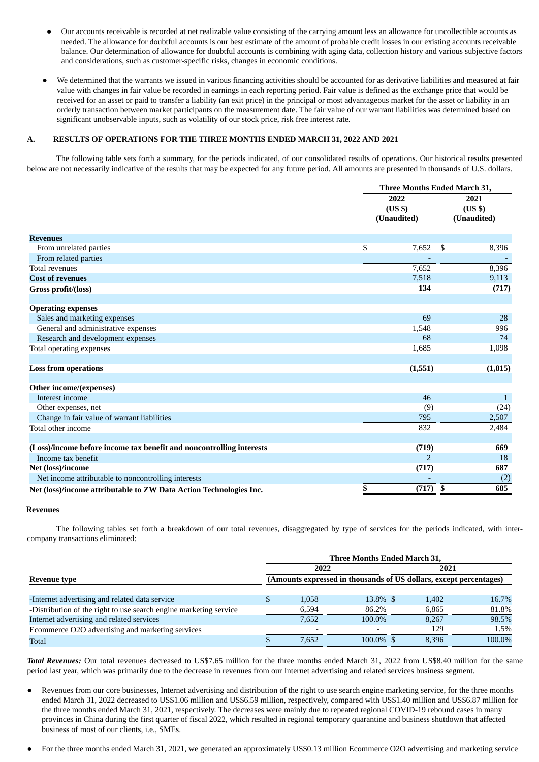- Our accounts receivable is recorded at net realizable value consisting of the carrying amount less an allowance for uncollectible accounts as needed. The allowance for doubtful accounts is our best estimate of the amount of probable credit losses in our existing accounts receivable balance. Our determination of allowance for doubtful accounts is combining with aging data, collection history and various subjective factors and considerations, such as customer-specific risks, changes in economic conditions.

- We determined that the warrants we issued in various financing activities should be accounted for as derivative liabilities and measured at fair value with changes in fair value be recorded in earnings in each reporting period. Fair value is defined as the exchange price that would be received for an asset or paid to transfer a liability (an exit price) in the principal or most advantageous market for the asset or liability in an orderly transaction between market participants on the measurement date. The fair value of our warrant liabilities was determined based on significant unobservable inputs, such as volatility of our stock price, risk free interest rate.

## A. RESULTS OF OPERATIONS FOR THE THREE MONTHS ENDED MARCH 31, 2022 AND 2021

The following table sets forth a summary, for the periods indicated, of our consolidated results of operations. Our historical results presented below are not necessarily indicative of the results that may be expected for any future period. All amounts are presented in thousands of U.S. dollars.

| | Three Months Ended March 31, | |
|---|---|---|
| | 2022 | 2021 |
| | (US $) (Unaudited) | (US $) (Unaudited) |
| **Revenues** | | |
| From unrelated parties | $ 7,652 | $ 8,396 |
| From related parties | - | - |
| Total revenues | 7,652 | 8,396 |
| **Cost of revenues** | 7,518 | 9,113 |
| **Gross profit/(loss)** | **134** | **(717)** |
| | | |
| **Operating expenses** | | |
| Sales and marketing expenses | 69 | 28 |
| General and administrative expenses | 1,548 | 996 |
| Research and development expenses | 68 | 74 |
| Total operating expenses | 1,685 | 1,098 |
| | | |
| **Loss from operations** | **(1,551)** | **(1,815)** |
| | | |
| **Other income/(expenses)** | | |
| Interest income | 46 | 1 |
| Other expenses, net | (9) | (24) |
| Change in fair value of warrant liabilities | 795 | 2,507 |
| Total other income | 832 | 2,484 |
| | | |
| **(Loss)/income before income tax benefit and noncontrolling interests** | **(719)** | **669** |
| Income tax benefit | 2 | 18 |
| **Net (loss)/income** | **(717)** | **687** |
| Net income attributable to noncontrolling interests | - | (2) |
| **Net (loss)/income attributable to ZW Data Action Technologies Inc.** | **$ (717)** | **$ 685** |

### Revenues

The following tables set forth a breakdown of our total revenues, disaggregated by type of services for the periods indicated, with inter-company transactions eliminated:

| | Three Months Ended March 31, | | | |
|---|---|---|---|---|
| | 2022 | | 2021 | |
| **Revenue type** | (Amounts expressed in thousands of US dollars, except percentages) | | | |
| -Internet advertising and related data service | $ 1,058 | 13.8% | $ 1,402 | 16.7% |
| -Distribution of the right to use search engine marketing service | 6,594 | 86.2% | 6,865 | 81.8% |
| Internet advertising and related services | 7,652 | 100.0% | 8,267 | 98.5% |
| Ecommerce O2O advertising and marketing services | - | - | 129 | 1.5% |
| Total | $ 7,652 | 100.0% | $ 8,396 | 100.0% |

***Total Revenues:*** Our total revenues decreased to US$7.65 million for the three months ended March 31, 2022 from US$8.40 million for the same period last year, which was primarily due to the decrease in revenues from our Internet advertising and related services business segment.

- Revenues from our core businesses, Internet advertising and distribution of the right to use search engine marketing service, for the three months ended March 31, 2022 decreased to US$1.06 million and US$6.59 million, respectively, compared with US$1.40 million and US$6.87 million for the three months ended March 31, 2021, respectively. The decreases were mainly due to repeated regional COVID-19 rebound cases in many provinces in China during the first quarter of fiscal 2022, which resulted in regional temporary quarantine and business shutdown that affected business of most of our clients, i.e., SMEs.

- For the three months ended March 31, 2021, we generated an approximately US$0.13 million Ecommerce O2O advertising and marketing service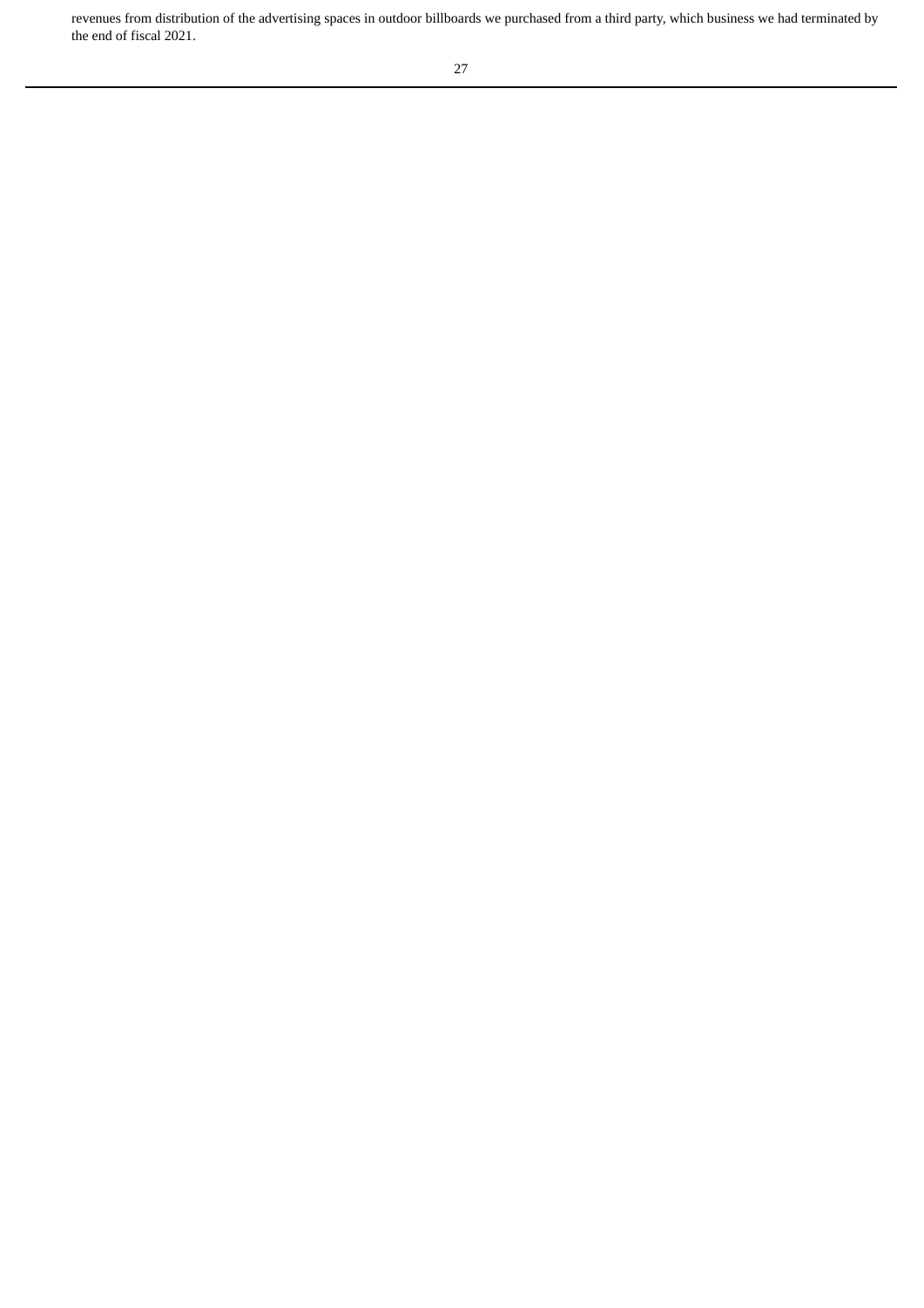revenues from distribution of the advertising spaces in outdoor billboards we purchased from a third party, which business we had terminated by the end of fiscal 2021.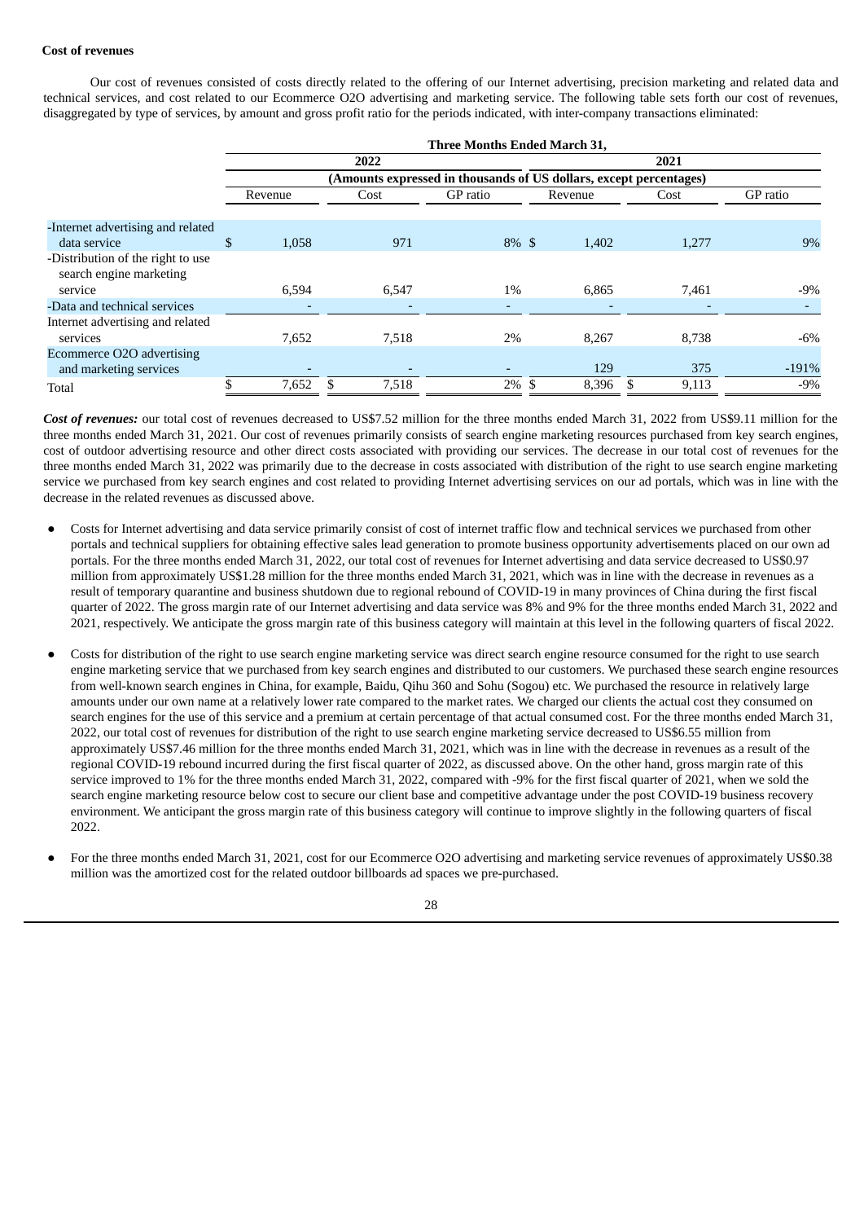**Cost of revenues**

Our cost of revenues consisted of costs directly related to the offering of our Internet advertising, precision marketing and related data and technical services, and cost related to our Ecommerce O2O advertising and marketing service. The following table sets forth our cost of revenues, disaggregated by type of services, by amount and gross profit ratio for the periods indicated, with inter-company transactions eliminated:

| | Three Months Ended March 31, | | | | | |
|---|---|---|---|---|---|---|
| | 2022 | | | 2021 | | |
| | (Amounts expressed in thousands of US dollars, except percentages) | | | | | |
| | Revenue | Cost | GP ratio | Revenue | Cost | GP ratio |
| -Internet advertising and related data service | $ 1,058 | 971 | 8% | $ 1,402 | 1,277 | 9% |
| -Distribution of the right to use search engine marketing service | 6,594 | 6,547 | 1% | 6,865 | 7,461 | -9% |
| -Data and technical services | - | - | - | - | - | - |
| Internet advertising and related services | 7,652 | 7,518 | 2% | 8,267 | 8,738 | -6% |
| Ecommerce O2O advertising and marketing services | - | - | - | 129 | 375 | -191% |
| Total | $ 7,652 | $ 7,518 | 2% | $ 8,396 | $ 9,113 | -9% |

***Cost of revenues:*** our total cost of revenues decreased to US$7.52 million for the three months ended March 31, 2022 from US$9.11 million for the three months ended March 31, 2021. Our cost of revenues primarily consists of search engine marketing resources purchased from key search engines, cost of outdoor advertising resource and other direct costs associated with providing our services. The decrease in our total cost of revenues for the three months ended March 31, 2022 was primarily due to the decrease in costs associated with distribution of the right to use search engine marketing service we purchased from key search engines and cost related to providing Internet advertising services on our ad portals, which was in line with the decrease in the related revenues as discussed above.

- Costs for Internet advertising and data service primarily consist of cost of internet traffic flow and technical services we purchased from other portals and technical suppliers for obtaining effective sales lead generation to promote business opportunity advertisements placed on our own ad portals. For the three months ended March 31, 2022, our total cost of revenues for Internet advertising and data service decreased to US$0.97 million from approximately US$1.28 million for the three months ended March 31, 2021, which was in line with the decrease in revenues as a result of temporary quarantine and business shutdown due to regional rebound of COVID-19 in many provinces of China during the first fiscal quarter of 2022. The gross margin rate of our Internet advertising and data service was 8% and 9% for the three months ended March 31, 2022 and 2021, respectively. We anticipate the gross margin rate of this business category will maintain at this level in the following quarters of fiscal 2022.

- Costs for distribution of the right to use search engine marketing service was direct search engine resource consumed for the right to use search engine marketing service that we purchased from key search engines and distributed to our customers. We purchased these search engine resources from well-known search engines in China, for example, Baidu, Qihu 360 and Sohu (Sogou) etc. We purchased the resource in relatively large amounts under our own name at a relatively lower rate compared to the market rates. We charged our clients the actual cost they consumed on search engines for the use of this service and a premium at certain percentage of that actual consumed cost. For the three months ended March 31, 2022, our total cost of revenues for distribution of the right to use search engine marketing service decreased to US$6.55 million from approximately US$7.46 million for the three months ended March 31, 2021, which was in line with the decrease in revenues as a result of the regional COVID-19 rebound incurred during the first fiscal quarter of 2022, as discussed above. On the other hand, gross margin rate of this service improved to 1% for the three months ended March 31, 2022, compared with -9% for the first fiscal quarter of 2021, when we sold the search engine marketing resource below cost to secure our client base and competitive advantage under the post COVID-19 business recovery environment. We anticipant the gross margin rate of this business category will continue to improve slightly in the following quarters of fiscal 2022.

- For the three months ended March 31, 2021, cost for our Ecommerce O2O advertising and marketing service revenues of approximately US$0.38 million was the amortized cost for the related outdoor billboards ad spaces we pre-purchased.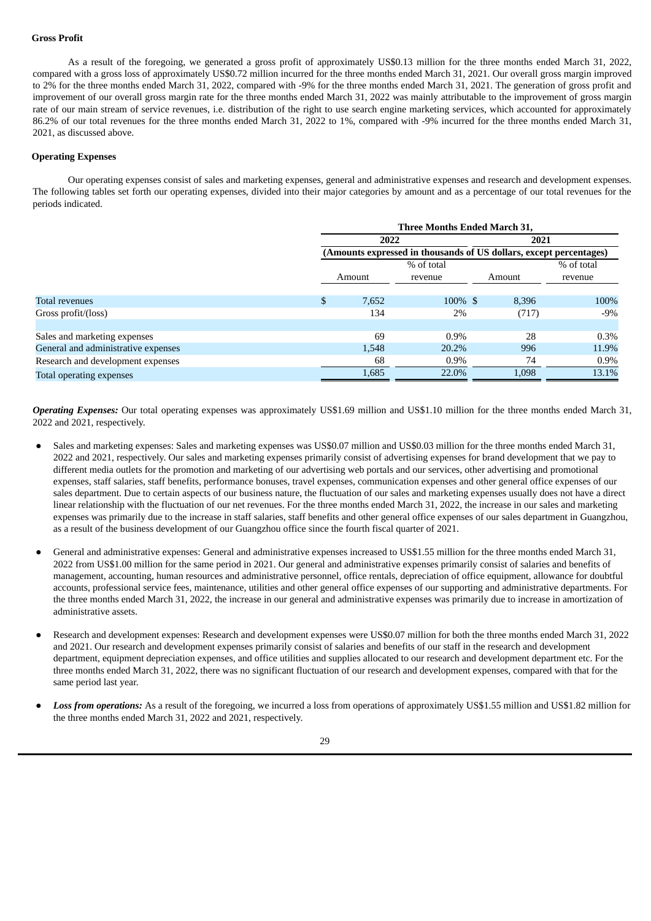**Gross Profit**

As a result of the foregoing, we generated a gross profit of approximately US$0.13 million for the three months ended March 31, 2022, compared with a gross loss of approximately US$0.72 million incurred for the three months ended March 31, 2021. Our overall gross margin improved to 2% for the three months ended March 31, 2022, compared with -9% for the three months ended March 31, 2021. The generation of gross profit and improvement of our overall gross margin rate for the three months ended March 31, 2022 was mainly attributable to the improvement of gross margin rate of our main stream of service revenues, i.e. distribution of the right to use search engine marketing services, which accounted for approximately 86.2% of our total revenues for the three months ended March 31, 2022 to 1%, compared with -9% incurred for the three months ended March 31, 2021, as discussed above.

**Operating Expenses**

Our operating expenses consist of sales and marketing expenses, general and administrative expenses and research and development expenses. The following tables set forth our operating expenses, divided into their major categories by amount and as a percentage of our total revenues for the periods indicated.

| | Three Months Ended March 31, | | | |
|---|---|---|---|---|
| | 2022 | | 2021 | |
| | (Amounts expressed in thousands of US dollars, except percentages) | | | |
| | Amount | % of total revenue | Amount | % of total revenue |
| Total revenues | $ 7,652 | 100% | $ 8,396 | 100% |
| Gross profit/(loss) | 134 | 2% | (717) | -9% |
| | | | | |
| Sales and marketing expenses | 69 | 0.9% | 28 | 0.3% |
| General and administrative expenses | 1,548 | 20.2% | 996 | 11.9% |
| Research and development expenses | 68 | 0.9% | 74 | 0.9% |
| Total operating expenses | 1,685 | 22.0% | 1,098 | 13.1% |

***Operating Expenses:*** Our total operating expenses was approximately US$1.69 million and US$1.10 million for the three months ended March 31, 2022 and 2021, respectively.

- Sales and marketing expenses: Sales and marketing expenses was US$0.07 million and US$0.03 million for the three months ended March 31, 2022 and 2021, respectively. Our sales and marketing expenses primarily consist of advertising expenses for brand development that we pay to different media outlets for the promotion and marketing of our advertising web portals and our services, other advertising and promotional expenses, staff salaries, staff benefits, performance bonuses, travel expenses, communication expenses and other general office expenses of our sales department. Due to certain aspects of our business nature, the fluctuation of our sales and marketing expenses usually does not have a direct linear relationship with the fluctuation of our net revenues. For the three months ended March 31, 2022, the increase in our sales and marketing expenses was primarily due to the increase in staff salaries, staff benefits and other general office expenses of our sales department in Guangzhou, as a result of the business development of our Guangzhou office since the fourth fiscal quarter of 2021.

- General and administrative expenses: General and administrative expenses increased to US$1.55 million for the three months ended March 31, 2022 from US$1.00 million for the same period in 2021. Our general and administrative expenses primarily consist of salaries and benefits of management, accounting, human resources and administrative personnel, office rentals, depreciation of office equipment, allowance for doubtful accounts, professional service fees, maintenance, utilities and other general office expenses of our supporting and administrative departments. For the three months ended March 31, 2022, the increase in our general and administrative expenses was primarily due to increase in amortization of administrative assets.

- Research and development expenses: Research and development expenses were US$0.07 million for both the three months ended March 31, 2022 and 2021. Our research and development expenses primarily consist of salaries and benefits of our staff in the research and development department, equipment depreciation expenses, and office utilities and supplies allocated to our research and development department etc. For the three months ended March 31, 2022, there was no significant fluctuation of our research and development expenses, compared with that for the same period last year.

- ***Loss from operations:*** As a result of the foregoing, we incurred a loss from operations of approximately US$1.55 million and US$1.82 million for the three months ended March 31, 2022 and 2021, respectively.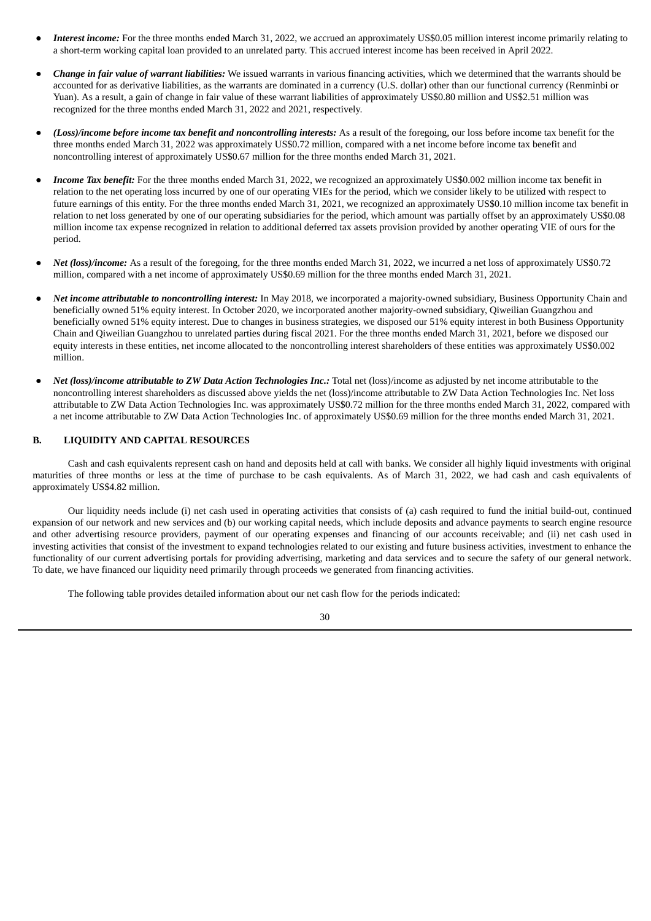- ***Interest income:*** For the three months ended March 31, 2022, we accrued an approximately US$0.05 million interest income primarily relating to a short-term working capital loan provided to an unrelated party. This accrued interest income has been received in April 2022.
- ***Change in fair value of warrant liabilities:*** We issued warrants in various financing activities, which we determined that the warrants should be accounted for as derivative liabilities, as the warrants are dominated in a currency (U.S. dollar) other than our functional currency (Renminbi or Yuan). As a result, a gain of change in fair value of these warrant liabilities of approximately US$0.80 million and US$2.51 million was recognized for the three months ended March 31, 2022 and 2021, respectively.
- ***(Loss)/income before income tax benefit and noncontrolling interests:*** As a result of the foregoing, our loss before income tax benefit for the three months ended March 31, 2022 was approximately US$0.72 million, compared with a net income before income tax benefit and noncontrolling interest of approximately US$0.67 million for the three months ended March 31, 2021.
- ***Income Tax benefit:*** For the three months ended March 31, 2022, we recognized an approximately US$0.002 million income tax benefit in relation to the net operating loss incurred by one of our operating VIEs for the period, which we consider likely to be utilized with respect to future earnings of this entity. For the three months ended March 31, 2021, we recognized an approximately US$0.10 million income tax benefit in relation to net loss generated by one of our operating subsidiaries for the period, which amount was partially offset by an approximately US$0.08 million income tax expense recognized in relation to additional deferred tax assets provision provided by another operating VIE of ours for the period.
- ***Net (loss)/income:*** As a result of the foregoing, for the three months ended March 31, 2022, we incurred a net loss of approximately US$0.72 million, compared with a net income of approximately US$0.69 million for the three months ended March 31, 2021.
- ***Net income attributable to noncontrolling interest:*** In May 2018, we incorporated a majority-owned subsidiary, Business Opportunity Chain and beneficially owned 51% equity interest. In October 2020, we incorporated another majority-owned subsidiary, Qiweilian Guangzhou and beneficially owned 51% equity interest. Due to changes in business strategies, we disposed our 51% equity interest in both Business Opportunity Chain and Qiweilian Guangzhou to unrelated parties during fiscal 2021. For the three months ended March 31, 2021, before we disposed our equity interests in these entities, net income allocated to the noncontrolling interest shareholders of these entities was approximately US$0.002 million.
- ***Net (loss)/income attributable to ZW Data Action Technologies Inc.:*** Total net (loss)/income as adjusted by net income attributable to the noncontrolling interest shareholders as discussed above yields the net (loss)/income attributable to ZW Data Action Technologies Inc. Net loss attributable to ZW Data Action Technologies Inc. was approximately US$0.72 million for the three months ended March 31, 2022, compared with a net income attributable to ZW Data Action Technologies Inc. of approximately US$0.69 million for the three months ended March 31, 2021.

## B. LIQUIDITY AND CAPITAL RESOURCES

Cash and cash equivalents represent cash on hand and deposits held at call with banks. We consider all highly liquid investments with original maturities of three months or less at the time of purchase to be cash equivalents. As of March 31, 2022, we had cash and cash equivalents of approximately US$4.82 million.

Our liquidity needs include (i) net cash used in operating activities that consists of (a) cash required to fund the initial build-out, continued expansion of our network and new services and (b) our working capital needs, which include deposits and advance payments to search engine resource and other advertising resource providers, payment of our operating expenses and financing of our accounts receivable; and (ii) net cash used in investing activities that consist of the investment to expand technologies related to our existing and future business activities, investment to enhance the functionality of our current advertising portals for providing advertising, marketing and data services and to secure the safety of our general network. To date, we have financed our liquidity need primarily through proceeds we generated from financing activities.

The following table provides detailed information about our net cash flow for the periods indicated: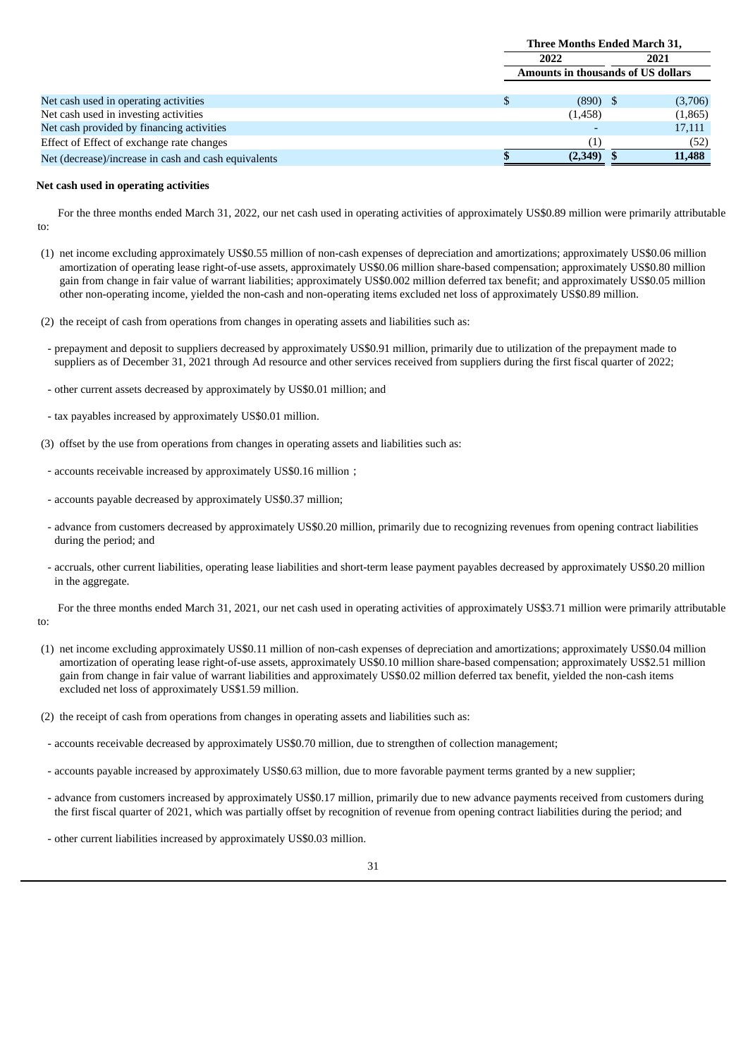| | Three Months Ended March 31, | |
|---|---|---|
| | 2022 | 2021 |
| | Amounts in thousands of US dollars | |
| Net cash used in operating activities | $ (890) | $ (3,706) |
| Net cash used in investing activities | (1,458) | (1,865) |
| Net cash provided by financing activities | - | 17,111 |
| Effect of Effect of exchange rate changes | (1) | (52) |
| Net (decrease)/increase in cash and cash equivalents | **$ (2,349)** | **$ 11,488** |

**Net cash used in operating activities**

For the three months ended March 31, 2022, our net cash used in operating activities of approximately US$0.89 million were primarily attributable to:

(1) net income excluding approximately US$0.55 million of non-cash expenses of depreciation and amortizations; approximately US$0.06 million amortization of operating lease right-of-use assets, approximately US$0.06 million share-based compensation; approximately US$0.80 million gain from change in fair value of warrant liabilities; approximately US$0.002 million deferred tax benefit; and approximately US$0.05 million other non-operating income, yielded the non-cash and non-operating items excluded net loss of approximately US$0.89 million.

(2) the receipt of cash from operations from changes in operating assets and liabilities such as:

- prepayment and deposit to suppliers decreased by approximately US$0.91 million, primarily due to utilization of the prepayment made to suppliers as of December 31, 2021 through Ad resource and other services received from suppliers during the first fiscal quarter of 2022;

- other current assets decreased by approximately by US$0.01 million; and

- tax payables increased by approximately US$0.01 million.

(3) offset by the use from operations from changes in operating assets and liabilities such as:

- accounts receivable increased by approximately US$0.16 million；

- accounts payable decreased by approximately US$0.37 million;

- advance from customers decreased by approximately US$0.20 million, primarily due to recognizing revenues from opening contract liabilities during the period; and

- accruals, other current liabilities, operating lease liabilities and short-term lease payment payables decreased by approximately US$0.20 million in the aggregate.

For the three months ended March 31, 2021, our net cash used in operating activities of approximately US$3.71 million were primarily attributable to:

(1) net income excluding approximately US$0.11 million of non-cash expenses of depreciation and amortizations; approximately US$0.04 million amortization of operating lease right-of-use assets, approximately US$0.10 million share-based compensation; approximately US$2.51 million gain from change in fair value of warrant liabilities and approximately US$0.02 million deferred tax benefit, yielded the non-cash items excluded net loss of approximately US$1.59 million.

(2) the receipt of cash from operations from changes in operating assets and liabilities such as:

- accounts receivable decreased by approximately US$0.70 million, due to strengthen of collection management;

- accounts payable increased by approximately US$0.63 million, due to more favorable payment terms granted by a new supplier;

- advance from customers increased by approximately US$0.17 million, primarily due to new advance payments received from customers during the first fiscal quarter of 2021, which was partially offset by recognition of revenue from opening contract liabilities during the period; and

- other current liabilities increased by approximately US$0.03 million.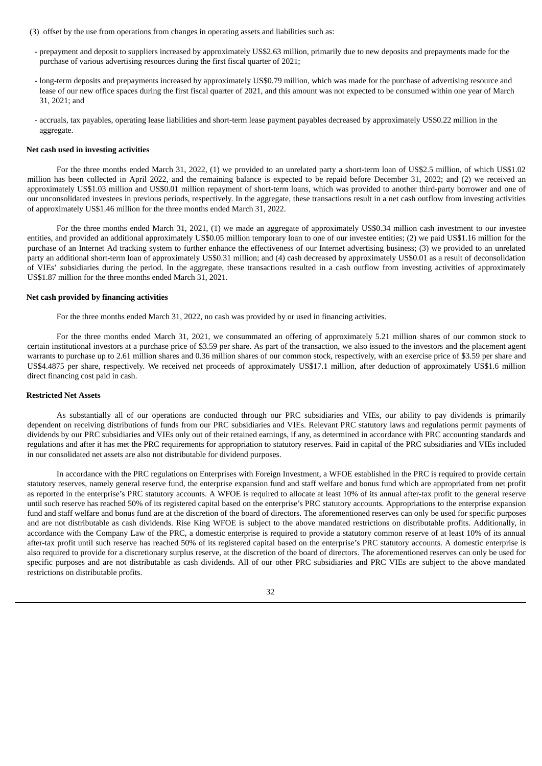(3) offset by the use from operations from changes in operating assets and liabilities such as:

- prepayment and deposit to suppliers increased by approximately US$2.63 million, primarily due to new deposits and prepayments made for the purchase of various advertising resources during the first fiscal quarter of 2021;

- long-term deposits and prepayments increased by approximately US$0.79 million, which was made for the purchase of advertising resource and lease of our new office spaces during the first fiscal quarter of 2021, and this amount was not expected to be consumed within one year of March 31, 2021; and

- accruals, tax payables, operating lease liabilities and short-term lease payment payables decreased by approximately US$0.22 million in the aggregate.

**Net cash used in investing activities**

For the three months ended March 31, 2022, (1) we provided to an unrelated party a short-term loan of US$2.5 million, of which US$1.02 million has been collected in April 2022, and the remaining balance is expected to be repaid before December 31, 2022; and (2) we received an approximately US$1.03 million and US$0.01 million repayment of short-term loans, which was provided to another third-party borrower and one of our unconsolidated investees in previous periods, respectively. In the aggregate, these transactions result in a net cash outflow from investing activities of approximately US$1.46 million for the three months ended March 31, 2022.

For the three months ended March 31, 2021, (1) we made an aggregate of approximately US$0.34 million cash investment to our investee entities, and provided an additional approximately US$0.05 million temporary loan to one of our investee entities; (2) we paid US$1.16 million for the purchase of an Internet Ad tracking system to further enhance the effectiveness of our Internet advertising business; (3) we provided to an unrelated party an additional short-term loan of approximately US$0.31 million; and (4) cash decreased by approximately US$0.01 as a result of deconsolidation of VIEs' subsidiaries during the period. In the aggregate, these transactions resulted in a cash outflow from investing activities of approximately US$1.87 million for the three months ended March 31, 2021.

**Net cash provided by financing activities**

For the three months ended March 31, 2022, no cash was provided by or used in financing activities.

For the three months ended March 31, 2021, we consummated an offering of approximately 5.21 million shares of our common stock to certain institutional investors at a purchase price of $3.59 per share. As part of the transaction, we also issued to the investors and the placement agent warrants to purchase up to 2.61 million shares and 0.36 million shares of our common stock, respectively, with an exercise price of $3.59 per share and US$4.4875 per share, respectively. We received net proceeds of approximately US$17.1 million, after deduction of approximately US$1.6 million direct financing cost paid in cash.

**Restricted Net Assets**

As substantially all of our operations are conducted through our PRC subsidiaries and VIEs, our ability to pay dividends is primarily dependent on receiving distributions of funds from our PRC subsidiaries and VIEs. Relevant PRC statutory laws and regulations permit payments of dividends by our PRC subsidiaries and VIEs only out of their retained earnings, if any, as determined in accordance with PRC accounting standards and regulations and after it has met the PRC requirements for appropriation to statutory reserves. Paid in capital of the PRC subsidiaries and VIEs included in our consolidated net assets are also not distributable for dividend purposes.

In accordance with the PRC regulations on Enterprises with Foreign Investment, a WFOE established in the PRC is required to provide certain statutory reserves, namely general reserve fund, the enterprise expansion fund and staff welfare and bonus fund which are appropriated from net profit as reported in the enterprise's PRC statutory accounts. A WFOE is required to allocate at least 10% of its annual after-tax profit to the general reserve until such reserve has reached 50% of its registered capital based on the enterprise's PRC statutory accounts. Appropriations to the enterprise expansion fund and staff welfare and bonus fund are at the discretion of the board of directors. The aforementioned reserves can only be used for specific purposes and are not distributable as cash dividends. Rise King WFOE is subject to the above mandated restrictions on distributable profits. Additionally, in accordance with the Company Law of the PRC, a domestic enterprise is required to provide a statutory common reserve of at least 10% of its annual after-tax profit until such reserve has reached 50% of its registered capital based on the enterprise's PRC statutory accounts. A domestic enterprise is also required to provide for a discretionary surplus reserve, at the discretion of the board of directors. The aforementioned reserves can only be used for specific purposes and are not distributable as cash dividends. All of our other PRC subsidiaries and PRC VIEs are subject to the above mandated restrictions on distributable profits.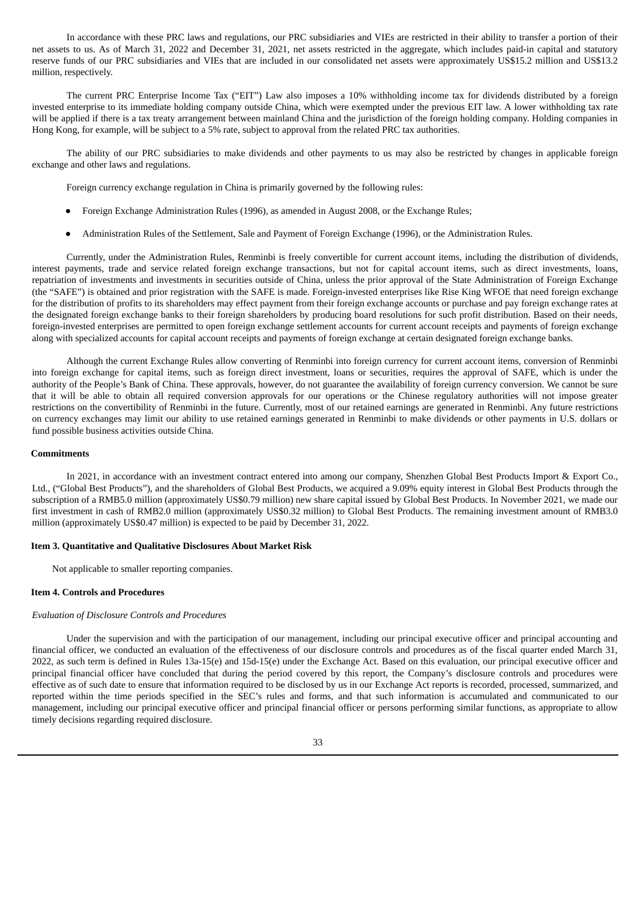In accordance with these PRC laws and regulations, our PRC subsidiaries and VIEs are restricted in their ability to transfer a portion of their net assets to us. As of March 31, 2022 and December 31, 2021, net assets restricted in the aggregate, which includes paid-in capital and statutory reserve funds of our PRC subsidiaries and VIEs that are included in our consolidated net assets were approximately US$15.2 million and US$13.2 million, respectively.

The current PRC Enterprise Income Tax ("EIT") Law also imposes a 10% withholding income tax for dividends distributed by a foreign invested enterprise to its immediate holding company outside China, which were exempted under the previous EIT law. A lower withholding tax rate will be applied if there is a tax treaty arrangement between mainland China and the jurisdiction of the foreign holding company. Holding companies in Hong Kong, for example, will be subject to a 5% rate, subject to approval from the related PRC tax authorities.

The ability of our PRC subsidiaries to make dividends and other payments to us may also be restricted by changes in applicable foreign exchange and other laws and regulations.

Foreign currency exchange regulation in China is primarily governed by the following rules:

- Foreign Exchange Administration Rules (1996), as amended in August 2008, or the Exchange Rules;
- Administration Rules of the Settlement, Sale and Payment of Foreign Exchange (1996), or the Administration Rules.

Currently, under the Administration Rules, Renminbi is freely convertible for current account items, including the distribution of dividends, interest payments, trade and service related foreign exchange transactions, but not for capital account items, such as direct investments, loans, repatriation of investments and investments in securities outside of China, unless the prior approval of the State Administration of Foreign Exchange (the "SAFE") is obtained and prior registration with the SAFE is made. Foreign-invested enterprises like Rise King WFOE that need foreign exchange for the distribution of profits to its shareholders may effect payment from their foreign exchange accounts or purchase and pay foreign exchange rates at the designated foreign exchange banks to their foreign shareholders by producing board resolutions for such profit distribution. Based on their needs, foreign-invested enterprises are permitted to open foreign exchange settlement accounts for current account receipts and payments of foreign exchange along with specialized accounts for capital account receipts and payments of foreign exchange at certain designated foreign exchange banks.

Although the current Exchange Rules allow converting of Renminbi into foreign currency for current account items, conversion of Renminbi into foreign exchange for capital items, such as foreign direct investment, loans or securities, requires the approval of SAFE, which is under the authority of the People's Bank of China. These approvals, however, do not guarantee the availability of foreign currency conversion. We cannot be sure that it will be able to obtain all required conversion approvals for our operations or the Chinese regulatory authorities will not impose greater restrictions on the convertibility of Renminbi in the future. Currently, most of our retained earnings are generated in Renminbi. Any future restrictions on currency exchanges may limit our ability to use retained earnings generated in Renminbi to make dividends or other payments in U.S. dollars or fund possible business activities outside China.

**Commitments**

In 2021, in accordance with an investment contract entered into among our company, Shenzhen Global Best Products Import & Export Co., Ltd., ("Global Best Products"), and the shareholders of Global Best Products, we acquired a 9.09% equity interest in Global Best Products through the subscription of a RMB5.0 million (approximately US$0.79 million) new share capital issued by Global Best Products. In November 2021, we made our first investment in cash of RMB2.0 million (approximately US$0.32 million) to Global Best Products. The remaining investment amount of RMB3.0 million (approximately US$0.47 million) is expected to be paid by December 31, 2022.

## Item 3. Quantitative and Qualitative Disclosures About Market Risk

Not applicable to smaller reporting companies.

## Item 4. Controls and Procedures

*Evaluation of Disclosure Controls and Procedures*

Under the supervision and with the participation of our management, including our principal executive officer and principal accounting and financial officer, we conducted an evaluation of the effectiveness of our disclosure controls and procedures as of the fiscal quarter ended March 31, 2022, as such term is defined in Rules 13a-15(e) and 15d-15(e) under the Exchange Act. Based on this evaluation, our principal executive officer and principal financial officer have concluded that during the period covered by this report, the Company's disclosure controls and procedures were effective as of such date to ensure that information required to be disclosed by us in our Exchange Act reports is recorded, processed, summarized, and reported within the time periods specified in the SEC's rules and forms, and that such information is accumulated and communicated to our management, including our principal executive officer and principal financial officer or persons performing similar functions, as appropriate to allow timely decisions regarding required disclosure.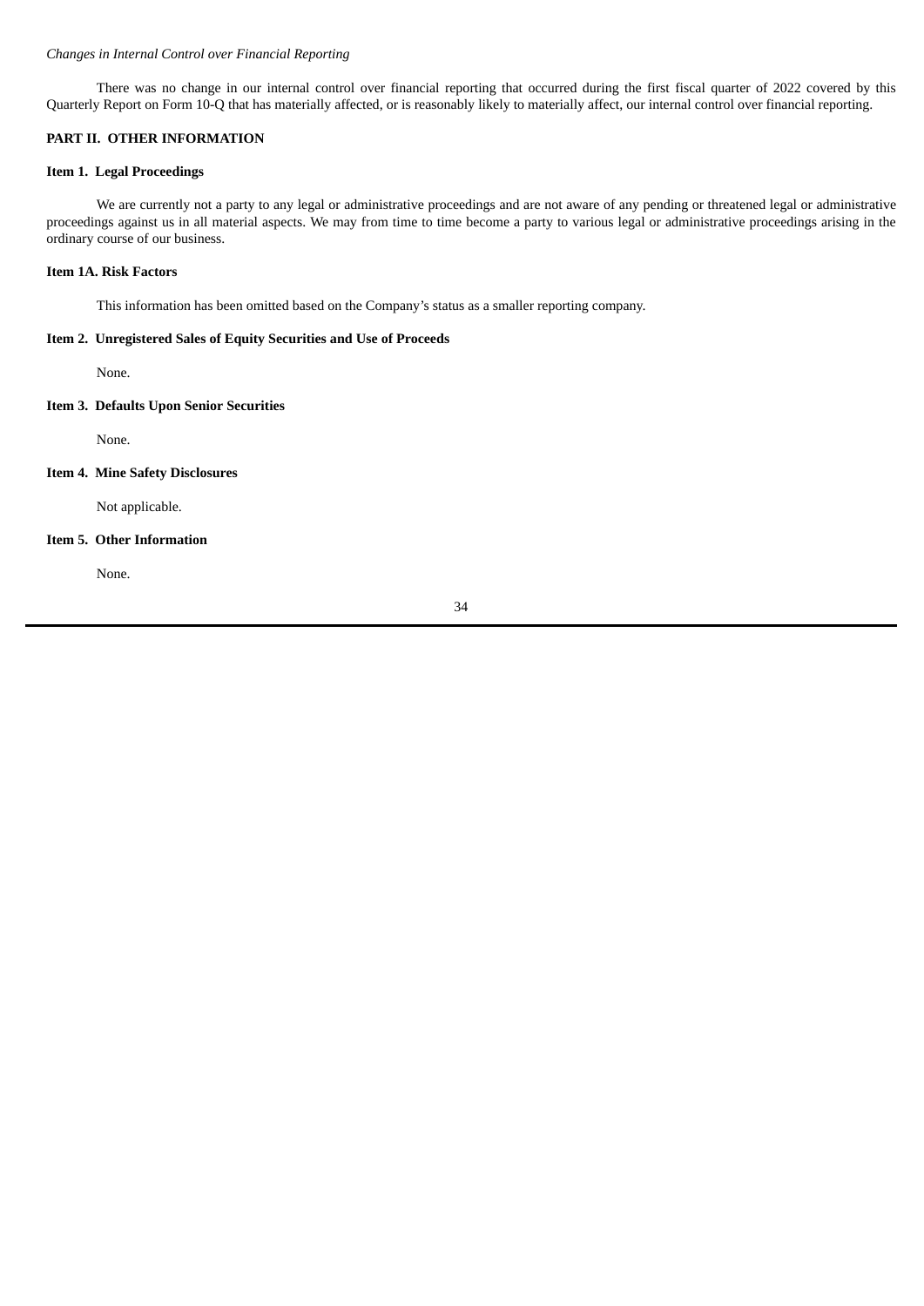*Changes in Internal Control over Financial Reporting*

There was no change in our internal control over financial reporting that occurred during the first fiscal quarter of 2022 covered by this Quarterly Report on Form 10-Q that has materially affected, or is reasonably likely to materially affect, our internal control over financial reporting.

## PART II. OTHER INFORMATION

### Item 1. Legal Proceedings

We are currently not a party to any legal or administrative proceedings and are not aware of any pending or threatened legal or administrative proceedings against us in all material aspects. We may from time to time become a party to various legal or administrative proceedings arising in the ordinary course of our business.

### Item 1A. Risk Factors

This information has been omitted based on the Company's status as a smaller reporting company.

### Item 2. Unregistered Sales of Equity Securities and Use of Proceeds

None.

### Item 3. Defaults Upon Senior Securities

None.

### Item 4. Mine Safety Disclosures

Not applicable.

### Item 5. Other Information

None.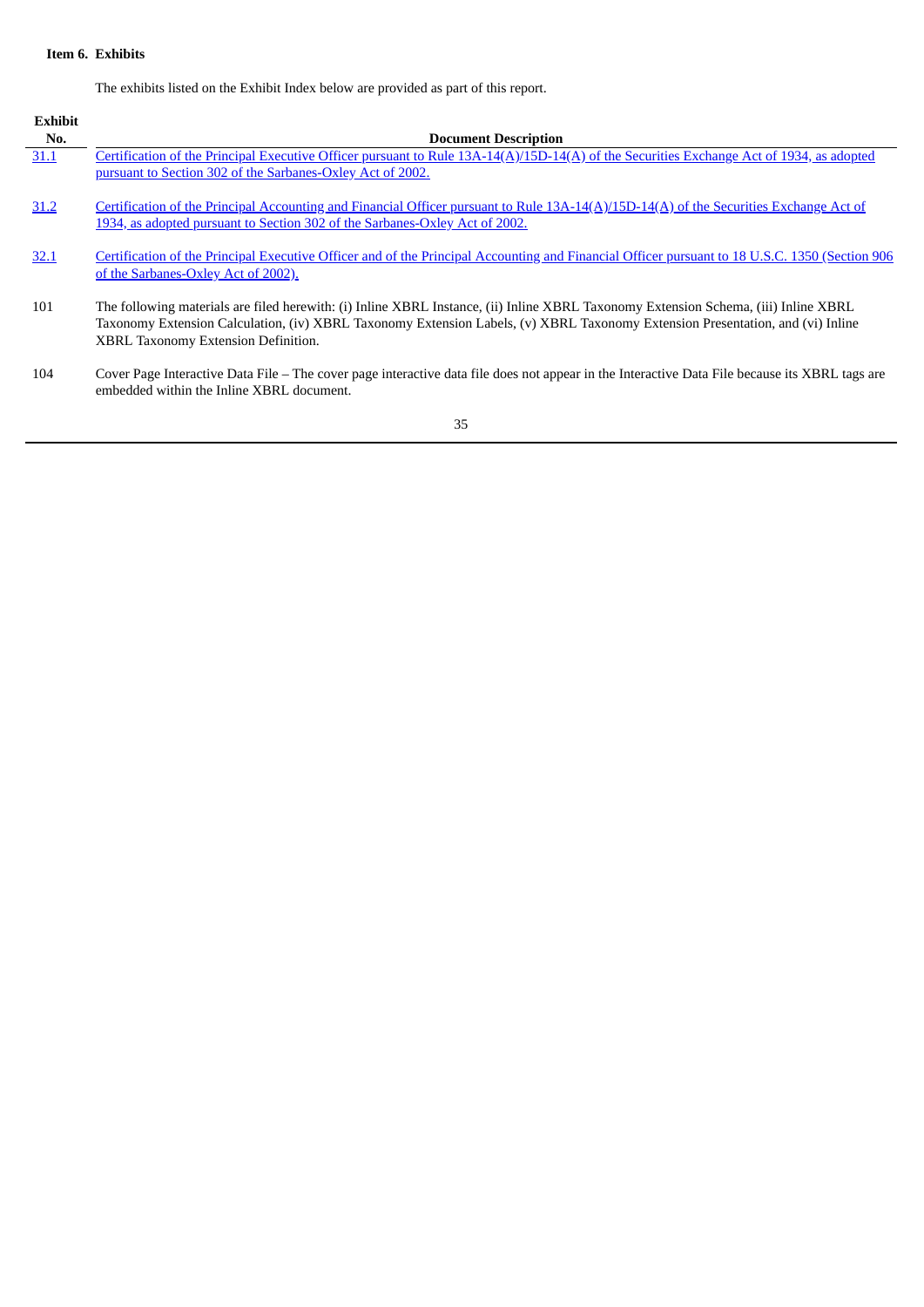### Item 6. Exhibits

The exhibits listed on the Exhibit Index below are provided as part of this report.

| Exhibit No. | Document Description |
|---|---|
| 31.1 | Certification of the Principal Executive Officer pursuant to Rule 13A-14(A)/15D-14(A) of the Securities Exchange Act of 1934, as adopted pursuant to Section 302 of the Sarbanes-Oxley Act of 2002. |
| 31.2 | Certification of the Principal Accounting and Financial Officer pursuant to Rule 13A-14(A)/15D-14(A) of the Securities Exchange Act of 1934, as adopted pursuant to Section 302 of the Sarbanes-Oxley Act of 2002. |
| 32.1 | Certification of the Principal Executive Officer and of the Principal Accounting and Financial Officer pursuant to 18 U.S.C. 1350 (Section 906 of the Sarbanes-Oxley Act of 2002). |
| 101 | The following materials are filed herewith: (i) Inline XBRL Instance, (ii) Inline XBRL Taxonomy Extension Schema, (iii) Inline XBRL Taxonomy Extension Calculation, (iv) XBRL Taxonomy Extension Labels, (v) XBRL Taxonomy Extension Presentation, and (vi) Inline XBRL Taxonomy Extension Definition. |
| 104 | Cover Page Interactive Data File – The cover page interactive data file does not appear in the Interactive Data File because its XBRL tags are embedded within the Inline XBRL document. |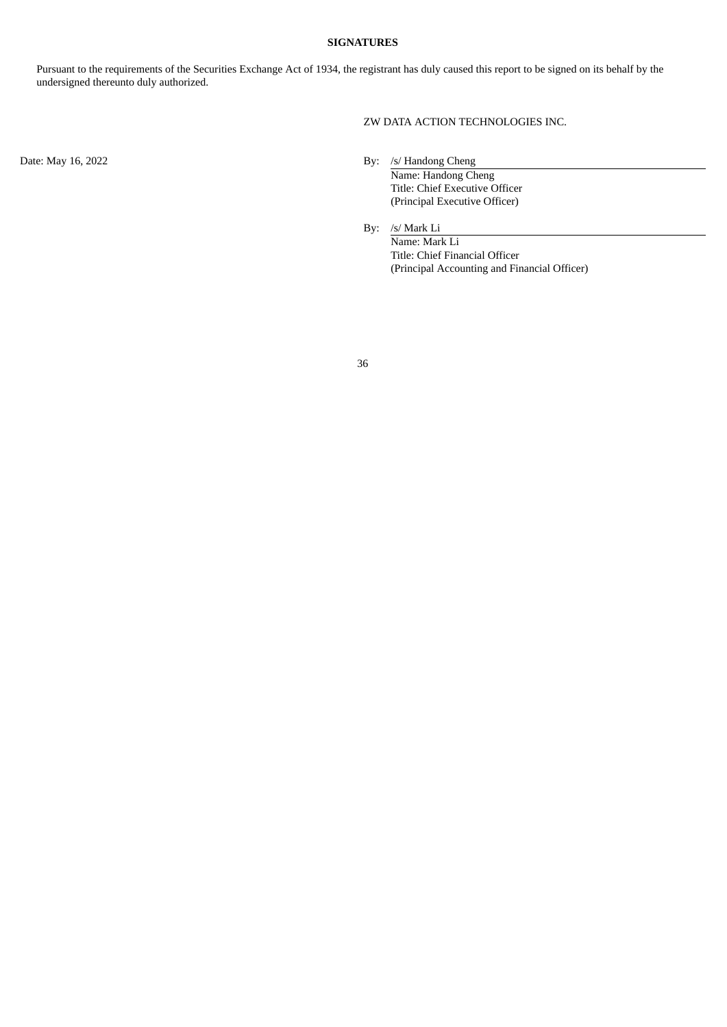**SIGNATURES**

Pursuant to the requirements of the Securities Exchange Act of 1934, the registrant has duly caused this report to be signed on its behalf by the undersigned thereunto duly authorized.

ZW DATA ACTION TECHNOLOGIES INC.

Date: May 16, 2022

By: /s/ Handong Cheng
Name: Handong Cheng
Title: Chief Executive Officer
(Principal Executive Officer)

By: /s/ Mark Li
Name: Mark Li
Title: Chief Financial Officer
(Principal Accounting and Financial Officer)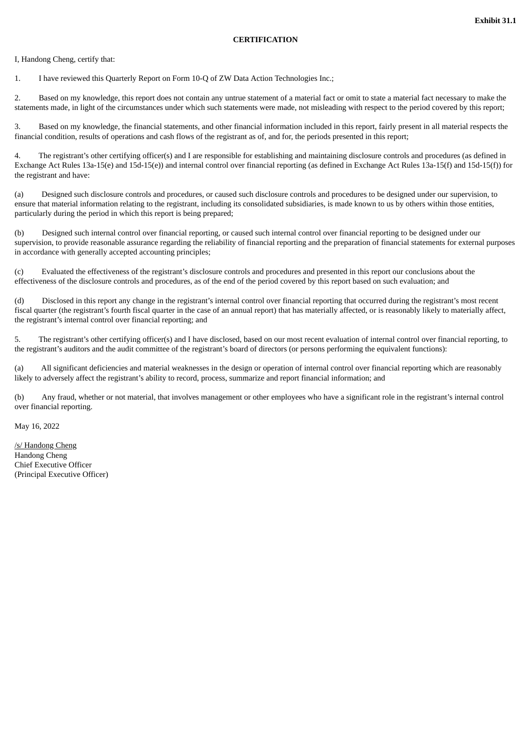**Exhibit 31.1**

**CERTIFICATION**

I, Handong Cheng, certify that:

1. I have reviewed this Quarterly Report on Form 10-Q of ZW Data Action Technologies Inc.;

2. Based on my knowledge, this report does not contain any untrue statement of a material fact or omit to state a material fact necessary to make the statements made, in light of the circumstances under which such statements were made, not misleading with respect to the period covered by this report;

3. Based on my knowledge, the financial statements, and other financial information included in this report, fairly present in all material respects the financial condition, results of operations and cash flows of the registrant as of, and for, the periods presented in this report;

4. The registrant's other certifying officer(s) and I are responsible for establishing and maintaining disclosure controls and procedures (as defined in Exchange Act Rules 13a-15(e) and 15d-15(e)) and internal control over financial reporting (as defined in Exchange Act Rules 13a-15(f) and 15d-15(f)) for the registrant and have:

(a) Designed such disclosure controls and procedures, or caused such disclosure controls and procedures to be designed under our supervision, to ensure that material information relating to the registrant, including its consolidated subsidiaries, is made known to us by others within those entities, particularly during the period in which this report is being prepared;

(b) Designed such internal control over financial reporting, or caused such internal control over financial reporting to be designed under our supervision, to provide reasonable assurance regarding the reliability of financial reporting and the preparation of financial statements for external purposes in accordance with generally accepted accounting principles;

(c) Evaluated the effectiveness of the registrant's disclosure controls and procedures and presented in this report our conclusions about the effectiveness of the disclosure controls and procedures, as of the end of the period covered by this report based on such evaluation; and

(d) Disclosed in this report any change in the registrant's internal control over financial reporting that occurred during the registrant's most recent fiscal quarter (the registrant's fourth fiscal quarter in the case of an annual report) that has materially affected, or is reasonably likely to materially affect, the registrant's internal control over financial reporting; and

5. The registrant's other certifying officer(s) and I have disclosed, based on our most recent evaluation of internal control over financial reporting, to the registrant's auditors and the audit committee of the registrant's board of directors (or persons performing the equivalent functions):

(a) All significant deficiencies and material weaknesses in the design or operation of internal control over financial reporting which are reasonably likely to adversely affect the registrant's ability to record, process, summarize and report financial information; and

(b) Any fraud, whether or not material, that involves management or other employees who have a significant role in the registrant's internal control over financial reporting.

May 16, 2022

/s/ Handong Cheng
Handong Cheng
Chief Executive Officer
(Principal Executive Officer)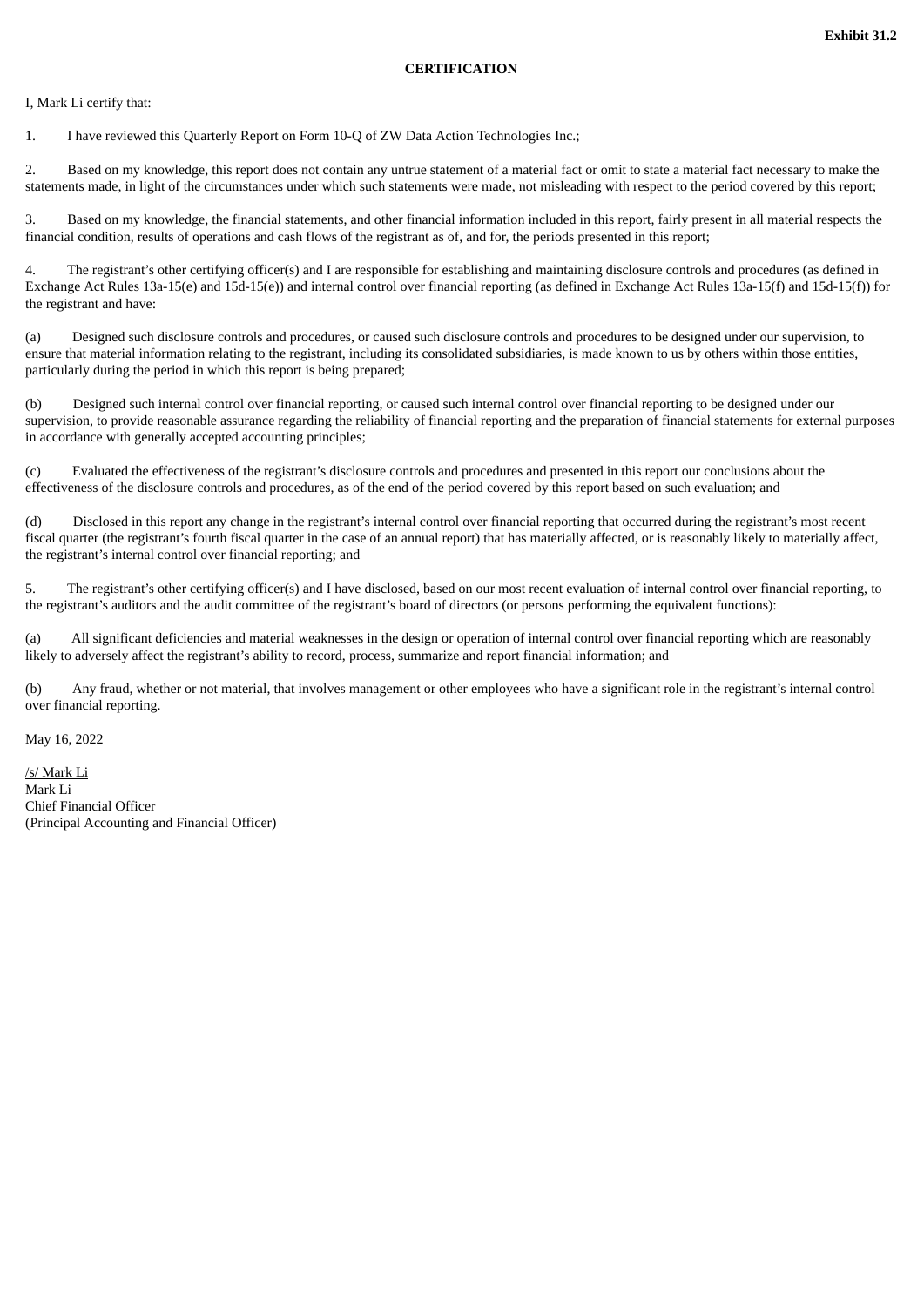**Exhibit 31.2**

**CERTIFICATION**

I, Mark Li certify that:

1. I have reviewed this Quarterly Report on Form 10-Q of ZW Data Action Technologies Inc.;

2. Based on my knowledge, this report does not contain any untrue statement of a material fact or omit to state a material fact necessary to make the statements made, in light of the circumstances under which such statements were made, not misleading with respect to the period covered by this report;

3. Based on my knowledge, the financial statements, and other financial information included in this report, fairly present in all material respects the financial condition, results of operations and cash flows of the registrant as of, and for, the periods presented in this report;

4. The registrant's other certifying officer(s) and I are responsible for establishing and maintaining disclosure controls and procedures (as defined in Exchange Act Rules 13a-15(e) and 15d-15(e)) and internal control over financial reporting (as defined in Exchange Act Rules 13a-15(f) and 15d-15(f)) for the registrant and have:

(a) Designed such disclosure controls and procedures, or caused such disclosure controls and procedures to be designed under our supervision, to ensure that material information relating to the registrant, including its consolidated subsidiaries, is made known to us by others within those entities, particularly during the period in which this report is being prepared;

(b) Designed such internal control over financial reporting, or caused such internal control over financial reporting to be designed under our supervision, to provide reasonable assurance regarding the reliability of financial reporting and the preparation of financial statements for external purposes in accordance with generally accepted accounting principles;

(c) Evaluated the effectiveness of the registrant's disclosure controls and procedures and presented in this report our conclusions about the effectiveness of the disclosure controls and procedures, as of the end of the period covered by this report based on such evaluation; and

(d) Disclosed in this report any change in the registrant's internal control over financial reporting that occurred during the registrant's most recent fiscal quarter (the registrant's fourth fiscal quarter in the case of an annual report) that has materially affected, or is reasonably likely to materially affect, the registrant's internal control over financial reporting; and

5. The registrant's other certifying officer(s) and I have disclosed, based on our most recent evaluation of internal control over financial reporting, to the registrant's auditors and the audit committee of the registrant's board of directors (or persons performing the equivalent functions):

(a) All significant deficiencies and material weaknesses in the design or operation of internal control over financial reporting which are reasonably likely to adversely affect the registrant's ability to record, process, summarize and report financial information; and

(b) Any fraud, whether or not material, that involves management or other employees who have a significant role in the registrant's internal control over financial reporting.

May 16, 2022

/s/ Mark Li
Mark Li
Chief Financial Officer
(Principal Accounting and Financial Officer)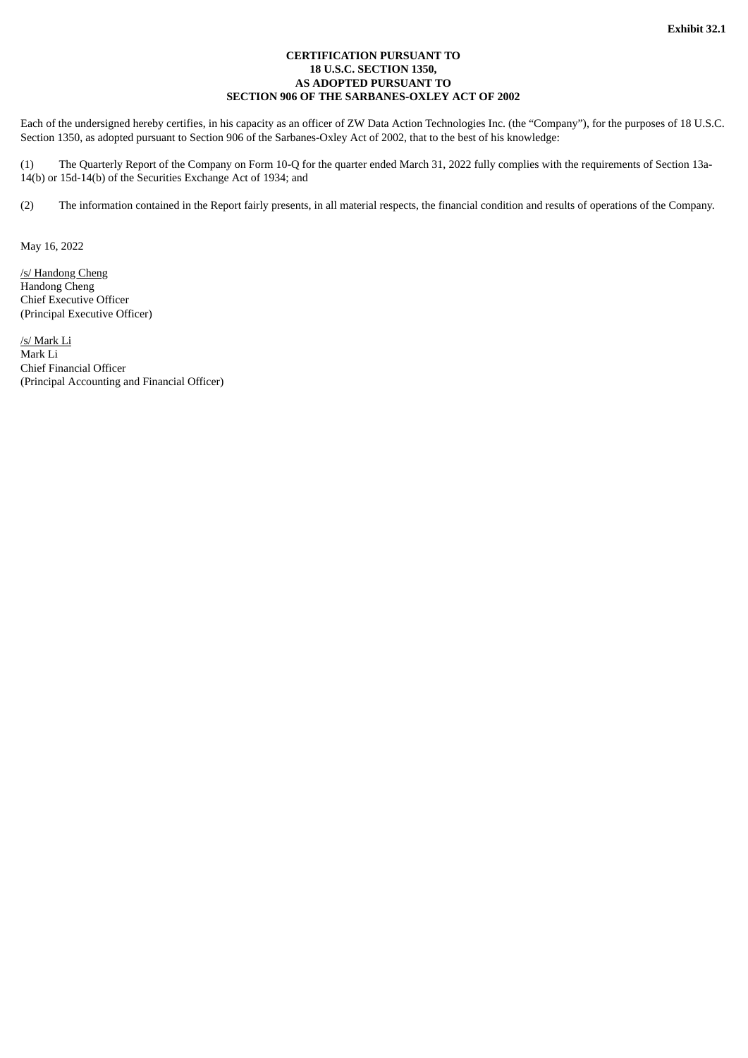**Exhibit 32.1**

**CERTIFICATION PURSUANT TO**
**18 U.S.C. SECTION 1350,**
**AS ADOPTED PURSUANT TO**
**SECTION 906 OF THE SARBANES-OXLEY ACT OF 2002**

Each of the undersigned hereby certifies, in his capacity as an officer of ZW Data Action Technologies Inc. (the "Company"), for the purposes of 18 U.S.C. Section 1350, as adopted pursuant to Section 906 of the Sarbanes-Oxley Act of 2002, that to the best of his knowledge:

(1) The Quarterly Report of the Company on Form 10-Q for the quarter ended March 31, 2022 fully complies with the requirements of Section 13a-14(b) or 15d-14(b) of the Securities Exchange Act of 1934; and

(2) The information contained in the Report fairly presents, in all material respects, the financial condition and results of operations of the Company.

May 16, 2022

/s/ Handong Cheng
Handong Cheng
Chief Executive Officer
(Principal Executive Officer)

/s/ Mark Li
Mark Li
Chief Financial Officer
(Principal Accounting and Financial Officer)